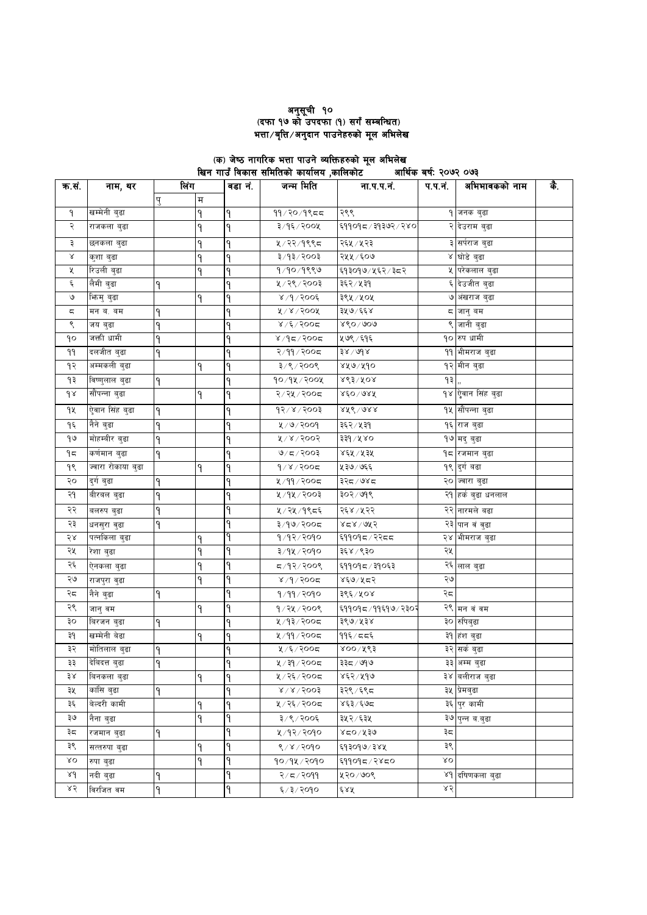# अनुसूची १०
## (दफा १७ को उपदफा (१) सगँ सम्बन्धित)
## भत्ता/बृत्ति/अनुदान पाउनेहरुको मूल अभिलेख

### (क) जेष्ठ नागरिक भत्ता पाउने व्यक्तिहरुको मूल अभिलेख
खिन गाउँ विकास समितिको कार्यालय ,कालिकोट  आर्थिक बर्ष: २०७२ ०७३

| क्र.सं. | नाम, थर | लिंग | | वडा नं. | जन्म मिति | ना.प.प.नं. | प.प.नं. | अभिभावकको नाम | कै. |
|---|---|---|---|---|---|---|---|---|---|
| | | पु | म | | | | | | |
| १ | खम्मेनी बुढा | | १ | १ | ११/२०/१९८८ | २९९ | १ | जनक बुढा | |
| २ | राजकला बुढा | | १ | १ | ३/१६/२००५ | ६११०१८/३१३७२/२४० | २ | देउराम बुढा | |
| ३ | छनकला बुढा | | १ | १ | ५/२२/१९९८ | २६५/५२३ | ३ | सर्पराज बुढा | |
| ४ | कुशा बुढा | | १ | १ | ३/१३/२००३ | २५५/६०७ | ४ | घोडे बुढा | |
| ५ | रिउती बुढा | | १ | १ | १/१०/१९९७ | ६१३०१७/५६२/३८२ | ५ | परेकलाल बुढा | |
| ६ | लैमी बुढा | १ | | १ | ५/२९/२००३ | ३६२/५३१ | ६ | देउजीत बुढा | |
| ७ | भिमु बुढा | | १ | १ | ४/१/२००६ | ३९५/५०५ | ७ | अंखराज बुढा | |
| ८ | मन ब. बम | १ | | १ | ५/४/२००५ | ३५७/६६४ | ८ | जानु बम | |
| ९ | जय बुढा | १ | | १ | ४/६/२००८ | ४९०/७०७ | ९ | जानी बुढा | |
| १० | जक्ती धामी | १ | | १ | ४/१८/२००८ | ५७९/६१६ | १० | रुप धामी | |
| ११ | दलजीत बुढा | १ | | १ | २/११/२००८ | ३४/७१४ | ११ | भीमराज बुढा | |
| १२ | अम्मकली बुढा | | १ | १ | ३/९/२००९ | ४५७/५१० | १२ | मीन बुढा | |
| १३ | बिष्णुलाल बुढा | १ | | १ | १०/१५/२००५ | ४९३/५०४ | १३ | ,, | |
| १४ | सौंपन्ना बुढा | | १ | १ | २/२५/२००८ | ४६०/७४५ | १४ | ऐवान सिंह बुढा | |
| १५ | ऐवान सिंह बुढा | १ | | १ | १२/४/२००३ | ४५९/७४४ | १५ | सौपन्ना बुढा | |
| १६ | नैने बुढा | १ | | १ | ५/७/२००१ | ३६२/५३१ | १६ | राज बुढा | |
| १७ | मोहम्बीर बुढा | १ | | १ | ५/४/२००२ | ३३१/५४० | १७ | मद् बुढा | |
| १८ | कर्णमान बुढा | १ | | १ | ७/८/२००३ | ४६५/५३५ | १८ | रजमान बुढा | |
| १९ | ज्वारा रोकाया बुढा | | १ | १ | १/४/२००८ | ५३७/७६६ | १९ | दुर्ग बढा | |
| २० | दुर्ग बुढा | १ | | १ | ५/११/२००८ | ३२८/७४८ | २० | ज्वारा बुढा | |
| २१ | बीरबल बुढा | १ | | १ | ५/१५/२००३ | ३०२/७१९ | २१ | हर्क बुढा धनलाल | |
| २२ | बलरुप बुढा | १ | | १ | ५/२५/१९८६ | २६४/५२२ | २२ | नारमले बढा | |
| २३ | धनसुरा बुढा | १ | | १ | ३/१७/२००८ | ४८४/७५२ | २३ | पान वं बुढा | |
| २४ | पत्नकिला बुढा | | १ | १ | १/१२/२०१० | ६११०१८/२२८८ | २४ | भीमराज बुढा | |
| २५ | रेशा बुढा | | १ | १ | ३/१५/२०१० | ३६४/९३० | २५ | | |
| २६ | ऐनकला बुढा | | १ | १ | ८/१२/२००९ | ६११०१८/३१०६३ | २६ | लाल बुढा | |
| २७ | राजपुरा बुढा | | १ | १ | ४/१/२००८ | ४६७/५८२ | २७ | | |
| २८ | नैने बुढा | १ | | १ | १/११/२०१० | ३९६/५०४ | २८ | | |
| २९ | जानु बम | | १ | १ | १/२५/२००९ | ६११०१८/११६१७/२३०२ | २९ | मन वं बम | |
| ३० | बिरजन बुढा | १ | | १ | ५/१३/२००८ | ३९७/५३४ | ३० | रुपिबुढा | |
| ३१ | खम्मेनी बेढा | | १ | १ | ५/११/२००८ | ११६/८८६ | ३१ | हंश बुढा | |
| ३२ | मोतिलाल बुढा | १ | | १ | ५/६/२००८ | ४००/५९३ | ३२ | सर्क बुढा | |
| ३३ | देविदत्त बुढा | १ | | १ | ५/३१/२००८ | ३३८/७१७ | ३३ | अम्म बुढा | |
| ३४ | बिनकला बुढा | | १ | १ | ५/२६/२००८ | ४६२/५१७ | ३४ | बलीराज बुढा | |
| ३५ | कासि बुढा | १ | | १ | ४/४/२००३ | ३२९/६९८ | ३५ | प्रेमबुढा | |
| ३६ | बेल्दरी कामी | | १ | १ | ५/२६/२००८ | ४६३/६७८ | ३६ | पुर कामी | |
| ३७ | नैना बुढा | | १ | १ | ३/९/२००६ | ३५२/६३५ | ३७ | पुन्न ब.बुढा | |
| ३८ | रजमान बुढा | १ | | १ | ५/१२/२०१० | ४८०/५३७ | ३८ | | |
| ३९ | सत्तरुपा बुढा | | १ | १ | ९/४/२०१० | ६१३०१७/३४५ | ३९ | | |
| ४० | रुपा बुढा | | १ | १ | १०/१५/२०१० | ६११०१८/२४८० | ४० | | |
| ४१ | नदी बुढा | १ | | १ | २/८/२०११ | ५२०/७०९ | ४१ | दपिणकला बुढा | |
| ४२ | बिरजित बम | १ | | १ | ६/३/२०१० | ६४५ | ४२ | | |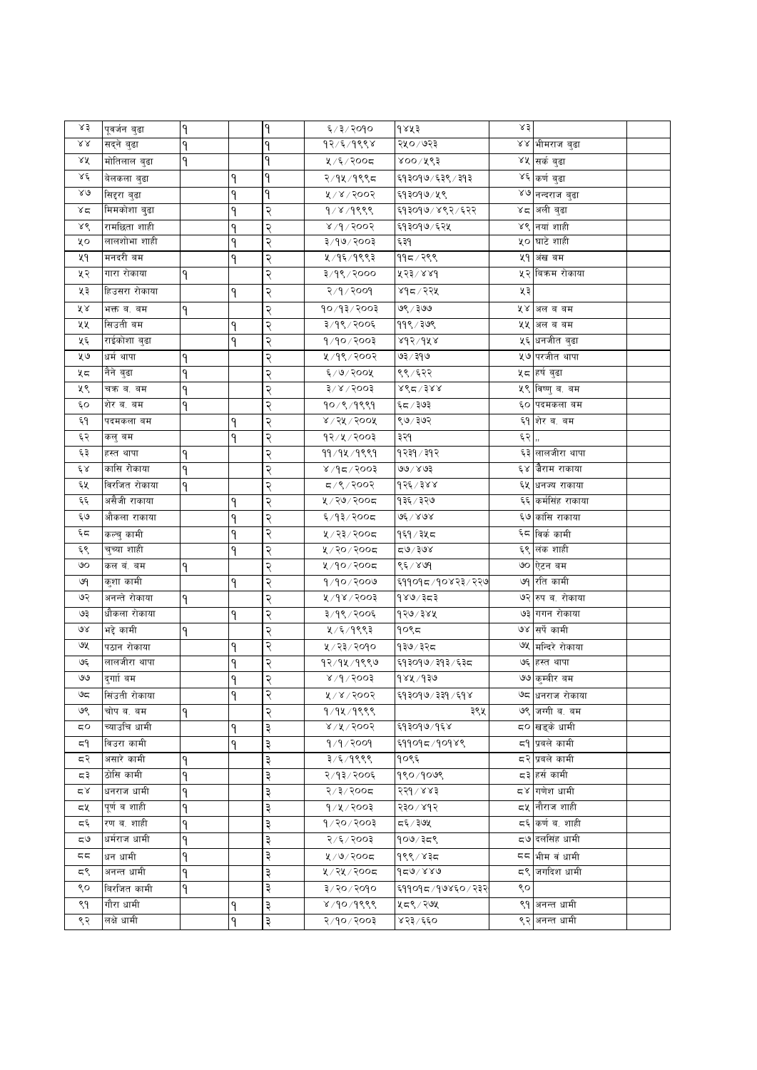| | | | | | | | | | |
|---|---|---|---|---|---|---|---|---|---|
| ४३ | पूवर्जन बुढा | १ | | १ | ६/३/२०१० | १४५३ | ४३ | | |
| ४४ | सदने बुढा | १ | | १ | १२/६/१९९४ | २५०/७२३ | ४४ | भीमराज बुढा | |
| ४५ | मोतिलाल बुढा | १ | | १ | ५/६/२००८ | ४००/५९३ | ४५ | सर्क बुढा | |
| ४६ | बेलकला बुढा | | १ | १ | २/१५/१९९८ | ६१३०१७/६३९/३१३ | ४६ | कर्ण बुढा | |
| ४७ | सिद्रा बुढा | | १ | १ | ५/४/२००२ | ६१३०१७/५९ | ४७ | नन्दराज बुढा | |
| ४८ | मिमकोशा बुढा | | १ | २ | १/४/१९९९ | ६१३०१७/४९२/६२२ | ४८ | अली बुढा | |
| ४९ | रामछिता शाही | | १ | २ | ४/१/२००२ | ६१३०१७/६२५ | ४९ | नयां शाही | |
| ५० | लालशोभा शाही | | १ | २ | ३/१७/२००३ | ६३१ | ५० | घाटे शाही | |
| ५१ | मनदरी बम | | १ | २ | ५/१६/१९९३ | ११८/२९९ | ५१ | अंख बम | |
| ५२ | गारा रोकाया | १ | | २ | ३/१९/२००० | ५२३/४४१ | ५२ | विक्रम रोकाया | |
| ५३ | हिउसरा रोकाया | | १ | २ | २/१/२००१ | ४१८/२२५ | ५३ | | |
| ५४ | भक्त ब. बम | १ | | २ | १०/१३/२००३ | ७९/३७७ | ५४ | अल ब बम | |
| ५५ | सिउती बम | | १ | २ | ३/१९/२००६ | ११९/३७९ | ५५ | अल ब बम | |
| ५६ | राईकोशा बुढा | | १ | २ | १/१०/२००३ | ४१२/१५४ | ५६ | धनजीत बुढा | |
| ५७ | धर्म थापा | १ | | २ | ५/१९/२००२ | ७३/३१७ | ५७ | परजीत थापा | |
| ५८ | नैने बुढा | १ | | २ | ६/७/२००५ | ९९/६२२ | ५८ | हर्ष बुढा | |
| ५९ | चक्र ब. बम | १ | | २ | ३/४/२००३ | ४९८/३४४ | ५९ | विष्णु ब. बम | |
| ६० | शेर ब. बम | १ | | २ | १०/९/१९९१ | ६८/३७३ | ६० | पदमकला बम | |
| ६१ | पदमकला बम | | १ | २ | ४/२५/२००५ | ९७/३७२ | ६१ | शेर ब. बम | |
| ६२ | कलु बम | | १ | २ | १२/५/२००३ | ३२१ | ६२ | ,, | |
| ६३ | हस्त थापा | १ | | २ | ११/१५/१९९१ | १२३१/३१२ | ६३ | लालजीरा थापा | |
| ६४ | कासि रोकाया | १ | | २ | ४/१८/२००३ | ७७/४७३ | ६४ | जैराम राकाया | |
| ६५ | विरजित रोकाया | १ | | २ | ८/९/२००२ | १२६/३४४ | ६५ | धनज्य राकाया | |
| ६६ | असैजी राकाया | | १ | २ | ५/२७/२००८ | १३६/३२७ | ६६ | कर्मसिंह राकाया | |
| ६७ | औकला राकाया | | १ | २ | ६/१३/२००८ | ७६/४७४ | ६७ | कांसि राकाया | |
| ६८ | कल्चु कामी | | १ | २ | ५/२३/२००८ | १६१/३५८ | ६८ | विर्क कामी | |
| ६९ | चुच्या शाही | | १ | २ | ५/२०/२००८ | ८७/३७४ | ६९ | लंक शाही | |
| ७० | कल बं. बम | १ | | २ | ५/१०/२००८ | ९६/४७१ | ७० | ऐटन बम | |
| ७१ | कुशा कामी | | १ | २ | १/१०/२००७ | ६११०१८/१०४२३/२२७ | ७१ | रति कामी | |
| ७२ | अनन्ते रोकाया | १ | | २ | ५/१४/२००३ | १४७/३८३ | ७२ | रुप ब. रोकाया | |
| ७३ | धौकला रोकाया | | १ | २ | ३/१९/२००६ | १२७/३४५ | ७३ | गगन रोकाया | |
| ७४ | भट्टे कामी | १ | | २ | ५/६/१९९३ | १०९८ | ७४ | सर्पे कामी | |
| ७५ | पठान रोकाया | | १ | २ | ५/२३/२०१० | १३७/३२८ | ७५ | मन्दिरे रोकाया | |
| ७६ | लालजीरा थापा | | १ | २ | १२/१५/१९९७ | ६१३०१७/३१३/६३८ | ७६ | हस्त थापा | |
| ७७ | दुर्गा बम | | १ | २ | ४/१/२००३ | १४५/१३७ | ७७ | कुम्बीर बम | |
| ७८ | सिंउती रोकाया | | १ | २ | ५/४/२००२ | ६१३०१७/३३१/६१४ | ७८ | धनराज रोकाया | |
| ७९ | चोप ब. बम | १ | | २ | १/१५/१९९९ | ३९५ | ७९ | जग्गी ब. बम | |
| ८० | च्याउचि धामी | | १ | ३ | ४/५/२००२ | ६१३०१७/१६४ | ८० | खड्के धामी | |
| ८१ | विउरा कामी | | १ | ३ | १/१/२००१ | ६११०१८/१०१४९ | ८१ | प्रबले कामी | |
| ८२ | असारे कामी | १ | | ३ | ३/६/१९९९ | १०९६ | ८२ | प्रबले कामी | |
| ८३ | ठोसे कामी | १ | | ३ | २/१३/२००६ | १९०/१०७९ | ८३ | हर्स कामी | |
| ८४ | धनराज धामी | १ | | ३ | २/३/२००८ | २२१/४४३ | ८४ | गणेश धामी | |
| ८५ | पूर्ण ब शाही | १ | | ३ | १/५/२००३ | २३०/४१२ | ८५ | नौराज शाही | |
| ८६ | रण ब. शाही | १ | | ३ | १/२०/२००३ | ८६/३७५ | ८६ | कर्ण ब. शाही | |
| ८७ | धर्मराज धामी | १ | | ३ | २/६/२००३ | १०७/३८९ | ८७ | दलसिंह धामी | |
| ८८ | धन धामी | १ | | ३ | ५/७/२००८ | १९९/४३८ | ८८ | भीम वं धामी | |
| ८९ | अनन्त धामी | १ | | ३ | ५/२५/२००८ | १८७/४४७ | ८९ | जगदिश धामी | |
| ९० | विरजित कामी | १ | | ३ | ३/२०/२०१० | ६११०१८/१७४६०/२३२ | ९० | | |
| ९१ | गौरा धामी | | १ | ३ | ४/१०/१९९९ | ५८९/२७५ | ९१ | अनन्त धामी | |
| ९२ | लक्षे धामी | | १ | ३ | २/१०/२००३ | ४२३/६६० | ९२ | अनन्त धामी | |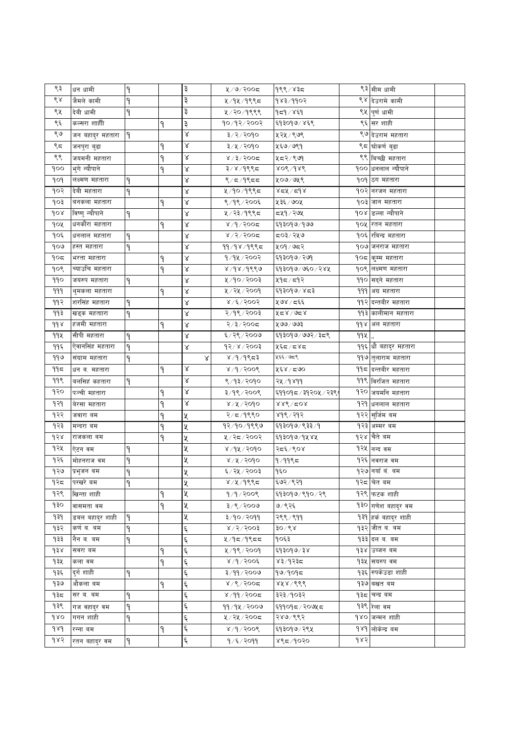| | | | | | | | | | | |
|---|---|---|---|---|---|---|---|---|---|---|
| ९३ | धन धामी | १ | | ३ | | ५/७/२००८ | १९९/४३८ | ९३ | मीम धामी | |
| ९४ | जैमले कामी | १ | | ३ | | ५/१५/१९९८ | १४३/११०२ | ९४ | देउरामे कामी | |
| ९५ | देबी धामी | १ | | ३ | | ५/२०/१९९९ | १८१/४६१ | ९५ | पुर्ण धामी | |
| ९६ | कल्सरा शाहीी | | १ | ३ | | १०/१२/२००२ | ६१३०१७/४६९ | ९६ | सर शाही | |
| ९७ | जन बहादुर महतारा | १ | | ४ | | ३/२/२०१० | ५२५/९७९ | ९७ | देउराम महतारा | |
| ९८ | जनपुरा बुढा | | १ | ४ | | ३/५/२०१० | ५६७/७९१ | ९८ | घोकर्ण बुढा | |
| ९९ | जयमनी महतारा | | १ | ४ | | ४/३/२००८ | ५८२/९७१ | ९९ | बिच्छी महतारा | |
| १०० | भुगे न्यौपाने | | १ | ४ | | ३/४/१९९८ | ४०९/१४९ | १०० | धनलाल न्यौपाने | |
| १०१ | लक्ष्मण महतारा | १ | | ४ | | ९/८/१९८८ | ५०७/७५९ | १०१ | ठग महतारा | |
| १०२ | देबी महतारा | १ | | ४ | | ५/१०/१९९८ | ४८५/८१४ | १०२ | नरजन महतारा | |
| १०३ | बनकला महतारा | | १ | ४ | | ९/१९/२००६ | ५३६/७०५ | १०३ | जान महतारा | |
| १०४ | बिष्णु न्यौपाने | १ | | ४ | | ५/२३/१९९८ | ८५१/२७५ | १०४ | डल्ला न्यौपाने | |
| १०५ | धनकौरा महतारा | | १ | ४ | | ४/१/२००८ | ६१३०१७/१७७ | १०५ | रतन महतारा | |
| १०६ | धनलाल महतारा | १ | | ४ | | ४/२/२००८ | ८०३/२५७ | १०६ | रबिन्द्र महतारा | |
| १०७ | हस्त महतारा | १ | | ४ | | ११/१४/१९९८ | ५०१/७८२ | १०७ | जनराज महतारा | |
| १०८ | भरता महतारा | | १ | ४ | | १/१५/२००२ | ६१३०१७/२७१ | १०८ | कुम्म महतारा | |
| १०९ | च्याउचि महतारा | | १ | ४ | | ४/१४/१९९७ | ६१३०१७/७६०/२४५ | १०९ | लक्ष्मण महतारा | |
| ११० | जयरुप महतारा | १ | | ४ | | ५/१०/२००३ | ५१८/८१२ | ११० | सदने महतारा | |
| १११ | थुमकला महतारा | | १ | ४ | | ५/२५/२००१ | ६१३०१७/४८३ | १११ | अग्र महतारा | |
| ११२ | शरसिंह महतारा | १ | | ४ | | ४/६/२००२ | ५७४/८६६ | ११२ | दन्तबीर महतारा | |
| ११३ | खड्क महताारा | १ | | ४ | | २/१९/२००३ | ५८४/७८४ | ११३ | कालीमान महतारा | |
| ११४ | हजमी महतारा | | १ | ४ | | २/३/२००८ | ५७७/७७३ | ११४ | अल महतारा | |
| ११५ | सीपी महतारा | १ | | ४ | | ६/२९/२००७ | ६१३०१७/७७२/३८९ | ११५ | " | |
| ११६ | ऐवानसिंह महतारा | १ | | ४ | | १२/४/२००३ | ५६८/८४८ | ११६ | धौ बहादुर महतारा | |
| ११७ | संग्राम महतारा | १ | | | ४ | ४/१/१९८३ | ५६६/७८९ | ११७ | तुलाराम महतारा | |
| ११८ | धन ब. महतारा | | १ | ४ | | ४/१/२००९ | ५६४/८७० | ११८ | दन्तबीर महतारा | |
| ११९ | बलसिहं कहतारा | १ | | ४ | | ९/१३/२०१० | २५/१४११ | ११९ | बिरजित महतारा | |
| १२० | पञ्ची महतारा | | १ | ४ | | ३/१९/२००९ | ६११०१८/३१२०५/३३९ | १२० | जयमनि महतारा | |
| १२१ | बेरसा महतारा | | १ | ४ | | ४/५/२०१० | ४४९/८०४ | १२१ | धनलाल महतारा | |
| १२२ | जवारा बम | | १ | ५ | | २/८/१९९० | ४१९/२१२ | १२२ | सुर्जिम बम | |
| १२३ | मन्दरा बम | | १ | ५ | | १२/१०/१९९७ | ६१३०१७/९३३/१ | १२३ | अम्मर बम | |
| १२४ | राजकला बम | | १ | ५ | | ५/२८/२००२ | ६१३०१७/१५४५ | १२४ | चैते बम | |
| १२५ | ऐटन वम | १ | | ५ | | ४/१५/२०१० | २८६/९०४ | १२५ | नन्द वम | |
| १२६ | मोहनराज वम | १ | | ५ | | ४/५/२०१० | १/११९८ | १२६ | नवराज वम | |
| १२७ | प्रभुजन बम | १ | | ५ | | ६/२५/२००३ | १६० | १२७ | नयाँ बं. बम | |
| १२८ | परखरे बम | १ | | ५ | | ४/५/१९९८ | ६७२/९२१ | १२८ | चेत बम | |
| १२९ | खिन्ता शाही | | १ | ५ | | १/१/२००९ | ६१३०१७/९१०/२९ | १२९ | फटक शाही | |
| १३० | वासमता वम | | १ | ५ | | ३/९/२००७ | ७/९२६ | १३० | गणेश बहादुर वम | |
| १३१ | डबल बहादुर शाही | १ | | ५ | | ३/१०/२०११ | २९९/९११ | १३१ | हर्क बहादुर शाही | |
| १३२ | कर्ण ब. बम | १ | | ६ | | ४/२/२००३ | ३०/९४ | १३२ | जीत ब. बम | |
| १३३ | नैन ब. बम | १ | | ६ | | ५/१८/१९८८ | १०६३ | १३३ | दल ब. बम | |
| १३४ | सवरा बम | | १ | ६ | | ५/१९/२००१ | ६१३०१७/३४ | १३४ | उब्जन बम | |
| १३५ | कला वम | | १ | ६ | | ४/१/२००६ | ४३/१२३८ | १३५ | सयरुप वम | |
| १३६ | दुर्ग शाही | १ | | ६ | | ३/११/२००७ | १७/१०१८ | १३६ | रुपकेउडा शाही | |
| १३७ | औकला बम | | १ | ६ | | ४/९/२००८ | ४५४/९९९ | १३७ | बखत बम | |
| १३८ | सर ब. बम | १ | | ६ | | ४/११/२००८ | ३२३/१०३२ | १३८ | चन्द्र बम | |
| १३९ | गज बहादुर बम | १ | | ६ | | ११/१५/२००७ | ६११०१८/२०७५८ | १३९ | रेला बम | |
| १४० | गगन शाही | १ | | ६ | | ५/२५/२००८ | २४७/९९२ | १४० | जन्मन शाही | |
| १४१ | रन्ना बम | | १ | ६ | | ४/१/२००९ | ६१३०१७/२९५ | १४१ | लोकेन्द्र बम | |
| १४२ | रतन बहादुर बम | १ | | ६ | | १/६/२०११ | ४९८/१०२० | १४२ | | |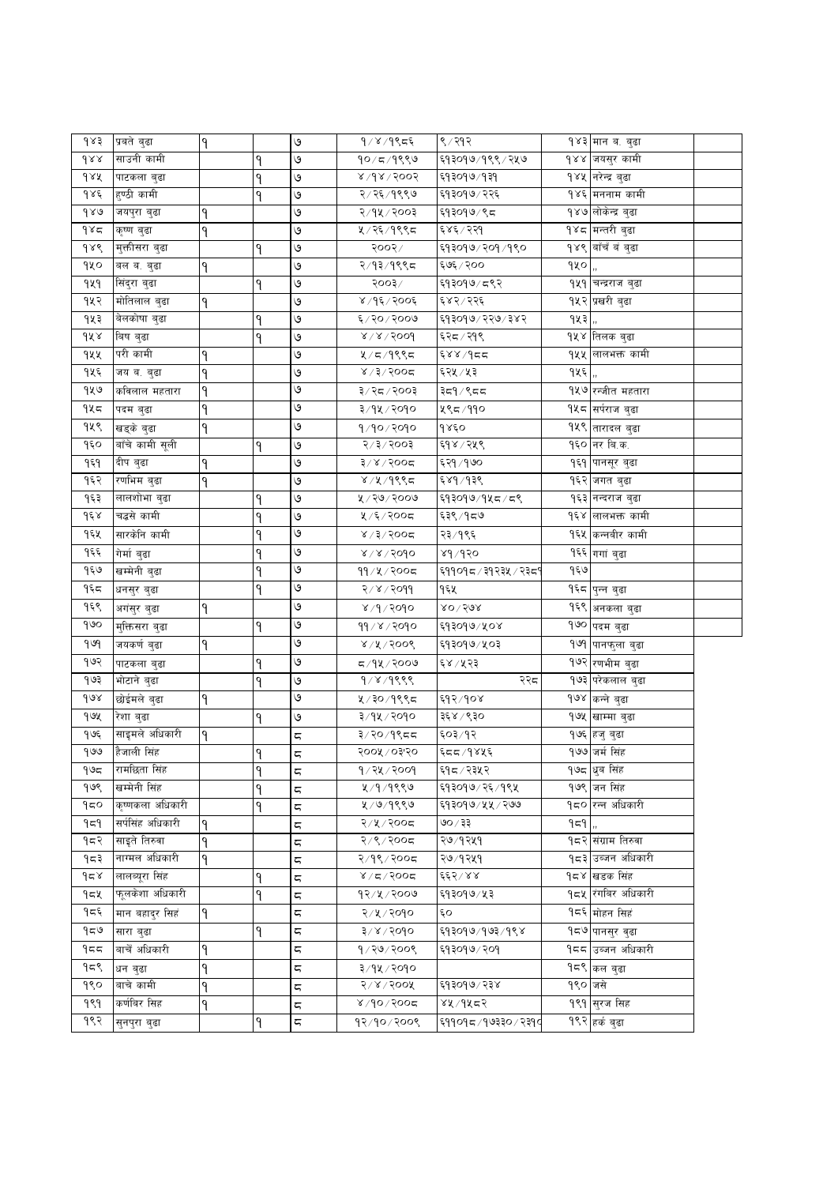| | | | | | | | | | |
|---|---|---|---|---|---|---|---|---|---|
| १४३ | प्रवते बुढा | १ | | ७ | १/४/१९८६ | ९/२१२ | १४३ | मान ब. बुढा | |
| १४४ | साउनी कामी | | १ | ७ | १०/८/१९९७ | ६१३०१७/१९९/२५७ | १४४ | जयसुर कामी | |
| १४५ | पाटकला बुढा | | १ | ७ | ४/१४/२००२ | ६१३०१७/१३१ | १४५ | नरेन्द्र बुढा | |
| १४६ | हुण्ठी कामी | | १ | ७ | २/२६/१९९७ | ६१३०१७/२२६ | १४६ | मननाम कामी | |
| १४७ | जयपुरा बुढा | १ | | ७ | २/१५/२००३ | ६१३०१७/९८ | १४७ | लोकेन्द्र बुढा | |
| १४८ | कृष्ण बुढा | १ | | ७ | ५/२६/१९९८ | ६४६/२२१ | १४८ | मन्तरी बुढा | |
| १४९ | मुक्तीसरा बुढा | | १ | ७ | २००२/ | ६१३०१७/२०१/१९० | १४९ | बाँचे ब बुढा | |
| १५० | बल ब. बुढा | १ | | ७ | २/१३/१९९८ | ६७६/२०० | १५० | ,, | |
| १५१ | सिंदुरा बुढा | | १ | ७ | २००३/ | ६१३०१७/८९२ | १५१ | चन्द्रराज बुढा | |
| १५२ | मोतिलाल बुढा | १ | | ७ | ४/१६/२००६ | ६४२/२२६ | १५२ | प्रखरी बुढा | |
| १५३ | बेलकोषा बुढा | | १ | ७ | ६/२०/२००७ | ६१३०१७/२२७/३४२ | १५३ | ,, | |
| १५४ | बिष बुढा | | १ | ७ | ४/४/२००१ | ६२८/२१९ | १५४ | तिलक बुढा | |
| १५५ | परी कामी | १ | | ७ | ५/८/१९९८ | ६४४/१८८ | १५५ | लालभक्त कामी | |
| १५६ | जय ब. बुढा | १ | | ७ | ४/३/२००८ | ६२५/५३ | १५६ | ,, | |
| १५७ | कविलाल महतारा | १ | | ७ | ३/२८/२००३ | ३८१/९८८ | १५७ | रन्जीत महतारा | |
| १५८ | पदम बुढा | १ | | ७ | ३/१५/२०१० | ५९८/११० | १५८ | सर्पराज बुढा | |
| १५९ | खड्के बुढा | १ | | ७ | १/१०/२०१० | १४६० | १५९ | तारादल बुढा | |
| १६० | बाँचे कामी सुली | | १ | ७ | २/३/२००३ | ६१४/२५९ | १६० | नर बि.क. | |
| १६१ | दीप बुढा | १ | | ७ | ३/४/२००८ | ६२१/१७० | १६१ | पानसुर बुढा | |
| १६२ | रणभिम बुढा | १ | | ७ | ४/५/१९९८ | ६४१/१३९ | १६२ | जगत बुढा | |
| १६३ | लालशोभा बुढा | | १ | ७ | ५/२७/२००७ | ६१३०१७/१५८/८९ | १६३ | नन्दराज बुढा | |
| १६४ | चढसे कामी | | १ | ७ | ५/६/२००८ | ६३९/१८७ | १६४ | लालभक्त कामी | |
| १६५ | सारकेनि कामी | | १ | ७ | ४/३/२००८ | २३/१९६ | १६५ | कन्नबीर कामी | |
| १६६ | गेर्मा बुढा | | १ | ७ | ४/४/२०१० | ४१/१२० | १६६ | गर्गा बुढा | |
| १६७ | खम्मेनी बुढा | | १ | ७ | ११/५/२००८ | ६११०१८/३१२३५/२३८९ | १६७ | | |
| १६८ | धनसुर बुढा | | १ | ७ | २/४/२०११ | १६५ | १६८ | पुन्न बुढा | |
| १६९ | अगंसुर बुढा | १ | | ७ | ४/१/२०१० | ४०/२७४ | १६९ | अनकला बुढा | |
| १७० | मुक्तिसरा बुढा | | १ | ७ | ११/४/२०१० | ६१३०१७/५०४ | १७० | पदम बुढा | |
| १७१ | जयकर्ण बुढा | १ | | ७ | ४/५/२००९ | ६१३०१७/५०३ | १७१ | पानफुला बुढा | |
| १७२ | पाटकला बुढा | | १ | ७ | ८/१५/२००७ | ६४/५२३ | १७२ | रणभीम बुढा | |
| १७३ | भोटाने बुढा | | १ | ७ | १/४/१९९९ | २२८ | १७३ | परेकलाल बुढा | |
| १७४ | छोईमले बुढा | १ | | ७ | ५/३०/१९९८ | ६१२/१०४ | १७४ | कन्ने बुढा | |
| १७५ | रेशा बुढा | | १ | ७ | ३/१५/२०१० | ३६४/९३० | १७५ | खाम्मा बुढा | |
| १७६ | साइमले अधिकारी | १ | | ८ | ३/२०/१९८८ | ६०३/१२ | १७६ | हजु बुढा | |
| १७७ | हैजाली सिंह | | १ | ८ | २००५/०३/२० | ६८८/१४५६ | १७७ | जर्म सिंह | |
| १७८ | रामछिता सिंह | | १ | ८ | १/२५/२००१ | ६१८/२३५२ | १७८ | धुव सिंह | |
| १७९ | खम्मेनी सिंह | | १ | ८ | ५/१/१९९७ | ६१३०१७/२६/१९५ | १७९ | जन सिंह | |
| १८० | कृष्णकला अधिकारी | | १ | ८ | ५/७/१९९७ | ६१३०१७/५५/२७७ | १८० | रन्न अधिकारी | |
| १८१ | सर्पसिंह अधिकारी | १ | | ८ | २/५/२००८ | ७०/३३ | १८१ | ,, | |
| १८२ | साइते तिरुवा | १ | | ८ | २/९/२००८ | २७/१२५१ | १८२ | संग्राम तिरुवा | |
| १८३ | नाम्मल अधिकारी | १ | | ८ | २/१९/२००८ | २७/१२५१ | १८३ | उब्जन अधिकारी | |
| १८४ | लालब्युरा सिंह | | १ | ८ | ४/८/२००८ | ६६२/४४ | १८४ | खडक सिंह | |
| १८५ | फूलकेशा अधिकारी | | १ | ८ | १२/५/२००७ | ६१३०१७/५३ | १८५ | रंगबिर अधिकारी | |
| १८६ | मान बहादुर सिहं | १ | | ८ | २/५/२०१० | ६० | १८६ | मोहन सिहं | |
| १८७ | सारा बुढा | | १ | ८ | ३/४/२०१० | ६१३०१७/१७३/१९४ | १८७ | पानसुर बुढा | |
| १८८ | बाचें अधिकारी | १ | | ८ | १/२७/२००९ | ६१३०१७/२०१ | १८८ | उब्जन अधिकारी | |
| १८९ | धन बुढा | १ | | ८ | ३/१५/२०१० | | १८९ | कल बुढा | |
| १९० | बाचे कामी | १ | | ८ | २/४/२००५ | ६१३०१७/२३४ | १९० | जसे | |
| १९१ | कर्णविर सिह | १ | | ८ | ४/१०/२००८ | ४५/१५८२ | १९१ | सुरज सिह | |
| १९२ | सुनपुरा बुढा | | १ | ८ | १२/१०/२००९ | ६११०१८/१७३३०/२३१० | १९२ | हर्क बुढा | |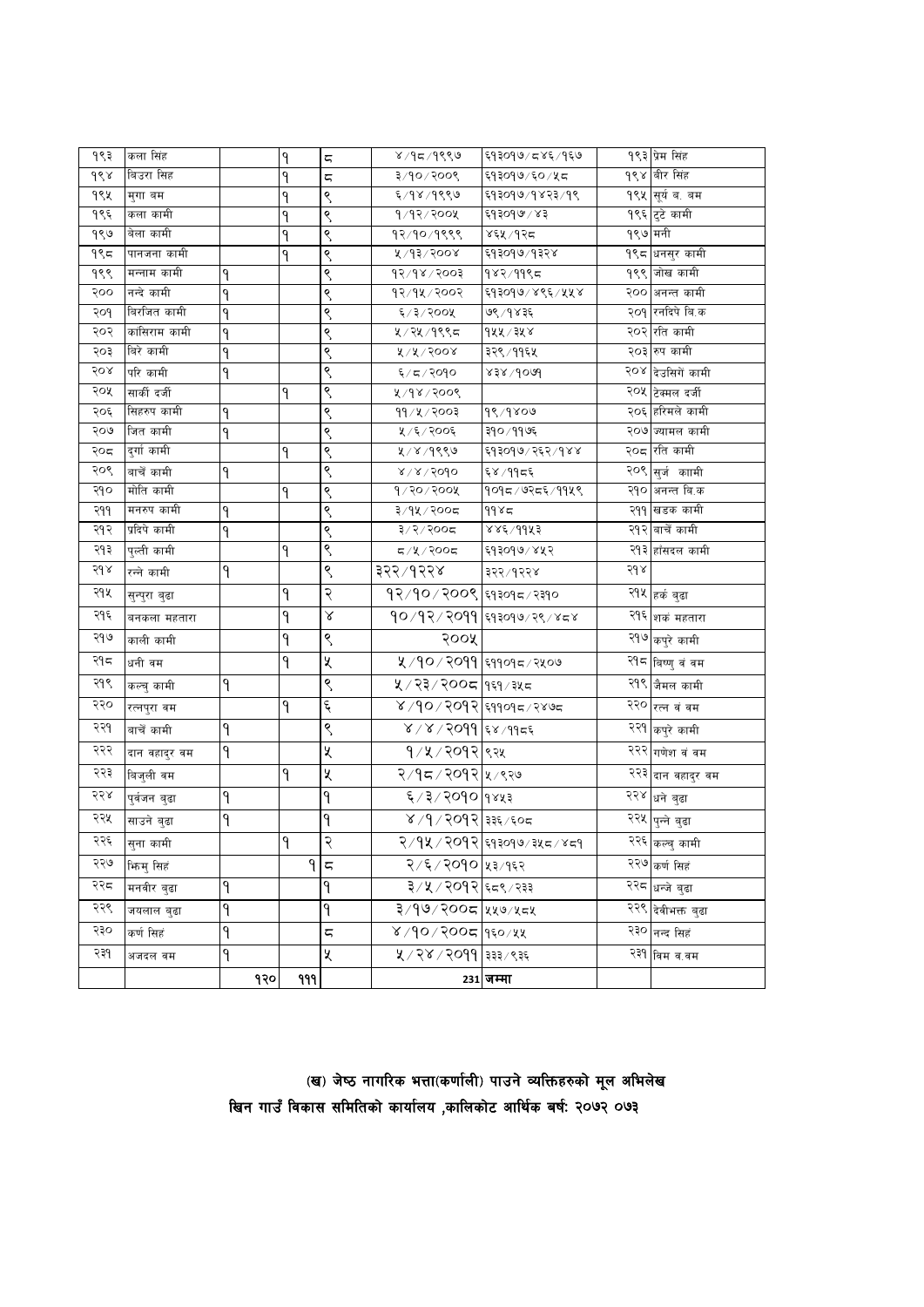| | | | | | | | | |
|---|---|---|---|---|---|---|---|---|
| १९३ | कला सिंह | | १ | ८ | ४/१८/१९९७ | ६१३०१७/८४६/१६७ | १९३ | प्रेम सिंह |
| १९४ | बिउरा सिंह | | १ | ८ | ३/१०/२००९ | ६१३०१७/६०/५८ | १९४ | बीर सिंह |
| १९५ | मुगा बम | | १ | ९ | ६/१४/१९९७ | ६१३०१७/१४२३/१९ | १९५ | सूर्य ब. बम |
| १९६ | कला कामी | | १ | ९ | १/१२/२००५ | ६१३०१७/४३ | १९६ | टुटे कामी |
| १९७ | बेला कामी | | १ | ९ | १२/१०/१९९९ | ४६५/१२८ | १९७ | मनी |
| १९८ | पानजना कामी | | १ | ९ | ५/१३/२००४ | ६१३०१७/१३२४ | १९८ | धनसुर कामी |
| १९९ | मन्नाम कामी | १ | | ९ | १२/१४/२००३ | १४२/११९८ | १९९ | जोख कामी |
| २०० | नन्दे कामी | १ | | ९ | १२/१५/२००२ | ६१३०१७/४९६/५५४ | २०० | अनन्त कामी |
| २०१ | बिरजित कामी | १ | | ९ | ६/३/२००५ | ७९/१४३६ | २०१ | रनदिपे बि.क |
| २०२ | कांसिराम कामी | १ | | ९ | ५/२५/१९९८ | १५५/३५४ | २०२ | रति कामी |
| २०३ | बिरे कामी | १ | | ९ | ५/५/२००४ | ३२९/११६५ | २०३ | रुप कामी |
| २०४ | परि कामी | १ | | ९ | ६/८/२०१० | ४३४/१०७१ | २०४ | देउसिंगे कामी |
| २०५ | सार्की दर्जी | | १ | ९ | ५/१४/२००९ | | २०५ | टेक्मल दर्जी |
| २०६ | सिहरुप कामी | १ | | ९ | ११/५/२००३ | १९/१४०७ | २०६ | हरिमले कामी |
| २०७ | जित कामी | १ | | ९ | ५/६/२००६ | ३१०/११७६ | २०७ | ज्यामल कामी |
| २०८ | दुर्गा कामी | | १ | ९ | ५/४/१९९७ | ६१३०१७/२६२/१४४ | २०८ | रति कामी |
| २०९ | बाचैं कामी | १ | | ९ | ४/४/२०१० | ६४/११८६ | २०९ | सुर्ज कामी |
| २१० | मोति कामी | | १ | ९ | १/२०/२००५ | १०१८/७२८६/११५९ | २१० | अनन्त बि.क |
| २११ | मनरुप कामी | १ | | ९ | ३/१५/२००८ | ११४८ | २११ | खडक कामी |
| २१२ | प्रदिपे कामी | १ | | ९ | ३/२/२००८ | ४४६/११५३ | २१२ | बाचैं कामी |
| २१३ | पुल्ती कामी | | १ | ९ | ८/५/२००८ | ६१३०१७/४५२ | २१३ | हाँसदल कामी |
| २१४ | रन्ने कामी | १ | | ९ | ३२२/१२२४ | ३२२/१२२४ | २१४ | |
| २१५ | सुन्पुरा बुढा | | १ | २ | १२/१०/२००९ | ६१३०१८/२३१० | २१५ | हर्क बुढा |
| २१६ | बनकला महतारा | | १ | ४ | १०/१२/२०११ | ६१३०१७/२९/४८४ | २१६ | शर्क महतारा |
| २१७ | काली कामी | | १ | ९ | २००५ | | २१७ | कपुरे कामी |
| २१८ | धनी बम | | १ | ५ | ५/१०/२०११ | ६११०१८/२५०७ | २१८ | बिष्णु बं बम |
| २१९ | कल्वु कामी | १ | | ९ | ५/२३/२००८ | १६१/३५८ | २१९ | जैमल कामी |
| २२० | रत्नपुरा बम | | १ | ६ | ४/१०/२०१२ | ६११०१८/२४७८ | २२० | रत्न बं बम |
| २२१ | बाचैं कामी | १ | | ९ | ४/४/२०११ | ६४/११८६ | २२१ | कपुरे कामी |
| २२२ | दान बहादुर बम | १ | | ५ | १/५/२०१२ | ९२५ | २२२ | गणेश बं बम |
| २२३ | बिजुली बम | | १ | ५ | २/१८/२०१२ | ५/९२७ | २२३ | दान बहादुर बम |
| २२४ | पुर्वजन बुढा | १ | | १ | ६/३/२०१० | १४५३ | २२४ | धने बुढा |
| २२५ | साउने बुढा | १ | | १ | ४/१/२०१२ | ३३६/६०८ | २२५ | पुन्ने बुढा |
| २२६ | सुना कामी | | १ | २ | २/१५/२०१२ | ६१३०१७/३५८/४८१ | २२६ | कल्वु कामी |
| २२७ | भिमु सिहं | | १ | ८ | २/६/२०१० | ५३/१६२ | २२७ | कर्ण सिहं |
| २२८ | मनबीर बुढा | १ | | १ | ३/५/२०१२ | ६८९/२३३ | २२८ | धन्जे बुढा |
| २२९ | जयलाल बुढा | १ | | १ | ३/१७/२००८ | ५५७/५८५ | २२९ | देवीभक्त बुढा |
| २३० | कर्ण सिहं | १ | | ८ | ४/१०/२००८ | १६०/५५ | २३० | नन्द सिहं |
| २३१ | अजदल बम | १ | | ५ | ५/२४/२०११ | ३३३/९३६ | २३१ | बिम ब.बम |
| | | १२० | १११ | | 231 | जम्मा | | |

## (ख) जेष्ठ नागरिक भत्ता(कर्णाली) पाउने व्यक्तिहरुको मूल अभिलेख
## खिन गाउँ विकास समितिको कार्यालय ,कालिकोट आर्थिक बर्ष: २०७२ ०७३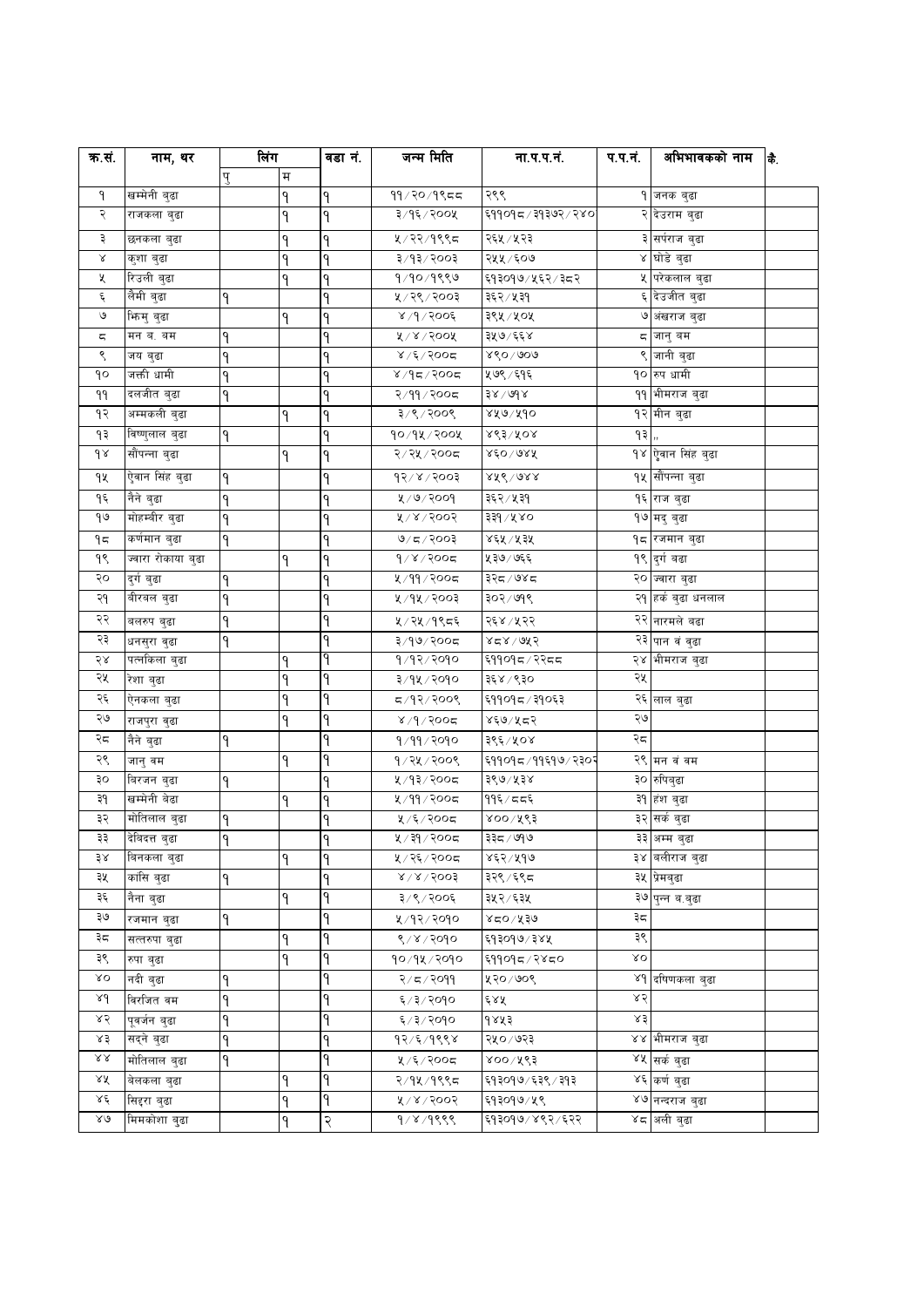| क्र.सं. | नाम, थर | लिंग | | वडा नं. | जन्म मिति | ना.प.प.नं. | प.प.नं. | अभिभावकको नाम | कै. |
|---|---|---|---|---|---|---|---|---|---|
| | | पु | म | | | | | | |
| १ | खम्मेनी बुढा | | १ | १ | ११/२०/१९८८ | २९९ | १ | जनक बुढा | |
| २ | राजकला बुढा | | १ | १ | ३/१६/२००५ | ६११०१८/३१३७२/२४० | २ | देउराम बुढा | |
| ३ | छनकला बुढा | | १ | १ | ५/२२/१९९८ | २६५/५२३ | ३ | सर्पराज बुढा | |
| ४ | कुशा बुढा | | १ | १ | ३/१३/२००३ | २५५/६०७ | ४ | घोडे बुढा | |
| ५ | रिउली बुढा | | १ | १ | १/१०/१९९७ | ६१३०१७/५६२/३८२ | ५ | परेकलाल बुढा | |
| ६ | लैमी बुढा | १ | | १ | ५/२९/२००३ | ३६२/५३१ | ६ | देउजीत बुढा | |
| ७ | भिम्मु बुढा | | १ | १ | ४/१/२००६ | ३९५/५०५ | ७ | अंखराज बुढा | |
| ८ | मन ब. बम | १ | | १ | ५/४/२००५ | ३५७/६६४ | ८ | जानु बम | |
| ९ | जय बुढा | १ | | १ | ४/६/२००८ | ४९०/७०७ | ९ | जानी बुढा | |
| १० | जक्ती धामी | १ | | १ | ४/१८/२००८ | ५७९/६१६ | १० | रुप धामी | |
| ११ | दलजीत बुढा | १ | | १ | २/११/२००८ | ३४/७१४ | ११ | भीमराज बुढा | |
| १२ | अम्मकली बुढा | | १ | १ | ३/९/२००९ | ४५७/५१० | १२ | मीन बुढा | |
| १३ | बिष्णुलाल बुढा | १ | | १ | १०/१५/२००५ | ४९३/५०४ | १३ | ,, | |
| १४ | सौपन्ना बुढा | | १ | १ | २/२५/२००८ | ४६०/७४५ | १४ | ऐवान सिंह बुढा | |
| १५ | ऐवान सिंह बुढा | १ | | १ | १२/४/२००३ | ४५९/७४४ | १५ | सौपन्ना बुढा | |
| १६ | नैने बुढा | १ | | १ | ५/७/२००१ | ३६२/५३१ | १६ | राज बुढा | |
| १७ | मोहम्बीर बुढा | १ | | १ | ५/४/२००२ | ३३१/५४० | १७ | मदु बुढा | |
| १८ | कर्णमान बुढा | १ | | १ | ७/८/२००३ | ४६५/५३५ | १८ | रजमान बुढा | |
| १९ | ज्वारा रोकाया बुढा | | १ | १ | १/४/२००८ | ५३७/७६६ | १९ | दुर्ग बढा | |
| २० | दुर्ग बुढा | १ | | १ | ५/११/२००८ | ३२८/७४८ | २० | ज्वारा बुढा | |
| २१ | बीरबल बुढा | १ | | १ | ५/१५/२००३ | ३०२/७१९ | २१ | हर्क बुढा धनलाल | |
| २२ | बलरुप बुढा | १ | | १ | ५/२५/१९८६ | २६४/५२२ | २२ | नारमले बढा | |
| २३ | धनसुरा बुढा | १ | | १ | ३/१७/२००८ | ४८४/७५२ | २३ | पान वं बुढा | |
| २४ | पल्लकिला बुढा | | १ | १ | १/१२/२०१० | ६११०१८/२२८८ | २४ | भीमराज बुढा | |
| २५ | रेशा बुढा | | १ | १ | ३/१५/२०१० | ३६४/९३० | २५ | | |
| २६ | ऐनकला बुढा | | १ | १ | ८/१२/२००९ | ६११०१८/३१०६३ | २६ | लाल बुढा | |
| २७ | राजपुरा बुढा | | १ | १ | ४/१/२००८ | ४६७/५८२ | २७ | | |
| २८ | नैने बुढा | १ | | १ | १/११/२०१० | ३९६/५०४ | २८ | | |
| २९ | जानु बम | | १ | १ | १/२५/२००९ | ६११०१८/११६१७/२३०२ | २९ | मन वं बम | |
| ३० | बिरजन बुढा | १ | | १ | ५/१३/२००८ | ३९७/५३४ | ३० | रुपिबुढा | |
| ३१ | खम्मेनी बेढा | | १ | १ | ५/११/२००८ | ११६/८८६ | ३१ | हंश बुढा | |
| ३२ | मोतिलाल बुढा | १ | | १ | ५/६/२००८ | ४००/५९३ | ३२ | सर्क बुढा | |
| ३३ | देबिदत्त बुढा | १ | | १ | ५/३१/२००८ | ३३८/७१७ | ३३ | अम्म बुढा | |
| ३४ | बिनकला बुढा | | १ | १ | ५/२६/२००८ | ४६२/५१७ | ३४ | बलीराज बुढा | |
| ३५ | कासि बुढा | १ | | १ | ४/४/२००३ | ३२९/६९८ | ३५ | प्रेमबुढा | |
| ३६ | नैना बुढा | | १ | १ | ३/९/२००६ | ३५२/६३५ | ३७ | पुन्न ब.बुढा | |
| ३७ | रजमान बुढा | १ | | १ | ५/१२/२०१० | ४८०/५३७ | ३८ | | |
| ३८ | सत्तरुपा बुढा | | १ | १ | ९/४/२०१० | ६१३०१७/३४५ | ३९ | | |
| ३९ | रुपा बुढा | | १ | १ | १०/१५/२०१० | ६११०१८/२४८० | ४० | | |
| ४० | नदी बुढा | १ | | १ | २/८/२०११ | ५२०/७०९ | ४१ | दिषिणकला बुढा | |
| ४१ | बिरजित वम | १ | | १ | ६/३/२०१० | ६४५ | ४२ | | |
| ४२ | पूवर्जन बुढा | १ | | १ | ६/३/२०१० | १४५३ | ४३ | | |
| ४३ | सद्दने बुढा | १ | | १ | १२/६/१९९४ | २५०/७२३ | ४४ | भीमराज बुढा | |
| ४४ | मोतिलाल बुढा | १ | | १ | ५/६/२००८ | ४००/५९३ | ४५ | सर्क बुढा | |
| ४५ | बेलकला बुढा | | १ | १ | २/१५/१९९८ | ६१३०१७/६३९/३१३ | ४६ | कर्ण बुढा | |
| ४६ | सिद्दरा बुढा | | १ | १ | ५/४/२००२ | ६१३०१७/५९ | ४७ | नन्दराज बुढा | |
| ४७ | मिमकोशा बुढा | | १ | २ | १/४/१९९९ | ६१३०१७/४९२/६२२ | ४८ | अली बुढा | |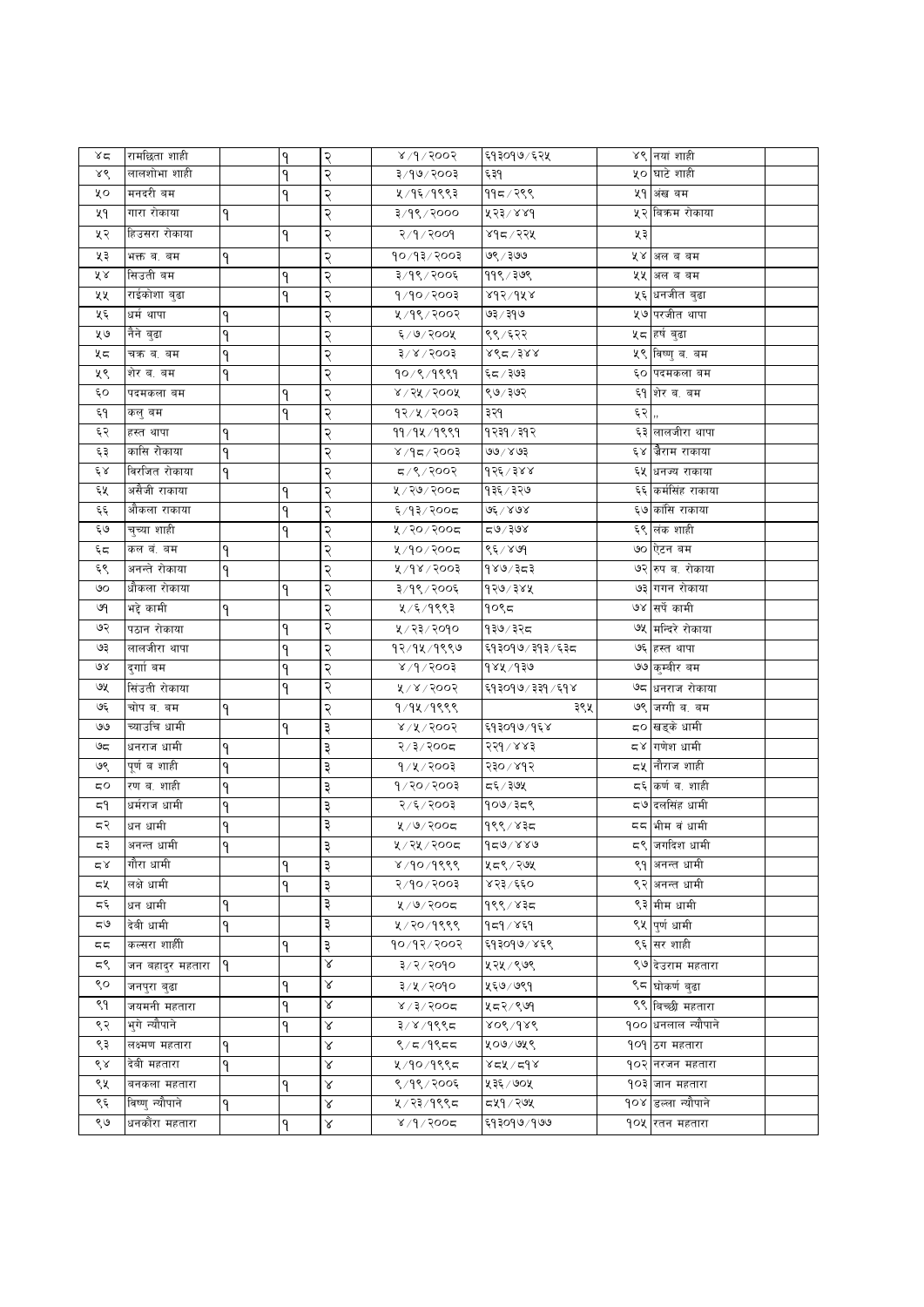| | | | | | | | | | |
|---|---|---|---|---|---|---|---|---|---|
| ४८ | रामछिता शाही | | १ | २ | ४/१/२००२ | ६१३०१७/६२५ | ४९ | नयां शाही | |
| ४९ | लालशोभा शाही | | १ | २ | ३/१७/२००३ | ६३१ | ५० | घाटे शाही | |
| ५० | मनदरी बम | | १ | २ | ५/१६/१९९३ | ११८/२९९ | ५१ | अंख बम | |
| ५१ | गारा रोकाया | १ | | २ | ३/१९/२००० | ५२३/४४१ | ५२ | विक्रम रोकाया | |
| ५२ | हिउसरा रोकाया | | १ | २ | २/१/२००१ | ४१८/२२५ | ५३ | | |
| ५३ | भक्त ब. बम | १ | | २ | १०/१३/२००३ | ७९/३७७ | ५४ | अल ब बम | |
| ५४ | सिउती बम | | १ | २ | ३/१९/२००६ | ११९/३७९ | ५५ | अल ब बम | |
| ५५ | राईकोशा बुढा | | १ | २ | १/१०/२००३ | ४१२/१५४ | ५६ | धनजीत बुढा | |
| ५६ | धर्म थापा | १ | | २ | ५/१९/२००२ | ७३/३१७ | ५७ | परजीत थापा | |
| ५७ | नैने बुढा | १ | | २ | ६/७/२००५ | ९९/६२२ | ५८ | हर्ष बुढा | |
| ५८ | चक्र ब. बम | १ | | २ | ३/४/२००३ | ४९८/३४४ | ५९ | विष्णु ब. बम | |
| ५९ | शेर ब. बम | १ | | २ | १०/९/१९९१ | ६८/३७३ | ६० | पदमकला बम | |
| ६० | पदमकला बम | | १ | २ | ४/२५/२००५ | ९७/३७२ | ६१ | शेर ब. बम | |
| ६१ | कलु बम | | १ | २ | १२/५/२००३ | ३२१ | ६२ | ,, | |
| ६२ | हस्त थापा | १ | | २ | ११/१५/१९९१ | १२३१/३१२ | ६३ | लालजीरा थापा | |
| ६३ | कासि रोकाया | १ | | २ | ४/१८/२००३ | ७७/४७३ | ६४ | जैराम राकाया | |
| ६४ | विरजित रोकाया | १ | | २ | ८/९/२००२ | १२६/३४४ | ६५ | धनज्य राकाया | |
| ६५ | असैजी राकाया | | १ | २ | ५/२७/२००८ | १३६/३२७ | ६६ | कर्मसिंह राकाया | |
| ६६ | औकला राकाया | | १ | २ | ६/१३/२००८ | ७६/४७४ | ६७ | कासि राकाया | |
| ६७ | चुच्चा शाही | | १ | २ | ५/२०/२००८ | ८७/३७४ | ६९ | लंक शाही | |
| ६८ | कल बं. बम | १ | | २ | ५/१०/२००८ | ९६/४७१ | ७० | ऐटन बम | |
| ६९ | अनन्ते रोकाया | १ | | २ | ५/१४/२००३ | १४७/३८३ | ७२ | रुप ब. रोकाया | |
| ७० | धौकला रोकाया | | १ | २ | ३/१९/२००६ | १२७/३४५ | ७३ | गगन रोकाया | |
| ७१ | भद्दे कामी | १ | | २ | ५/६/१९९३ | १०९८ | ७४ | सर्पे कामी | |
| ७२ | पठान रोकाया | | १ | २ | ५/२३/२०१० | १३७/३२८ | ७५ | मन्दिरे रोकाया | |
| ७३ | लालजीरा थापा | | १ | २ | १२/१५/१९९७ | ६१३०१७/३१३/६३८ | ७६ | हस्त थापा | |
| ७४ | दुर्गा बम | | १ | २ | ४/१/२००३ | १४५/१३७ | ७७ | कुम्बीर बम | |
| ७५ | सिउती रोकाया | | १ | २ | ५/४/२००२ | ६१३०१७/३३१/६१४ | ७८ | धनराज रोकाया | |
| ७६ | चोप ब. बम | १ | | २ | १/१५/१९९९ | ३९५ | ७९ | जग्गी ब. बम | |
| ७७ | च्याउचि धामी | | १ | ३ | ४/५/२००२ | ६१३०१७/१६४ | ८० | खड्के धामी | |
| ७८ | धनराज धामी | १ | | ३ | २/३/२००८ | २२१/४४३ | ८४ | गणेश धामी | |
| ७९ | पूर्ण ब शाही | १ | | ३ | १/५/२००३ | २३०/४१२ | ८५ | नौराज शाही | |
| ८० | रण ब. शाही | १ | | ३ | १/२०/२००३ | ८६/३७५ | ८६ | कर्ण ब. शाही | |
| ८१ | धर्मराज धामी | १ | | ३ | २/६/२००३ | १०७/३८९ | ८७ | दलसिंह धामी | |
| ८२ | धन धामी | १ | | ३ | ५/७/२००८ | १९९/४३८ | ८८ | भीम वं धामी | |
| ८३ | अनन्त धामी | १ | | ३ | ५/२५/२००८ | १८७/४४७ | ८९ | जगदिश धामी | |
| ८४ | गौरा धामी | | १ | ३ | ४/१०/१९९९ | ५८९/२७५ | ९१ | अनन्त धामी | |
| ८५ | लक्षे धामी | | १ | ३ | २/१०/२००३ | ४२३/६६० | ९२ | अनन्त धामी | |
| ८६ | धन धामी | १ | | ३ | ५/७/२००८ | १९९/४३८ | ९३ | भीम धामी | |
| ८७ | देवी धामी | १ | | ३ | ५/२०/१९९९ | १८१/४६१ | ९५ | पुर्ण धामी | |
| ८८ | कल्सरा शाही | | १ | ३ | १०/१२/२००२ | ६१३०१७/४६९ | ९६ | सर शाही | |
| ८९ | जन बहादुर महतारा | १ | | ४ | ३/२/२०१० | ५२५/९७९ | ९७ | देउराम महतारा | |
| ९० | जनपुरा बुढा | | १ | ४ | ३/५/२०१० | ५६७/७९१ | ९८ | घोकर्ण बुढा | |
| ९१ | जयमनी महतारा | | १ | ४ | ४/३/२००८ | ५८२/९७१ | ९९ | बिच्छी महतारा | |
| ९२ | भुगे न्यौपाने | | १ | ४ | ३/४/१९९८ | ४०९/१४९ | १०० | धनलाल न्यौपाने | |
| ९३ | लक्ष्मण महतारा | १ | | ४ | ९/८/१९८८ | ५०७/७५९ | १०१ | ठग महतारा | |
| ९४ | देवी महतारा | १ | | ४ | ५/१०/१९९८ | ४८५/८१४ | १०२ | नरजन महतारा | |
| ९५ | वनकला महतारा | | १ | ४ | ९/१९/२००६ | ५३६/७०५ | १०३ | जान महतारा | |
| ९६ | विष्णु न्यौपाने | १ | | ४ | ५/२३/१९९८ | ८५१/२७५ | १०४ | डल्ला न्यौपाने | |
| ९७ | धनकौरा महतारा | | १ | ४ | ४/१/२००८ | ६१३०१७/१७७ | १०५ | रतन महतारा | |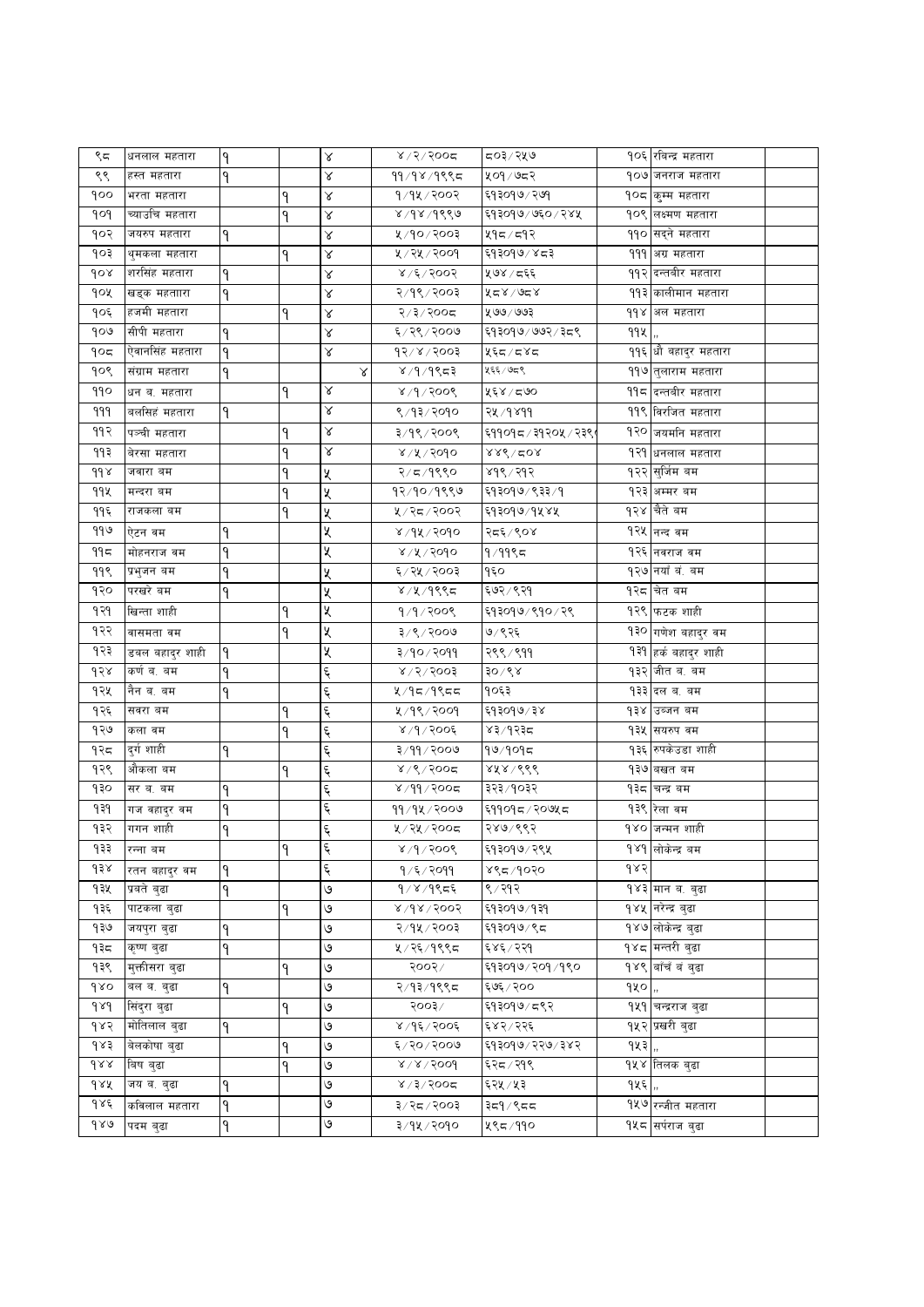| | | | | | | | | | |
|---|---|---|---|---|---|---|---|---|---|
| ९८ | धनलाल महतारा | १ | | ४ | | ४/२/२००८ | ८०३/२५७ | १०६ | रविन्द्र महतारा | |
| ९९ | हस्त महतारा | १ | | ४ | | ११/१४/१९९८ | ५०१/७८२ | १०७ | जनराज महतारा | |
| १०० | भरता महतारा | | १ | ४ | | १/१५/२००२ | ६१३०१७/२७१ | १०८ | कुम्म महतारा | |
| १०१ | च्याउचि महतारा | | १ | ४ | | ४/१४/१९९७ | ६१३०१७/७६०/२४५ | १०९ | लक्ष्मण महतारा | |
| १०२ | जयरुप महतारा | १ | | ४ | | ५/१०/२००३ | ५१८/८१२ | ११० | सदने महतारा | |
| १०३ | धुमकला महतारा | | १ | ४ | | ५/२५/२००१ | ६१३०१७/४८३ | १११ | अग्र महतारा | |
| १०४ | शरसिंह महतारा | १ | | ४ | | ४/६/२००२ | ५७४/८६६ | ११२ | दन्तबीर महतारा | |
| १०५ | खड्क महतारा | १ | | ४ | | २/१९/२००३ | ५८४/७८४ | ११३ | कालीमान महतारा | |
| १०६ | हजमी महतारा | | १ | ४ | | २/३/२००८ | ५७७/७७३ | ११४ | अल महतारा | |
| १०७ | सीपी महतारा | १ | | ४ | | ६/२९/२००७ | ६१३०१७/७७२/३८९ | ११५ | ,, | |
| १०८ | ऐवानसिंह महतारा | १ | | ४ | | १२/४/२००३ | ५६८/८४८ | ११६ | धौ बहादुर महतारा | |
| १०९ | संग्राम महतारा | १ | | | ४ | ४/१/१९८३ | ५६६/७८९ | ११७ | तुलाराम महतारा | |
| ११० | धन ब. महतारा | | १ | ४ | | ४/१/२००९ | ५६४/८७० | ११८ | दन्तबीर महतारा | |
| १११ | बलसिहं महतारा | १ | | ४ | | ९/१३/२०१० | २५/१४११ | ११९ | बिरजित महतारा | |
| ११२ | पञ्ची महतारा | | १ | ४ | | ३/१९/२००९ | ६११०१८/३१२०५/२३९ | १२० | जयमनि महतारा | |
| ११३ | बेरसा महतारा | | १ | ४ | | ४/५/२०१० | ४४९/८०४ | १२१ | धनलाल महतारा | |
| ११४ | जवारा बम | | १ | ५ | | २/८/१९९० | ४१९/२१२ | १२२ | सुर्जिम बम | |
| ११५ | मन्दरा बम | | १ | ५ | | १२/१०/१९९७ | ६१३०१७/९३३/१ | १२३ | अम्मर बम | |
| ११६ | राजकला बम | | १ | ५ | | ५/२८/२००२ | ६१३०१७/१५४५ | १२४ | चैते बम | |
| ११७ | ऐटन बम | १ | | ५ | | ४/१५/२०१० | २८६/९०४ | १२५ | नन्द बम | |
| ११८ | मोहनराज बम | १ | | ५ | | ४/५/२०१० | १/११९८ | १२६ | नवराज बम | |
| ११९ | प्रभुजन बम | १ | | ५ | | ६/२५/२००३ | १६० | १२७ | नर्या बं. बम | |
| १२० | परखरे बम | १ | | ५ | | ४/५/१९९८ | ६७२/९२१ | १२८ | चेत बम | |
| १२१ | खिन्ता शाही | | १ | ५ | | १/१/२००९ | ६१३०१७/९१०/२९ | १२९ | फटक शाही | |
| १२२ | बासमता बम | | १ | ५ | | ३/९/२००७ | ७/९२६ | १३० | गणेश बहादुर बम | |
| १२३ | डबल बहादुर शाही | १ | | ५ | | ३/१०/२०११ | २९९/९११ | १३१ | हर्क बहादुर शाही | |
| १२४ | कर्ण ब. बम | १ | | ६ | | ४/२/२००३ | ३०/९४ | १३२ | जीत ब. बम | |
| १२५ | नैन ब. बम | १ | | ६ | | ५/१८/१९८८ | १०६३ | १३३ | दल ब. बम | |
| १२६ | सवरा बम | | १ | ६ | | ५/१९/२००१ | ६१३०१७/३४ | १३४ | उब्जन बम | |
| १२७ | कला बम | | १ | ६ | | ४/१/२००६ | ४३/१२३८ | १३५ | सयरुप बम | |
| १२८ | दुर्ग शाही | १ | | ६ | | ३/११/२००७ | १७/१०१८ | १३६ | रुपकेउडा शाही | |
| १२९ | औकला बम | | १ | ६ | | ४/९/२००८ | ४५४/९९९ | १३७ | बखत बम | |
| १३० | सर ब. बम | १ | | ६ | | ४/११/२००८ | ३२३/१०३२ | १३८ | चन्द्र बम | |
| १३१ | गज बहादुर बम | १ | | ६ | | ११/१५/२००७ | ६११०१८/२०७५८ | १३९ | रेला बम | |
| १३२ | गगन शाही | १ | | ६ | | ५/२५/२००८ | २४७/९९२ | १४० | जन्मन शाही | |
| १३३ | रन्ना बम | | १ | ६ | | ४/१/२००९ | ६१३०१७/२९५ | १४१ | लोकेन्द्र बम | |
| १३४ | रतन बहादुर बम | १ | | ६ | | १/६/२०११ | ४९८/१०२० | १४२ | | |
| १३५ | प्रवते बुढा | १ | | ७ | | १/४/१९८६ | ९/२१२ | १४३ | मान ब. बुढा | |
| १३६ | पाटकला बुढा | | १ | ७ | | ४/१४/२००२ | ६१३०१७/१३१ | १४५ | नरेन्द्र बुढा | |
| १३७ | जयपुरा बुढा | १ | | ७ | | २/१५/२००३ | ६१३०१७/९८ | १४७ | लोकेन्द्र बुढा | |
| १३८ | कृष्ण बुढा | १ | | ७ | | ५/२६/१९९८ | ६४६/२२१ | १४८ | मन्तरी बुढा | |
| १३९ | मुक्तीसरा बुढा | | १ | ७ | | २००२/ | ६१३०१७/२०१/१९० | १४९ | बाँचँ ब बुढा | |
| १४० | बल ब. बुढा | १ | | ७ | | २/१३/१९९८ | ६७६/२०० | १५० | ,, | |
| १४१ | सिंदुरा बुढा | | १ | ७ | | २००३/ | ६१३०१७/८९२ | १५१ | चन्द्रराज बुढा | |
| १४२ | मोतिलाल बुढा | १ | | ७ | | ४/१६/२००६ | ६४२/२२६ | १५२ | प्रखरी बुढा | |
| १४३ | बेलकोषा बुढा | | १ | ७ | | ६/२०/२००७ | ६१३०१७/२२७/३४२ | १५३ | ,, | |
| १४४ | बिष बुढा | | १ | ७ | | ४/४/२००१ | ६२८/२१९ | १५४ | तिलक बुढा | |
| १४५ | जय ब. बुढा | १ | | ७ | | ४/३/२००८ | ६२५/५३ | १५६ | ,, | |
| १४६ | कविलाल महतारा | १ | | ७ | | ३/२८/२००३ | ३८१/९८८ | १५७ | रन्जीत महतारा | |
| १४७ | पदम बुढा | १ | | ७ | | ३/१५/२०१० | ५९८/११० | १५८ | सर्पराज बुढा | |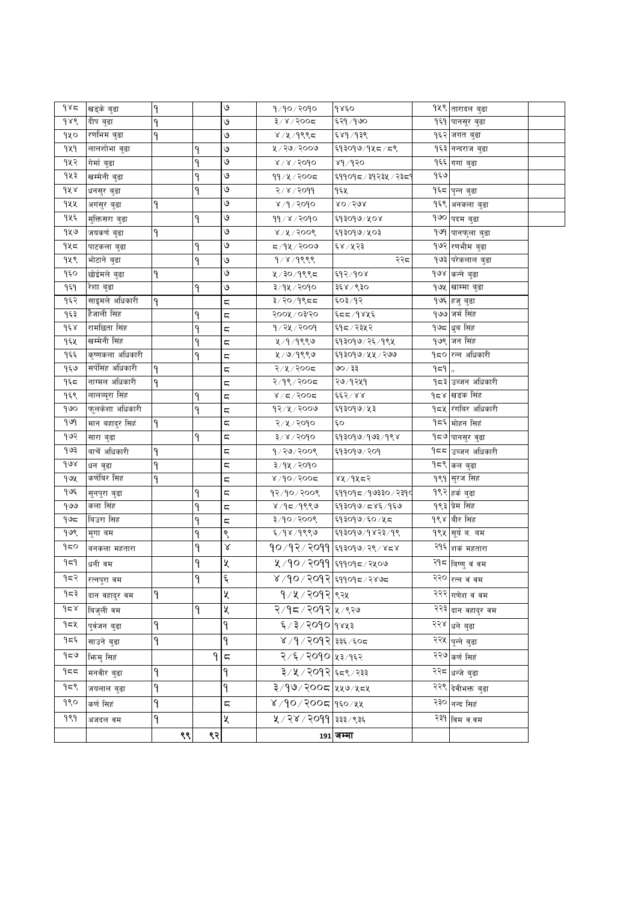| | | | | | | | | | |
|---|---|---|---|---|---|---|---|---|---|
| १४८ | खड्के बुढा | १ | | ७ | १/१०/२०१० | १४६० | १५९ | तारादल बुढा | |
| १४९ | दीप बुढा | १ | | ७ | ३/४/२००८ | ६२१/१७० | १६१ | पानसुर बुढा | |
| १५० | रणभिम बुढा | १ | | ७ | ४/५/१९९८ | ६४१/१३९ | १६२ | जगत बुढा | |
| १५१ | लालशोभा बुढा | | १ | ७ | ५/२७/२००७ | ६१३०१७/१५८/८९ | १६३ | नन्दराज बुढा | |
| १५२ | गेर्मा बुढा | | १ | ७ | ४/४/२०१० | ४१/१२० | १६६ | गगां बुढा | |
| १५३ | खम्मेनी बुढा | | १ | ७ | ११/५/२००८ | ६११०१८/३१२३५/२३८१ | १६७ | | |
| १५४ | धनसुर बुढा | | १ | ७ | २/४/२०११ | १६५ | १६८ | पुन्न बुढा | |
| १५५ | अगंसुर बुढा | १ | | ७ | ४/१/२०१० | ४०/२७४ | १६९ | अनकला बुढा | |
| १५६ | मुक्तिसरा बुढा | | १ | ७ | ११/४/२०१० | ६१३०१७/५०४ | १७० | पदम बुढा | |
| १५७ | जयकर्ण बुढा | १ | | ७ | ४/५/२००९ | ६१३०१७/५०३ | १७१ | पानफुला बुढा | |
| १५८ | पाटकला बुढा | | १ | ७ | ८/१५/२००७ | ६४/५२३ | १७२ | रणभीम बुढा | |
| १५९ | भोटाने बुढा | | १ | ७ | १/४/१९९९ | २२८ | १७३ | परेकलाल बुढा | |
| १६० | छोईमले बुढा | १ | | ७ | ५/३०/१९९८ | ६१२/१०४ | १७४ | कन्ने बुढा | |
| १६१ | रेशा बुढा | | १ | ७ | ३/१५/२०१० | ३६४/९३० | १७५ | खाम्मा बुढा | |
| १६२ | साइमले अधिकारी | १ | | ८ | ३/२०/१९८८ | ६०३/१२ | १७६ | हजु बुढा | |
| १६३ | हैजाली सिंह | | १ | ८ | २००५/०३/२० | ६८८/१४५६ | १७७ | जर्म सिंह | |
| १६४ | रामछिता सिंह | | १ | ८ | १/२५/२००१ | ६१८/२३५२ | १७८ | ध्रुव सिंह | |
| १६५ | खम्मेनी सिंह | | १ | ८ | ५/१/१९९७ | ६१३०१७/२६/१९५ | १७९ | जन सिंह | |
| १६६ | कृष्णकला अधिकारी | | १ | ८ | ५/७/१९९७ | ६१३०१७/५५/२७७ | १८० | रन्न अधिकारी | |
| १६७ | सर्पसिंह अधिकारी | १ | | ८ | २/५/२००८ | ७०/३३ | १८१ | ,, | |
| १६८ | नाम्मल अधिकारी | १ | | ८ | २/१९/२००८ | २७/१२५१ | १८३ | उब्जन अधिकारी | |
| १६९ | लालब्यूरा सिंह | | १ | ८ | ४/८/२००८ | ६६२/४४ | १८४ | खडक सिंह | |
| १७० | फूलकेशा अधिकारी | | १ | ८ | १२/५/२००७ | ६१३०१७/५३ | १८५ | रंगबिर अधिकारी | |
| १७१ | मान बहादुर सिहं | १ | | ८ | २/५/२०१० | ६० | १८६ | मोहन सिहं | |
| १७२ | सारा बुढा | | १ | ८ | ३/४/२०१० | ६१३०१७/१७३/१९४ | १८७ | पानसुर बुढा | |
| १७३ | बाचैं अधिकारी | १ | | ८ | १/२७/२००९ | ६१३०१७/२०१ | १८८ | उब्जन अधिकारी | |
| १७४ | धन बुढा | १ | | ८ | ३/१५/२०१० | | १८९ | कल बुढा | |
| १७५ | कर्णबिर सिह | १ | | ८ | ४/१०/२००८ | ४५/१५८२ | १९१ | सुरज सिह | |
| १७६ | सुनपुरा बुढा | | १ | ८ | १२/१०/२००९ | ६११०१८/१७३३०/२३१० | १९२ | हर्क बुढा | |
| १७७ | कला सिंह | | १ | ८ | ४/१८/१९९७ | ६१३०१७/८४६/१६७ | १९३ | प्रेम सिंह | |
| १७८ | बिउरा सिह | | १ | ८ | ३/१०/२००९ | ६१३०१७/६०/५८ | १९४ | बीर सिंह | |
| १७९ | मुगा बम | | १ | ९ | ६/१४/१९९७ | ६१३०१७/१४२३/१९ | १९५ | सूर्य ब. बम | |
| १८० | बनकला महतारा | | १ | ४ | १०/१२/२०११ | ६१३०१७/२९/४८४ | २१६ | शकं महतारा | |
| १८१ | धनी बम | | १ | ५ | ५/१०/२०११ | ६११०१८/२५०७ | २१८ | बिष्णु बं बम | |
| १८२ | रत्नपुरा बम | | १ | ६ | ४/१०/२०१२ | ६११०१८/२४७८ | २२० | रत्न बं बम | |
| १८३ | दान बहादुर बम | १ | | ५ | १/५/२०१२ | ९२५ | २२२ | गणेश बं बम | |
| १८४ | बिजुली बम | | १ | ५ | २/१८/२०१२ | ५/९२७ | २२३ | दान बहादुर बम | |
| १८५ | पुर्वजन बुढा | १ | | १ | ६/३/२०१० | १४५३ | २२४ | धने बुढा | |
| १८६ | साउने बुढा | १ | | १ | ४/१/२०१२ | ३३६/६०८ | २२५ | पुन्ने बुढा | |
| १८७ | झिमु सिहं | | १ | ८ | २/६/२०१० | ५३/१६२ | २२७ | कर्ण सिहं | |
| १८८ | मनबीर बुढा | १ | | १ | ३/५/२०१२ | ६८९/२३३ | २२८ | धन्जे बुढा | |
| १८९ | जयलाल बुढा | १ | | १ | ३/१७/२००८ | ५५७/५८५ | २२९ | देवीभक्त बुढा | |
| १९० | कर्ण सिहं | १ | | ८ | ४/१०/२००८ | १६०/५५ | २३० | नन्द सिहं | |
| १९१ | अजदल बम | १ | | ५ | ५/२४/२०११ | ३३३/९३६ | २३१ | बिम ब.बम | |
| | | ९९ | ९२ | | | 191 जम्मा | | | |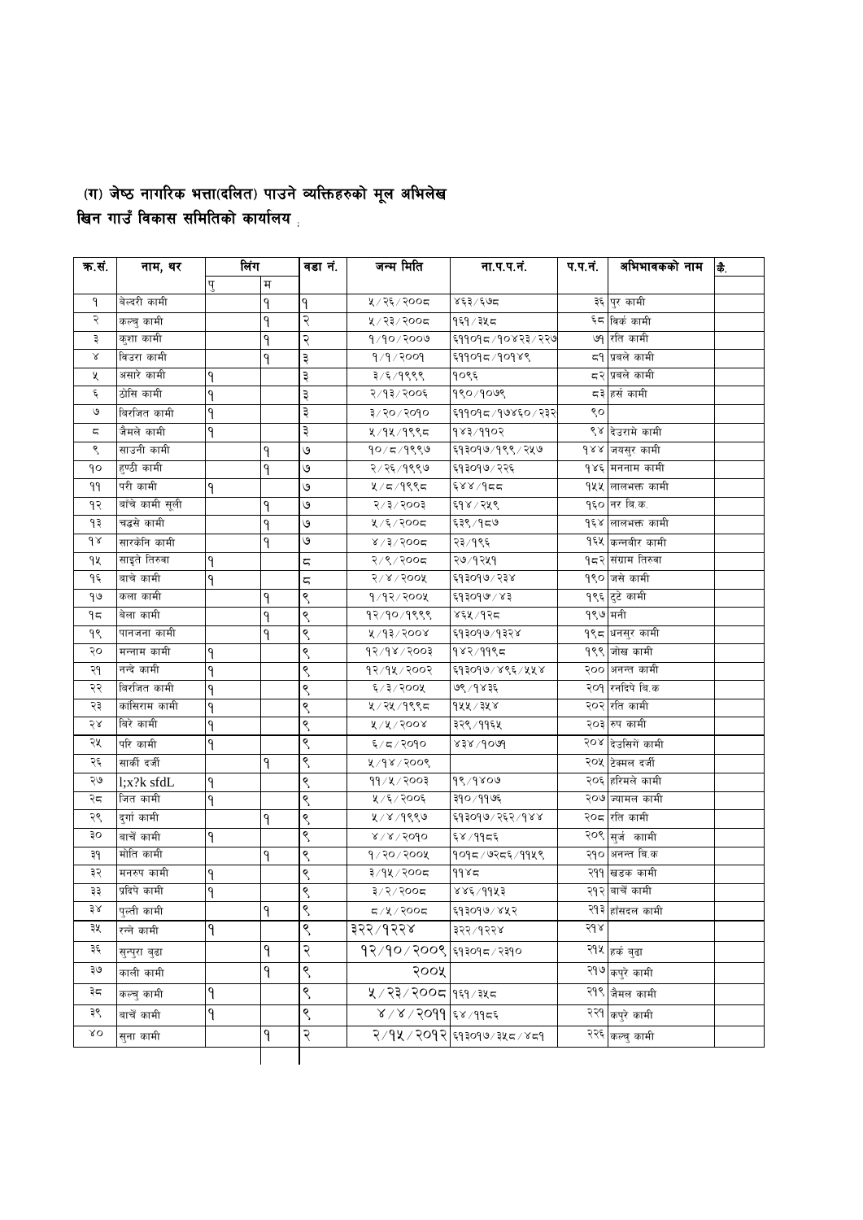## (ग) जेष्ठ नागरिक भत्ता(दलित) पाउने व्यक्तिहरुको मूल अभिलेख

### खिन गाउँ विकास समितिको कार्यालय ;

| क.सं. | नाम, थर | लिंग | | वडा नं. | जन्म मिति | ना.प.प.नं. | प.प.नं. | अभिभावकको नाम | कै. |
|---|---|---|---|---|---|---|---|---|---|
| | | पु | म | | | | | | |
| १ | बेल्दरी कामी | | १ | १ | ५/२६/२००८ | ४६३/६७८ | ३६ | पुर कामी | |
| २ | कल्बु कामी | | १ | २ | ५/२३/२००८ | १६१/३५८ | ६८ | बिर्के कामी | |
| ३ | कुशा कामी | | १ | २ | १/१०/२००७ | ६११०१८/१०४२३/२२७ | ७१ | रति कामी | |
| ४ | बिउरा कामी | | १ | ३ | १/१/२००१ | ६११०१८/१०१४९ | ८१ | प्रबले कामी | |
| ५ | असारे कामी | १ | | ३ | ३/६/१९९९ | १०९६ | ८२ | प्रबले कामी | |
| ६ | ठोसि कामी | १ | | ३ | २/१३/२००६ | १९०/१०७९ | ८३ | हर्स कामी | |
| ७ | बिरजित कामी | १ | | ३ | ३/२०/२०१० | ६११०१८/१७४६०/२३२ | ९० | | |
| ८ | जैमले कामी | १ | | ३ | ५/१५/१९९८ | १४३/११०२ | ९४ | देउरामे कामी | |
| ९ | साउनी कामी | | १ | ७ | १०/८/१९९७ | ६१३०१७/१९९/२५७ | १४४ | जयसुर कामी | |
| १० | हुण्ठी कामी | | १ | ७ | २/२६/१९९७ | ६१३०१७/२२६ | १४६ | मननाम कामी | |
| ११ | परी कामी | १ | | ७ | ५/८/१९९८ | ६४४/१८८ | १५५ | लालभक्त कामी | |
| १२ | बाँचे कामी सूली | | १ | ७ | २/३/२००३ | ६१४/२५९ | १६० | नर बि.क. | |
| १३ | चढसे कामी | | १ | ७ | ५/६/२००८ | ६३९/१८७ | १६४ | लालभक्त कामी | |
| १४ | सारकेनि कामी | | १ | ७ | ४/३/२००८ | २३/१९६ | १६५ | कन्नबीर कामी | |
| १५ | साइते तिरुवा | १ | | ८ | २/९/२००८ | २७/१२५१ | १८२ | संग्राम तिरुवा | |
| १६ | बाचे कामी | १ | | ८ | २/४/२००५ | ६१३०१७/२३४ | १९० | जसे कामी | |
| १७ | कला कामी | | १ | ९ | १/१२/२००५ | ६१३०१७/४३ | १९६ | टुटे कामी | |
| १८ | बेला कामी | | १ | ९ | १२/१०/१९९९ | ४६५/१२८ | १९७ | मनी | |
| १९ | पानजना कामी | | १ | ९ | ५/१३/२००४ | ६१३०१७/१३२४ | १९८ | धनसुर कामी | |
| २० | मन्नाम कामी | १ | | ९ | १२/१४/२००३ | १४२/११९८ | १९९ | जोख कामी | |
| २१ | नन्दे कामी | १ | | ९ | १२/१५/२००२ | ६१३०१७/४९६/५५४ | २०० | अनन्त कामी | |
| २२ | बिरजित कामी | १ | | ९ | ६/३/२००५ | ७९/१४३६ | २०१ | रनदिपे बि.क | |
| २३ | कासिराम कामी | १ | | ९ | ५/२५/१९९८ | १५५/३५४ | २०२ | रति कामी | |
| २४ | बिरे कामी | १ | | ९ | ५/५/२००४ | ३२९/११६५ | २०३ | रुप कामी | |
| २५ | परि कामी | १ | | ९ | ६/८/२०१० | ४३४/१०७१ | २०४ | देउसिंगे कामी | |
| २६ | सार्की दर्जी | | १ | ९ | ५/१४/२००९ | | २०५ | टेक्मल दर्जी | |
| २७ | l;x?k sfdL | १ | | ९ | ११/५/२००३ | १९/१४०७ | २०६ | हरिमले कामी | |
| २८ | जित कामी | १ | | ९ | ५/६/२००६ | ३१०/११७६ | २०७ | ज्यामल कामी | |
| २९ | दुर्गा कामी | | १ | ९ | ५/४/१९९७ | ६१३०१७/२६२/१४४ | २०८ | रति कामी | |
| ३० | बाचैं कामी | १ | | ९ | ४/४/२०१० | ६४/११८६ | २०९ | सुर्ज कामी | |
| ३१ | मोति कामी | | १ | ९ | १/२०/२००५ | १०१८/७२८६/११५९ | २१० | अनन्त बि.क | |
| ३२ | मनरुप कामी | १ | | ९ | ३/१५/२००८ | ११४८ | २११ | खडक कामी | |
| ३३ | प्रदिपे कामी | १ | | ९ | ३/२/२००८ | ४४६/११५३ | २१२ | बाचैं कामी | |
| ३४ | पुल्ती कामी | | १ | ९ | ८/५/२००८ | ६१३०१७/४५२ | २१३ | हाँसदल कामी | |
| ३५ | रन्ने कामी | १ | | ९ | ३२२/१२२४ | ३२२/१२२४ | २१४ | | |
| ३६ | सुन्पुरा बुढा | | १ | २ | १२/१०/२००९ | ६१३०१८/२३१० | २१५ | हर्क बुढा | |
| ३७ | काली कामी | | १ | ९ | २००५ | | २१७ | कपुरे कामी | |
| ३८ | कल्बु कामी | १ | | ९ | ५/२३/२००८ | १६१/३५८ | २१९ | जैमल कामी | |
| ३९ | बाचैं कामी | १ | | ९ | ४/४/२०११ | ६४/११८६ | २२१ | कपुरे कामी | |
| ४० | सुना कामी | | १ | २ | २/१५/२०१२ | ६१३०१७/३५८/४८१ | २२६ | कल्बु कामी | |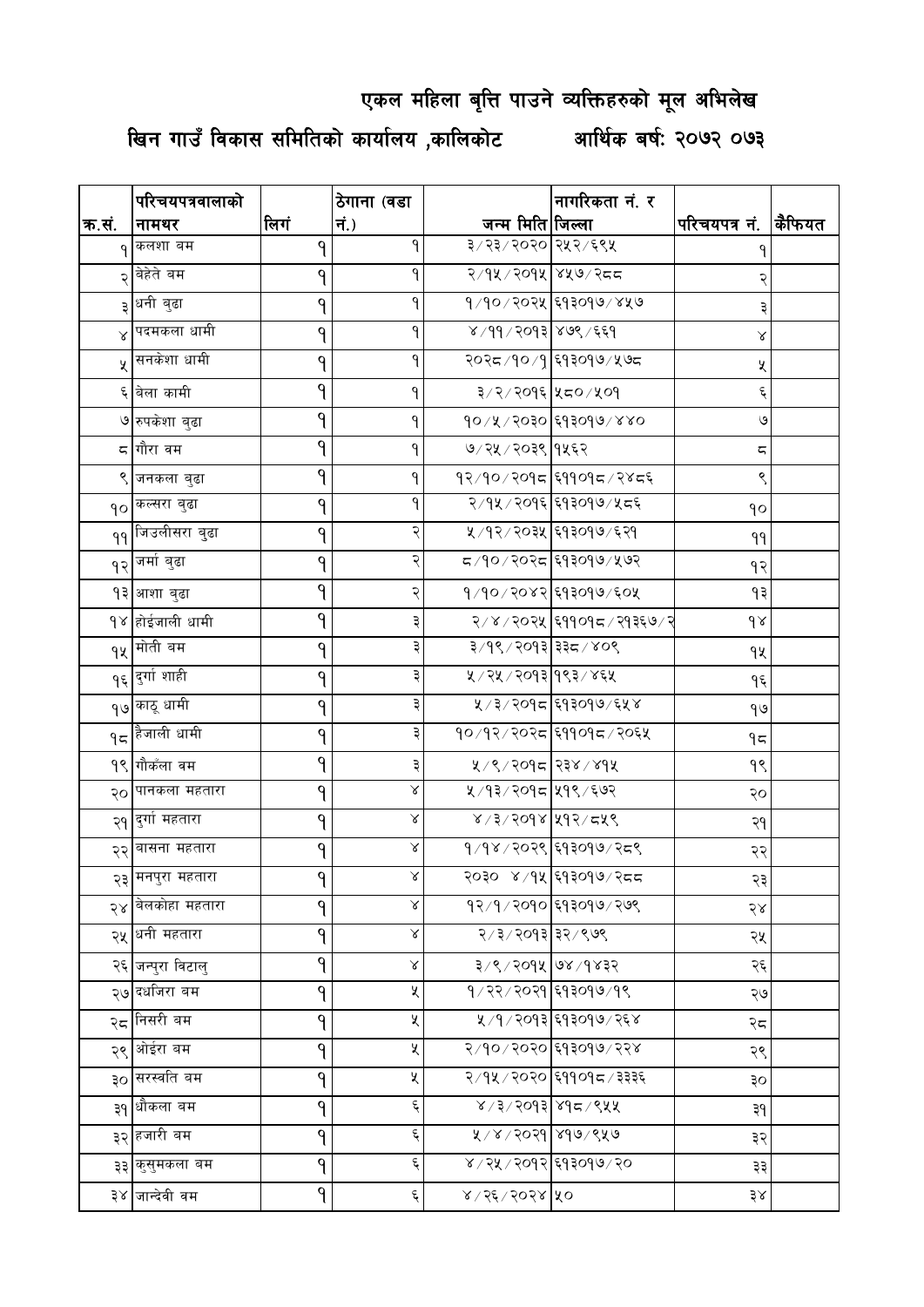# एकल महिला बृत्ति पाउने व्यक्तिहरुको मूल अभिलेख

## खिन गाउँ विकास समितिको कार्यालय ,कालिकोट आर्थिक बर्ष: २०७२ ०७३

| क्र.सं. | परिचयपत्रवालाको नामथर | लिगं | ठेगाना (वडा नं.) | जन्म मिति | नागरिकता नं. र जिल्ला | परिचयपत्र नं. | कैफियत |
|---|---|---|---|---|---|---|---|
| १ | कलशा बम | १ | १ | ३/२३/२०२० | २५२/६९५ | १ | |
| २ | बेहेते बम | १ | १ | २/१५/२०१५ | ४५७/२८८ | २ | |
| ३ | धनी बुढा | १ | १ | १/१०/२०२५ | ६१३०१७/४५७ | ३ | |
| ४ | पदमकला धामी | १ | १ | ४/११/२०१३ | ४७९/६६१ | ४ | |
| ५ | सनकेशा धामी | १ | १ | २०२८/१०/१ | ६१३०१७/५७८ | ५ | |
| ६ | बेला कामी | १ | १ | ३/२/२०१६ | ५८०/५०१ | ६ | |
| ७ | रुपकेशा बुढा | १ | १ | १०/५/२०३० | ६१३०१७/४४० | ७ | |
| ८ | गौरा वम | १ | १ | ७/२५/२०३९ | १५६२ | ८ | |
| ९ | जनकला बुढा | १ | १ | १२/१०/२०१८ | ६११०१८/२४८६ | ९ | |
| १० | कल्सरा बुढा | १ | १ | २/१५/२०१६ | ६१३०१७/५८६ | १० | |
| ११ | जिउलीसरा बुढा | १ | २ | ५/१२/२०३५ | ६१३०१७/६२१ | ११ | |
| १२ | जर्मा बुढा | १ | २ | ८/१०/२०२८ | ६१३०१७/५७२ | १२ | |
| १३ | आशा बुढा | १ | २ | १/१०/२०४२ | ६१३०१७/६०५ | १३ | |
| १४ | होईजाली धामी | १ | ३ | २/४/२०२५ | ६११०१८/२१३६७/२ | १४ | |
| १५ | मोती बम | १ | ३ | ३/१९/२०१३ | ३३८/४०९ | १५ | |
| १६ | दुर्गा शाही | १ | ३ | ५/२५/२०१३ | १९३/४६५ | १६ | |
| १७ | काठू धामी | १ | ३ | ५/३/२०१८ | ६१३०१७/६५४ | १७ | |
| १८ | हैजाली धामी | १ | ३ | १०/१२/२०२८ | ६११०१८/२०६५ | १८ | |
| १९ | गौकँला वम | १ | ३ | ५/९/२०१८ | २३४/४१५ | १९ | |
| २० | पानकला महतारा | १ | ४ | ५/१३/२०१८ | ५१९/६७२ | २० | |
| २१ | दुर्गा महतारा | १ | ४ | ४/३/२०१४ | ५१२/८५९ | २१ | |
| २२ | बासना महतारा | १ | ४ | १/१४/२०२९ | ६१३०१७/२८९ | २२ | |
| २३ | मनपुरा महतारा | १ | ४ | २०३० ४/१५ | ६१३०१७/२८८ | २३ | |
| २४ | बेलकोहा महतारा | १ | ४ | १२/१/२०१० | ६१३०१७/२७९ | २४ | |
| २५ | धनी महतारा | १ | ४ | २/३/२०१३ | ३२/९७९ | २५ | |
| २६ | जन्पुरा विटालु | १ | ४ | ३/९/२०१५ | ७४/१४३२ | २६ | |
| २७ | दधजिरा बम | १ | ५ | १/२२/२०२१ | ६१३०१७/१९ | २७ | |
| २८ | निसरी बम | १ | ५ | ५/१/२०१३ | ६१३०१७/२६४ | २८ | |
| २९ | ओईरा बम | १ | ५ | २/१०/२०२० | ६१३०१७/२२४ | २९ | |
| ३० | सरस्वति बम | १ | ५ | २/१५/२०२० | ६११०१८/३३३६ | ३० | |
| ३१ | धौकला वम | १ | ६ | ४/३/२०१३ | ४१८/९५५ | ३१ | |
| ३२ | हजारी बम | १ | ६ | ५/४/२०२१ | ४१७/९५७ | ३२ | |
| ३३ | कुसुमकला बम | १ | ६ | ४/२५/२०१२ | ६१३०१७/२० | ३३ | |
| ३४ | जान्देवी बम | १ | ६ | ४/२६/२०२४ | ५० | ३४ | |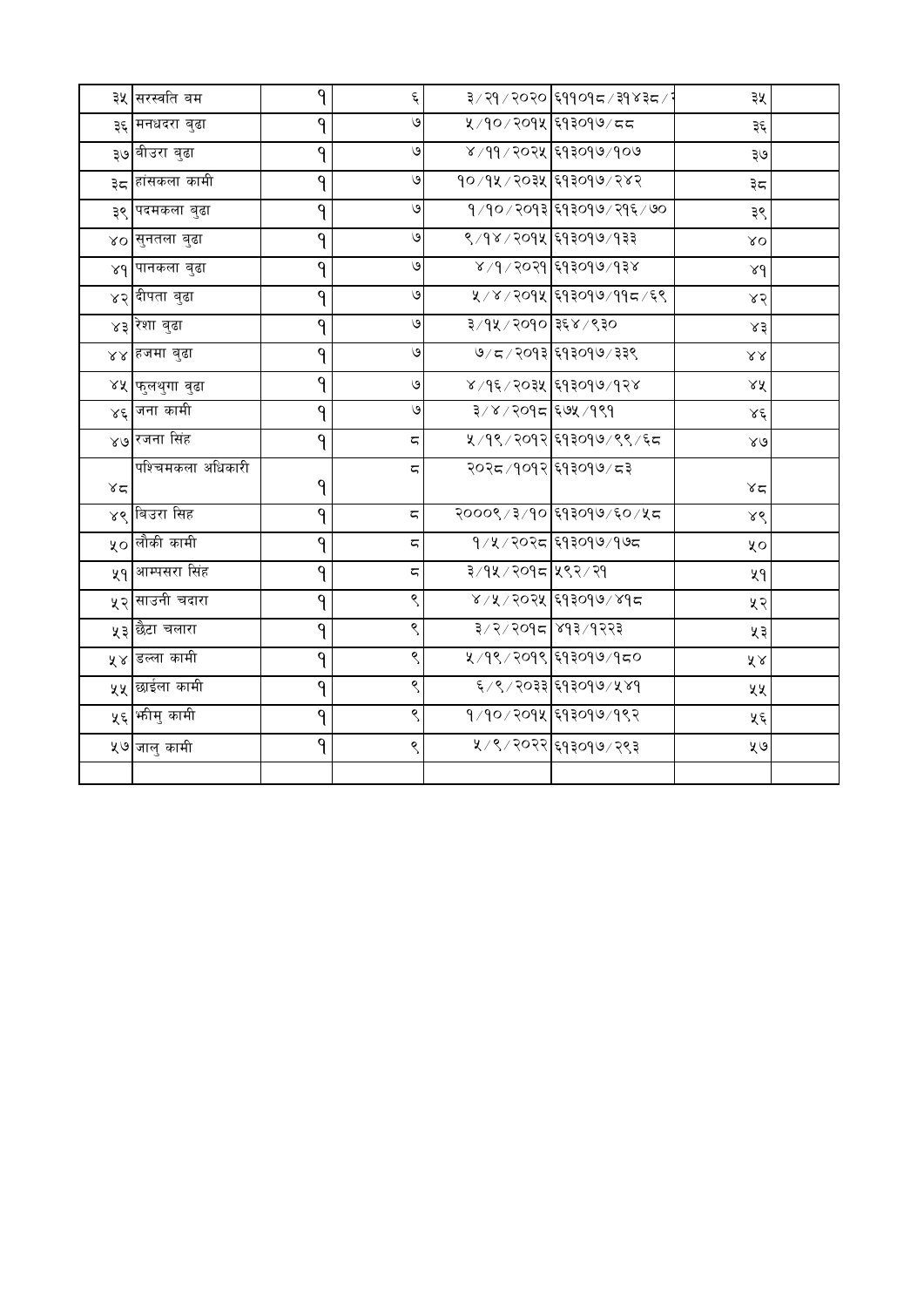| | | | | | | | |
|---|---|---|---|---|---|---|---|
| ३५ | सरस्वति बम | १ | ६ | ३/२१/२०२० | ६११०१८/३१४३८/२ | ३५ | |
| ३६ | मनधदरा बुढा | १ | ७ | ५/१०/२०१५ | ६१३०१७/८८ | ३६ | |
| ३७ | बीउरा बुढा | १ | ७ | ४/११/२०२५ | ६१३०१७/१०७ | ३७ | |
| ३८ | हांसकला कामी | १ | ७ | १०/१५/२०३५ | ६१३०१७/२४२ | ३८ | |
| ३९ | पदमकला बुढा | १ | ७ | १/१०/२०१३ | ६१३०१७/२१६/७० | ३९ | |
| ४० | सुनतला बुढा | १ | ७ | ९/१४/२०१५ | ६१३०१७/१३३ | ४० | |
| ४१ | पानकला बुढा | १ | ७ | ४/१/२०२१ | ६१३०१७/१३४ | ४१ | |
| ४२ | दीपता बुढा | १ | ७ | ५/४/२०१५ | ६१३०१७/११८/६९ | ४२ | |
| ४३ | रेशा बुढा | १ | ७ | ३/१५/२०१० | ३६४/९३० | ४३ | |
| ४४ | हजमा बुढा | १ | ७ | ७/८/२०१३ | ६१३०१७/३३९ | ४४ | |
| ४५ | फुलथुगा बुढा | १ | ७ | ४/१६/२०३५ | ६१३०१७/१२४ | ४५ | |
| ४६ | जना कामी | १ | ७ | ३/४/२०१८ | ६७५/१९१ | ४६ | |
| ४७ | रजना सिंह | १ | ८ | ५/१९/२०१२ | ६१३०१७/९९/६८ | ४७ | |
| ४८ | पश्चिमकला अधिकारी | १ | ८ | २०२८/१०१२ | ६१३०१७/८३ | ४८ | |
| ४९ | बिउरा सिह | १ | ८ | २०००९/३/१० | ६१३०१७/६०/५८ | ४९ | |
| ५० | लौकी कामी | १ | ८ | १/५/२०२८ | ६१३०१७/१७८ | ५० | |
| ५१ | आम्पसरा सिंह | १ | ८ | ३/१५/२०१८ | ५९२/२१ | ५१ | |
| ५२ | साउनी चदारा | १ | ९ | ४/५/२०२५ | ६१३०१७/४१८ | ५२ | |
| ५३ | छैटा चलारा | १ | ९ | ३/२/२०१८ | ४१३/१२२३ | ५३ | |
| ५४ | डल्ला कामी | १ | ९ | ५/१९/२०१९ | ६१३०१७/१८० | ५४ | |
| ५५ | छाईला कामी | १ | ९ | ६/९/२०३३ | ६१३०१७/५४१ | ५५ | |
| ५६ | भीमु कामी | १ | ९ | १/१०/२०१५ | ६१३०१७/१९२ | ५६ | |
| ५७ | जालु कामी | १ | ९ | ५/९/२०२२ | ६१३०१७/२९३ | ५७ | |
| | | | | | | | |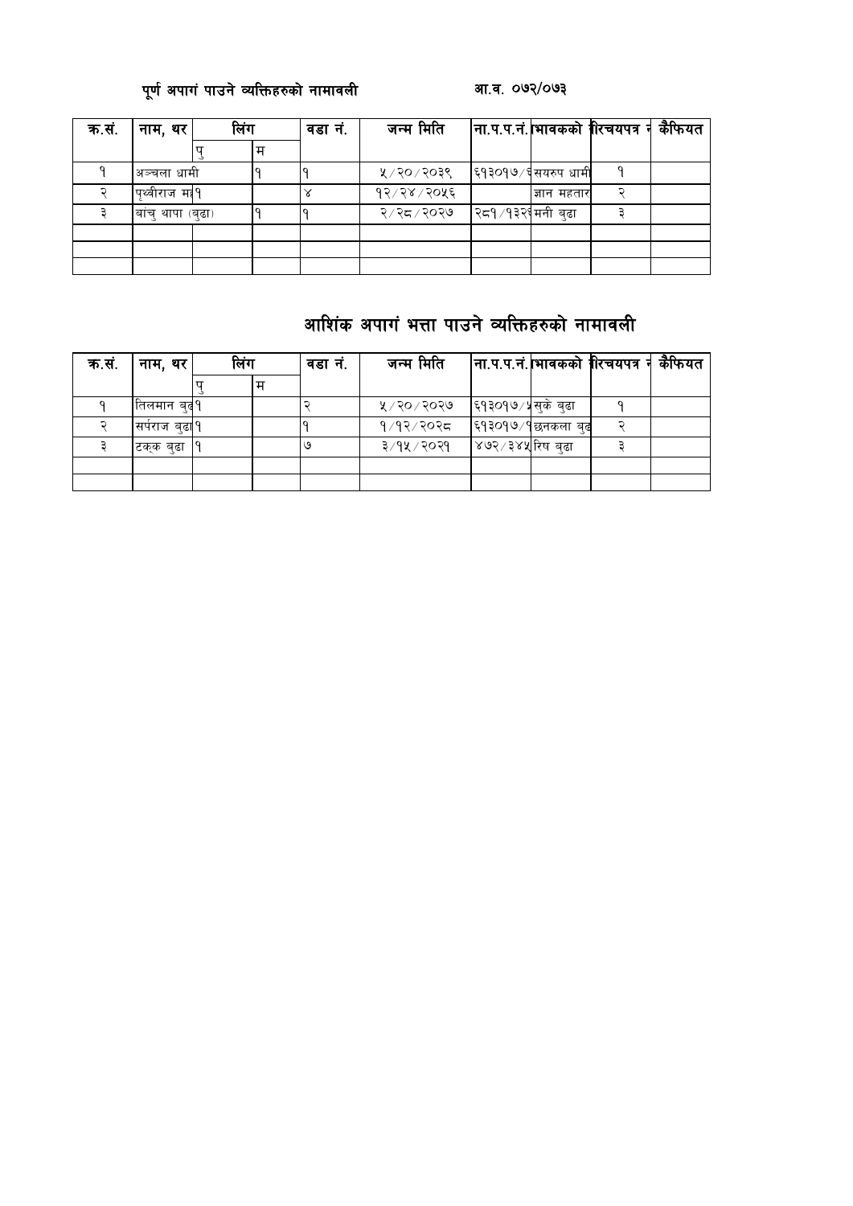पूर्ण अपागं पाउने व्यक्तिहरुको नामावली आ.व. ०७२/०७३

| क.सं. | नाम, थर | लिंग | | वडा नं. | जन्म मिति | ना.प.प.नं. | भावकको | रिचयपत्र न | कैफियत |
|---|---|---|---|---|---|---|---|---|---|
| | | पु | म | | | | | | |
| १ | अञ्चला धामी | | १ | १ | ५/२०/२०३९ | ६१३०१७/६ | सयरुप धामी | १ | |
| २ | पृथ्वीराज मह | १ | | ४ | १२/२४/२०५६ | | ज्ञान महतार | २ | |
| ३ | बांचु थापा (बुढा) | १ | | १ | २/२८/२०२७ | २८१/१३२ | मनी बुढा | ३ | |
| | | | | | | | | | |
| | | | | | | | | | |
| | | | | | | | | | |

## आशिंक अपागं भत्ता पाउने व्यक्तिहरुको नामावली

| क.सं. | नाम, थर | लिंग | | वडा नं. | जन्म मिति | ना.प.प.नं. | भावकको | रिचयपत्र न | कैफियत |
|---|---|---|---|---|---|---|---|---|---|
| | | पु | म | | | | | | |
| १ | तिलमान बुढ | १ | | २ | ५/२०/२०२७ | ६१३०१७/५ | सुके बुढा | १ | |
| २ | सर्पराज बुढा | १ | | १ | १/१२/२०२८ | ६१३०१७/१ | छनकला बुढ | २ | |
| ३ | टक्क बुढा | १ | | ७ | ३/१५/२०२१ | ४७२/३४५ | रिष बुढा | ३ | |
| | | | | | | | | | |
| | | | | | | | | | |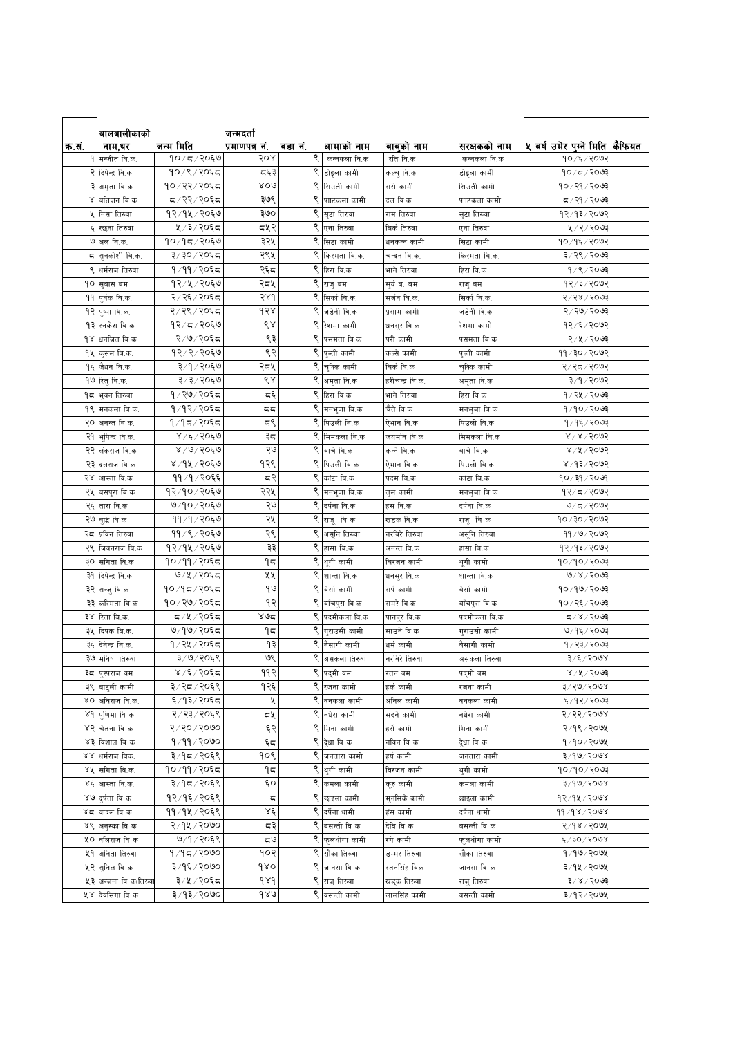| क.सं. | बालबालीकाको नाम,थर | जन्म मिति | जन्मदर्ता प्रमाणपत्र नं. | वडा नं. | आमाको नाम | बाबुको नाम | सरक्षकको नाम | ५ बर्ष उमेर पुग्ने मिति | कैफियत |
|---|---|---|---|---|---|---|---|---|---|
| १ | मन्जीत वि.क. | १०/८/२०६७ | २०४ | ९ | कन्नकला वि.क | रति वि.क | कन्नकला वि.क | १०/६/२०७२ | |
| २ | दिपेन्द्र वि.क | १०/९/२०६८ | ८६३ | ९ | डाइला कामी | कल्लु वि.क | डाइला कामी | १०/८/२०७३ | |
| ३ | अमृता वि.क. | १०/२२/२०६८ | ४०७ | ९ | सिउती कामी | सरी कामी | सिउती कामी | १०/२१/२०७३ | |
| ४ | बलिजन वि.क. | ८/२२/२०६८ | ३७९ | ९ | पाटकला कामी | दल वि.क | पाटकला कामी | ८/२१/२०७३ | |
| ५ | निसा तिरुवा | १२/१५/२०६७ | ३७० | ९ | सुटा तिरुवा | राम तिरुवा | सुटा तिरुवा | १२/१३/२०७२ | |
| ६ | रछना तिरुवा | ५/३/२०६८ | ८५२ | ९ | एना तिरुवा | बिर्के तिरुवा | एना तिरुवा | ५/२/२०७३ | |
| ७ | अल वि.क. | १०/१८/२०६७ | ३२५ | ९ | सिटा कामी | धनकन्न कामी | सिटा कामी | १०/१६/२०७२ | |
| ८ | सुनकोशी वि.क. | ३/३०/२०६८ | २९५ | ९ | किस्मता वि.क. | चन्दन वि.क. | किस्मता वि.क. | ३/२९/२०७३ | |
| ९ | धर्मराज तिरुवा | १/११/२०६८ | २६८ | ९ | हिरा वि.क | भाने तिरुवा | हिरा वि.क | १/९/२०७३ | |
| १० | सुवास बम | १२/५/२०६७ | २८५ | ९ | राजु बम | सुर्य ब. बम | राजु बम | १२/३/२०७२ | |
| ११ | पुर्वक वि.क. | २/२६/२०६८ | २४१ | ९ | सिर्का वि.क. | सर्जन वि.क. | सिर्का वि.क. | २/२४/२०७३ | |
| १२ | पुष्पा वि.क. | २/२९/२०६८ | १२४ | ९ | जडेनी वि.क | प्रसाम कामी | जडेनी वि.क | २/२७/२०७३ | |
| १३ | रनकेश वि.क. | १२/८/२०६७ | ९४ | ९ | रेशमा कामी | धनसुर वि.क | रेशमा कामी | १२/६/२०७२ | |
| १४ | धनजित वि.क. | २/७/२०६८ | ९३ | ९ | पसमता वि.क | परी कामी | पसमता वि.क | २/५/२०७३ | |
| १५ | कुसल वि.क. | १२/२/२०६७ | ९२ | ९ | पुल्ती कामी | कल्ले कामी | पुल्ती कामी | ११/३०/२०७२ | |
| १६ | जैधन वि.क. | ३/१/२०६७ | २८५ | ९ | चुक्कि कामी | बिर्के वि.क | चुक्कि कामी | २/२८/२०७२ | |
| १७ | रित्तु वि.क. | ३/३/२०६७ | ९४ | ९ | अमृता वि.क | हरीचन्द्र वि.क. | अमृता वि.क | ३/१/२०७२ | |
| १८ | भुवन तिरुवा | १/२७/२०६८ | ८६ | ९ | हिरा वि.क | भाने तिरुवा | हिरा वि.क | १/२५/२०७३ | |
| १९ | मनकला वि.क. | १/१२/२०६८ | ८८ | ९ | मनभुजा वि.क | चैते वि.क | मनभुजा वि.क | १/१०/२०७३ | |
| २० | अनन्त वि.क. | १/१८/२०६८ | ८९ | ९ | पिउली वि.क | ऐभान वि.क | पिउली वि.क | १/१६/२०७३ | |
| २१ | भूपिन्द वि.क. | ४/६/२०६७ | ३८ | ९ | मिमकला वि.क | जयमनि वि.क | मिमकला वि.क | ४/४/२०७२ | |
| २२ | लंकराज वि.क | ४/७/२०६७ | २७ | ९ | बाचे वि.क | कन्ने वि.क | बाचे वि.क | ४/५/२०७२ | |
| २३ | दलराज वि.क | ४/१५/२०६७ | १२९ | ९ | पिउली वि.क | ऐभान वि.क | पिउली वि.क | ४/१३/२०७२ | |
| २४ | आस्ता वि.क | ११/१/२०६६ | ८२ | ९ | कांटा वि.क | पदम वि.क | कांटा वि.क | १०/३१/२०७१ | |
| २५ | बसपुरा वि.क | १२/१०/२०६७ | २२५ | ९ | मनभुजा वि.क | तुल कामी | मनभुजा वि.क | १२/८/२०७२ | |
| २६ | तारा वि.क | ७/१०/२०६७ | २७ | ९ | दर्पना वि.क | हंस वि.क | दर्पना वि.क | ७/८/२०७२ | |
| २७ | बुद्धि वि.क | ११/१/२०६७ | २५ | ९ | राजू वि.क | खडक वि.क | राजू वि.क | १०/३०/२०७२ | |
| २८ | प्रविन तिरुवा | ११/९/२०६७ | २९ | ९ | असुनि तिरुवा | नरबिरे तिरुवा | असुनि तिरुवा | ११/७/२०७२ | |
| २९ | जिवनराज वि.क | १२/१५/२०६७ | ३३ | ९ | हांसा वि.क | अनन्त वि.क | हांसा वि.क | १२/१३/२०७२ | |
| ३० | संगिता वि.क | १०/११/२०६८ | १८ | ९ | थुगी कामी | बिरजन कामी | थुगी कामी | १०/१०/२०७३ | |
| ३१ | दिपेन्द्र वि.क | ७/५/२०६८ | ५५ | ९ | शान्ता वि.क | धनसुर वि.क | शान्ता वि.क | ७/४/२०७३ | |
| ३२ | सन्जु वि.क | १०/१८/२०६८ | १७ | ९ | बेसां कामी | सर्प कामी | बेसां कामी | १०/१७/२०७३ | |
| ३३ | कस्मिता वि.क. | १०/२७/२०६८ | १२ | ९ | बाँचपुरा वि.क | समरे वि.क | बाँचपुरा वि.क | १०/२६/२०७३ | |
| ३४ | रिता वि.क. | ८/५/२०६८ | ४७८ | ९ | पदमीकला वि.क | पानपुर वि.क | पदमीकला वि.क | ८/४/२०७३ | |
| ३५ | दिपक वि.क. | ७/१७/२०६८ | १८ | ९ | गुराउसी कामी | साउने वि.क | गुराउसी कामी | ७/१६/२०७३ | |
| ३६ | देवेन्द्र वि.क. | १/२५/२०६८ | १३ | ९ | बैसागी कामी | धर्म कामी | बैसागी कामी | १/२३/२०७३ | |
| ३७ | मनिषा तिरुवा | ३/७/२०६९ | ७९ | ९ | असकला तिरुवा | नरबिरे तिरुवा | असकला तिरुवा | ३/६/२०७४ | |
| ३८ | पुस्पराज बम | ४/६/२०६८ | ११२ | ९ | पदमी बम | रतन बम | पदमी बम | ४/५/२०७३ | |
| ३९ | बाटुली कामी | ३/२८/२०६९ | १२६ | ९ | रजना कामी | हर्क कामी | रजना कामी | ३/२७/२०७४ | |
| ४० | अविराज वि.क. | ६/१३/२०६८ | ५ | ९ | बनकला कामी | अनिल कामी | बनकला कामी | ६/१२/२०७३ | |
| ४१ | पुणिमा वि क | २/२३/२०६९ | ८५ | ९ | नधेरा कामी | सदने कामी | नधेरा कामी | २/२२/२०७४ | |
| ४२ | चेतना वि क | २/२०/२०७० | ६२ | ९ | मिना कामी | हर्से कामी | मिना कामी | २/१९/२०७५ | |
| ४३ | विशाल वि क | १/११/२०७० | ६८ | ९ | देधा वि क | नविन वि क | देधा वि क | १/१०/२०७५ | |
| ४४ | धर्मराज विक. | ३/१८/२०६९ | १०९ | ९ | जनतारा कामी | हर्ष कामी | जनतारा कामी | ३/१७/२०७४ | |
| ४५ | संगिता वि.क. | १०/११/२०६८ | १८ | ९ | थुगी कामी | बिरजन कामी | थुगी कामी | १०/१०/२०७३ | |
| ४६ | आस्ता वि.क. | ३/१८/२०६९ | ६० | ९ | कमला कामी | कूरु कामी | कमला कामी | ३/१७/२०७४ | |
| ४७ | दुर्पता वि क | १२/१६/२०६९ | ८ | ९ | छाइला कामी | मुनसिके कामी | छाइला कामी | १२/१५/२०७४ | |
| ४८ | बादल वि क | ११/१५/२०६९ | ४६ | ९ | दर्पना धामी | हंस कामी | दर्पना धामी | ११/१४/२०७४ | |
| ४९ | अनुस्का वि क | २/१५/२०७० | ८३ | ९ | बसन्ती वि क | देवि वि क | बसन्ती वि क | २/१४/२०७५ | |
| ५० | बलिराज वि क | ७/१/२०६९ | ८७ | ९ | फुलथोगा कामी | रंगे कामी | फुलथोगा कामी | ६/३०/२०७४ | |
| ५१ | अनिता तिरुवा | १/१८/२०७० | १०२ | ९ | सौका तिरुवा | डम्मर तिरुवा | सौका तिरुवा | १/१७/२०७५ | |
| ५२ | सुनिल वि क | ३/१६/२०७० | १४० | ९ | जानसा वि क | रतनसिंह विक | जानसा वि क | ३/१५/२०७५ | |
| ५३ | अन्जना वि क।तिरुवा | ३/५/२०६८ | १४१ | ९ | राजु तिरुवा | खड्क तिरुवा | राजु तिरुवा | ३/४/२०७३ | |
| ५४ | देवसिगा वि क | ३/१३/२०७० | १४७ | ९ | बसन्ती कामी | लालसिंह कामी | बसन्ती कामी | ३/१२/२०७५ | |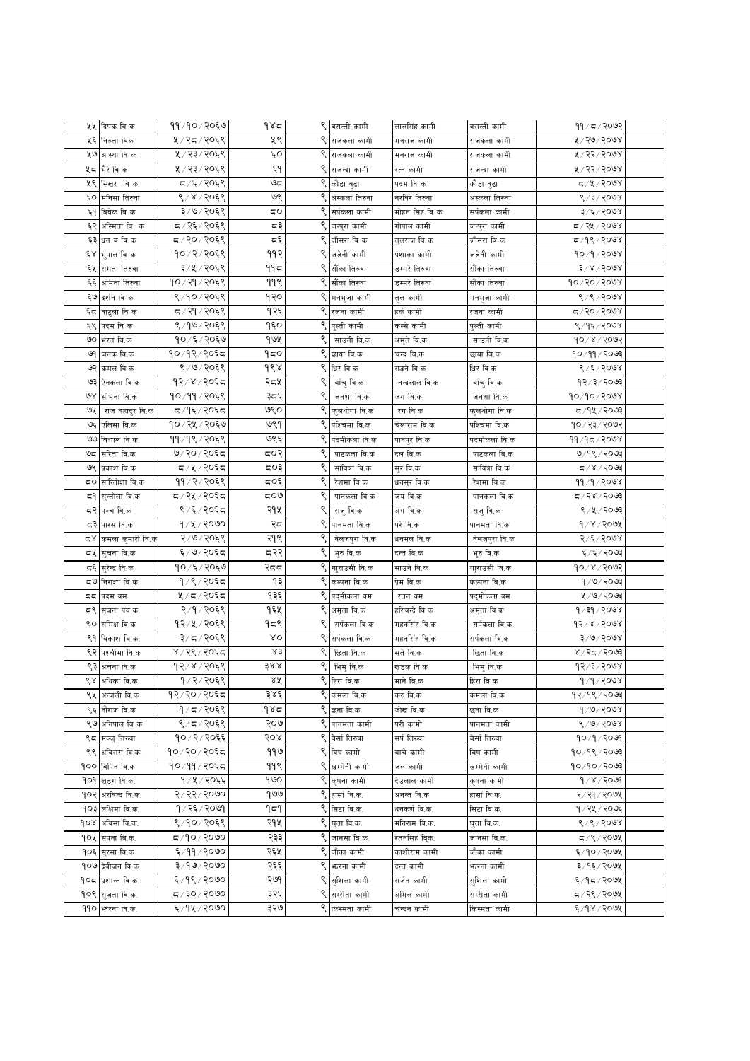| | | | | | | | | | |
|---|---|---|---|---|---|---|---|---|---|
| ५५ | दिपक वि क | ११/१०/२०६७ | १४८ | ९ | बसन्ती कामी | लालसिंह कामी | बसन्ती कामी | ११/८/२०७२ | |
| ५६ | निरुता विक | ५/२८/२०६९ | ५९ | ९ | राजकला कामी | मनराज कामी | राजकला कामी | ५/२७/२०७४ | |
| ५७ | आस्था वि क | ५/२३/२०६९ | ६० | ९ | राजकला कामी | मनराज कामी | राजकला कामी | ५/२२/२०७४ | |
| ५८ | भैरे वि क | ५/२३/२०६९ | ६१ | ९ | राजन्दा कामी | रत्न कामी | राजन्दा कामी | ५/२२/२०७४ | |
| ५९ | सिखर वि क | ८/६/२०६९ | ७८ | ९ | कौडा बुढा | पदम वि क | कौडा बुढा | ८/५/२०७४ | |
| ६० | मनिसा तिरुवा | ९/४/२०६९ | ७९ | ९ | अस्कला तिरुवा | नरविरे तिरुवा | अस्कला तिरुवा | ९/३/२०७४ | |
| ६१ | विवेक वि क | ३/७/२०६९ | ८० | ९ | सर्पकला कामी | मोहन सिंह वि क | सर्पकला कामी | ३/६/२०७४ | |
| ६२ | अस्मिता वि क | ८/२६/२०६९ | ८३ | ९ | जन्पुरा कामी | गोपाल कामी | जन्पुरा कामी | ८/२५/२०७४ | |
| ६३ | धन ब वि क | ८/२०/२०६९ | ८६ | ९ | जौसरा वि क | तुलराज वि क | जौसरा वि क | ८/१९/२०७४ | |
| ६४ | भुपाल वि क | १०/२/२०६९ | ११२ | ९ | जडेनी कामी | प्रशाका कामी | जडेनी कामी | १०/१/२०७४ | |
| ६५ | रमिता तिरुवा | ३/५/२०६९ | ११८ | ९ | सौंका तिरुवा | डम्मरे तिरुवा | सौंका तिरुवा | ३/४/२०७४ | |
| ६६ | अमिता तिरुवा | १०/२१/२०६९ | ११९ | ९ | सौंका तिरुवा | डम्मरे तिरुवा | सौंका तिरुवा | १०/२०/२०७४ | |
| ६७ | दर्शन वि क | ९/१०/२०६९ | १२० | ९ | मनभुजा कामी | तुल कामी | मनभुजा कामी | ९/९/२०७४ | |
| ६८ | बाट्ली वि क | ८/२१/२०६९ | १२६ | ९ | रजना कामी | हर्क कामी | रजना कामी | ८/२०/२०७४ | |
| ६९ | पदम वि क | ९/१७/२०६९ | १६० | ९ | पुल्ती कामी | कल्से कामी | पुल्ती कामी | ९/१६/२०७४ | |
| ७० | भरत वि.क | १०/६/२०६७ | १७५ | ९ | साउनी वि.क | अमृते वि.क | साउनी वि.क | १०/४/२०७२ | |
| ७१ | जनक वि.क | १०/१२/२०६८ | १८० | ९ | छाया वि.क | चन्द्र वि.क | छाया वि.क | १०/११/२०७३ | |
| ७२ | कमल वि.क | ९/७/२०६९ | १९४ | ९ | धिर वि.क | सढने वि.क | धिर वि.क | ९/६/२०७४ | |
| ७३ | ऐनकला वि.क | १२/४/२०६८ | २८५ | ९ | बाँचु वि.क | नन्दलाल वि.क | बाँचु वि.क | १२/३/२०७३ | |
| ७४ | सोभना वि.क | १०/११/२०६९ | ३८६ | ९ | जनशा वि.क | जग वि.क | जनशा वि.क | १०/१०/२०७४ | |
| ७५ | राज बहादुर वि.क | ८/१६/२०६८ | ७९० | ९ | फुलथोगा वि.क | रग वि.क | फुलथोगा वि.क | ८/१५/२०७३ | |
| ७६ | एलिसा वि.क | १०/२५/२०६७ | ७९१ | ९ | पश्चिमा वि.क | चेलाराम वि.क | पश्चिमा वि.क | १०/२३/२०७२ | |
| ७७ | विशाल वि.क. | ११/१९/२०६९ | ७९६ | ९ | पदमीकला वि.क | पानपुर वि.क | पदमीकला वि.क | ११/१८/२०७४ | |
| ७८ | सरिता वि.क | ७/२०/२०६८ | ८०२ | ९ | पाटकला वि.क | दल वि.क | पाटकला वि.क | ७/१९/२०७३ | |
| ७९ | प्रकाश वि.क | ८/५/२०६८ | ८०३ | ९ | साविता वि.क | सुर वि.क | साविता वि.क | ८/४/२०७३ | |
| ८० | साल्तोशा वि.क | ११/२/२०६९ | ८०६ | ९ | रेशमा वि.क | धनसुर वि.क | रेशमा वि.क | ११/१/२०७४ | |
| ८१ | सुन्तोला वि.क | ८/२५/२०६८ | ८०७ | ९ | पानकला वि.क | जय वि.क | पानकला वि.क | ८/२४/२०७३ | |
| ८२ | पञ्च वि.क | ९/६/२०६८ | २१५ | ९ | राजु वि.क | अंग वि.क | राजु वि.क | ९/५/२०७३ | |
| ८३ | पारस वि.क | १/५/२०७० | २८ | ९ | पानमता वि.क | परे वि.क | पानमता वि.क | १/४/२०७५ | |
| ८४ | कमला कुमारी वि.क | २/७/२०६९ | २१९ | ९ | बेलजपुरा वि.क | धनमल वि.क | बेलजपुरा वि.क | २/६/२०७४ | |
| ८५ | सुचना वि.क | ६/७/२०६८ | ८२२ | ९ | भुरु वि.क | दन्त वि.क | भुरु वि.क | ६/६/२०७३ | |
| ८६ | सुरेन्द्र वि.क | १०/६/२०६७ | २८८ | ९ | गाराउसी वि.क | साउने वि.क | गाराउसी वि.क | १०/४/२०७२ | |
| ८७ | निराशा वि.क. | १/९/२०६८ | १३ | ९ | कल्पना वि.क | प्रेम वि.क | कल्पना वि.क | १/७/२०७३ | |
| ८८ | पदम बम | ५/८/२०६८ | १३६ | ९ | पदमीकला बम | रतन बम | पदमीकला बम | ५/७/२०७३ | |
| ८९ | सुजना पव.क. | २/१/२०६९ | १६५ | ९ | अमृता वि.क | हरिचन्द्रे वि.क | अमृता वि.क | १/३१/२०७४ | |
| ९० | समिक्षा वि.क | १२/५/२०६९ | १८९ | ९ | सर्पकला वि.क | महनसिंह वि.क | सर्पकला वि.क | १२/४/२०७४ | |
| ९१ | विकाश वि.क. | ३/८/२०६९ | ४० | ९ | सर्पकला वि.क | महनसिंह वि.क | सर्पकला वि.क | ३/७/२०७४ | |
| ९२ | पश्चीमा वि.क | ४/२९/२०६८ | ४३ | ९ | छिता वि.क | सते वि.क | छिता वि.क | ४/२८/२०७३ | |
| ९३ | अर्चना वि.क | १२/४/२०६९ | ३४४ | ९ | भिमु वि.क | खडक वि.क | भिमु वि.क | १२/३/२०७४ | |
| ९४ | अधिका वि.क | १/२/२०६९ | ४५ | ९ | हिरा वि.क | माने वि.क | हिरा वि.क | १/१/२०७४ | |
| ९५ | अन्जली वि.क | १२/२०/२०६८ | ३४६ | ९ | कमला वि.क | करु वि.क | कमला वि.क | १२/१९/२०७३ | |
| ९६ | नौराज वि.क | १/८/२०६९ | १४८ | ९ | छना वि.क | जोख वि.क | छना वि.क | १/७/२०७४ | |
| ९७ | अनिपाल वि.क | ९/८/२०६९ | २०७ | ९ | पानमता कामी | परी कामी | पानमता कामी | ९/७/२०७४ | |
| ९८ | मन्जु तिरुवा | १०/२/२०६६ | २०४ | ९ | बेसां तिरुवा | सर्प तिरुवा | बेसां तिरुवा | १०/१/२०७१ | |
| ९९ | अविसरा वि.क. | १०/२०/२०६८ | ११७ | ९ | विष कामी | बाचे कामी | विष कामी | १०/१९/२०७३ | |
| १०० | विपिन वि.क | १०/११/२०६८ | ११९ | ९ | खम्मेनी कामी | जल कामी | खम्मेनी कामी | १०/१०/२०७३ | |
| १०१ | खड्ग वि.क. | १/५/२०६६ | १७० | ९ | कृषना कामी | देउलाल कामी | कृषना कामी | १/४/२०७१ | |
| १०२ | अरविन्द वि.क. | २/२२/२०७० | १७७ | ९ | हासां वि.क. | अनन्त वि.क | हासां वि.क. | २/२१/२०७५ | |
| १०३ | लक्षिमा वि.क. | १/२६/२०७१ | १८१ | ९ | सिटा वि.क. | धनकर्ण वि.क. | सिटा वि.क. | १/२५/२०७६ | |
| १०४ | अविसा वि.क. | ९/१०/२०६९ | २१५ | ९ | घुता वि.क. | मनिराम वि.क. | घुता वि.क. | ९/९/२०७४ | |
| १०५ | सपना वि.क. | ८/१०/२०७० | २३३ | ९ | जानसा वि.क. | रतनसिंहं विक. | जानसा वि.क. | ८/९/२०७५ | |
| १०६ | सुरसा वि.क | ६/११/२०७० | २६५ | ९ | जौका कामी | काशीराम कामी | जौका कामी | ६/१०/२०७५ | |
| १०७ | देवीजन वि.क. | ३/१७/२०७० | २६६ | ९ | भरना कामी | दन्त कामी | भरना कामी | ३/१६/२०७५ | |
| १०८ | प्रशान्त वि.क. | ६/१९/२०७० | २७१ | ९ | सुशिला कामी | सर्जन कामी | सुशिला कामी | ६/१८/२०७५ | |
| १०९ | सुजता वि.क. | ८/३०/२०७० | ३२६ | ९ | सम्गीता कामी | अमिल कामी | सम्गीता कामी | ८/२९/२०७५ | |
| ११० | भरना वि.क. | ६/१५/२०७० | ३२७ | ९ | किस्मता कामी | चन्दन कामी | किस्मता कामी | ६/१४/२०७५ | |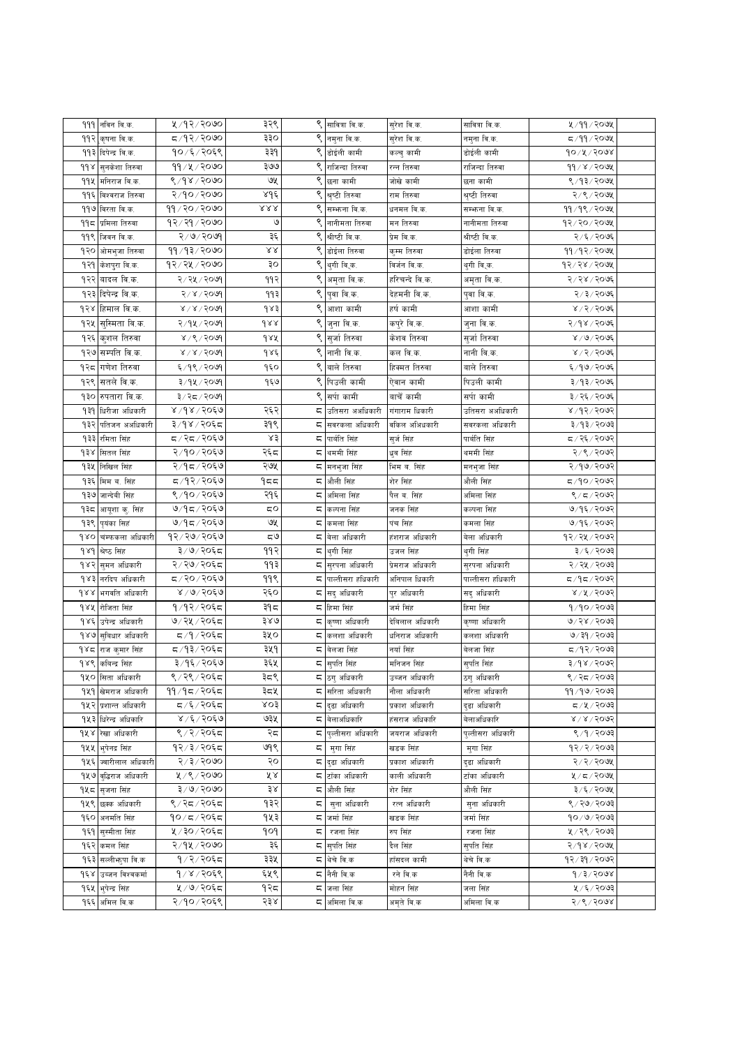| | | | | | | | | | |
|---|---|---|---|---|---|---|---|---|---|
| १११ | नविन वि.क. | ५/१२/२०७० | ३२९ | ९ | साविना वि.क. | सुरेश वि.क. | साविना वि.क. | ५/११/२०७५ | |
| ११२ | कृपना वि.क. | ८/१२/२०७० | ३३० | ९ | नमुना वि.क. | सुरेश वि.क. | नमुना वि.क. | ८/११/२०७५ | |
| ११३ | दिपेन्द्र वि.क. | १०/६/२०६९ | ३३१ | ९ | डोईली कामी | कल्चु कामी | डोईली कामी | १०/५/२०७४ | |
| ११४ | सुनकेशा तिरुवा | ११/५/२०७० | ३७७ | ९ | राजिन्दा तिरुवा | रत्न तिरुवा | राजिन्दा तिरुवा | ११/४/२०७५ | |
| ११५ | मनिराज वि.क. | ९/१४/२०७० | ७५ | ९ | छना कामी | जोखे कामी | छना कामी | ९/१३/२०७५ | |
| ११६ | विश्वराज तिरुवा | २/१०/२०७० | ४१६ | ९ | श्रृष्टी तिरुवा | राम तिरुवा | श्रृष्टी तिरुवा | २/९/२०७५ | |
| ११७ | विरता वि.क. | ११/२०/२०७० | ४४४ | ९ | सम्फना वि.क. | धनमल वि.क. | सम्फना वि.क. | ११/१९/२०७५ | |
| ११८ | प्रमिला तिरुवा | १२/२१/२०७० | ७ | ९ | नानीमता तिरुवा | मन तिरुवा | नानीमता तिरुवा | १२/२०/२०७५ | |
| ११९ | जिवन वि.क. | २/७/२०७१ | ३६ | ९ | श्रीष्टी वि.क. | प्रेम वि.क. | श्रीष्टी वि.क. | २/६/२०७६ | |
| १२० | ओमभुजा तिरुवा | ११/१३/२०७० | ४४ | ९ | डोइला तिरुवा | कुम्म तिरुवा | डोइला तिरुवा | ११/१२/२०७५ | |
| १२१ | केशपुरा वि.क. | १२/२५/२०७० | ३० | ९ | थुगी वि.क. | विर्जन वि.क. | थुगी वि.क. | १२/२४/२०७५ | |
| १२२ | बादल वि.क. | २/२५/२०७१ | ११२ | ९ | अमृता वि.क. | हरिचन्दे वि.क. | अमृता वि.क. | २/२४/२०७६ | |
| १२३ | दिपेन्द्र वि.क. | २/४/२०७१ | ११३ | ९ | पुवा वि.क. | देहमनी वि.क. | पुवा वि.क. | २/३/२०७६ | |
| १२४ | हिमाल वि.क. | ४/४/२०७१ | १४३ | ९ | आशा कामी | हर्ष कामी | आशा कामी | ४/२/२०७६ | |
| १२५ | सुस्मिता वि.क. | २/१५/२०७१ | १४४ | ९ | जुना वि.क. | कपुरे वि.क. | जुना वि.क. | २/१४/२०७६ | |
| १२६ | कुशल तिरुवा | ४/९/२०७१ | १४५ | ९ | सुर्जा तिरुवा | केशव तिरुवा | सुर्जा तिरुवा | ४/७/२०७६ | |
| १२७ | सम्पति वि.क. | ४/४/२०७१ | १४६ | ९ | नानी वि.क. | कल वि.क. | नानी वि.क. | ४/२/२०७६ | |
| १२८ | गणेश तिरुवा | ६/१९/२०७१ | १६० | ९ | बाले तिरुवा | हिक्मत तिरुवा | बाले तिरुवा | ६/१७/२०७६ | |
| १२९ | सतले वि.क. | ३/१५/२०७१ | १६७ | ९ | पिउली कामी | ऐवान कामी | पिउली कामी | ३/१३/२०७६ | |
| १३० | रुपतारा वि.क. | ३/२८/२०७१ | | ९ | सर्पा कामी | बाचें कामी | सर्पा कामी | ३/२६/२०७६ | |
| १३१ | धिरीजा अधिकारी | ४/१४/२०६७ | २६२ | ८ | उतिसरा अअधिकारी | गंगाराम धिकारी | उतिसरा अअधिकारी | ४/१२/२०७२ | |
| १३२ | पतिजन अअधिकारी | ३/१४/२०६८ | ३१९ | ८ | सवरकला अधिकारी | वकिल अधिकारी | सवरकला अधिकारी | ३/१३/२०७३ | |
| १३३ | रमिता सिंह | ८/२८/२०६७ | ४३ | ८ | पार्वति सिंह | सुर्ज सिंह | पार्वति सिंह | ८/२६/२०७२ | |
| १३४ | सितल सिंह | २/१०/२०६७ | २६८ | ८ | थममी सिंह | ध्रुव सिंह | थममी सिंह | २/९/२०७२ | |
| १३५ | निखिल सिंह | २/१८/२०६७ | २७५ | ८ | मनभुजा सिंह | भिम ब. सिंह | मनभुजा सिंह | २/१७/२०७२ | |
| १३६ | मिम ब. सिंह | ८/१२/२०६७ | १८८ | ८ | औली सिंह | शेर सिंह | औली सिंह | ८/१०/२०७२ | |
| १३७ | जान्देवी सिंह | ९/१०/२०६७ | २१६ | ८ | अमिला सिंह | पैल ब. सिंह | अमिला सिंह | ९/८/२०७२ | |
| १३८ | आयुशा कु. सिंह | ७/१८/२०६७ | ८० | ८ | कल्पना सिंह | जनक सिंह | कल्पना सिंह | ७/१६/२०७२ | |
| १३९ | पृयंका सिहं | ७/१८/२०६७ | ७५ | ८ | कमला सिंह | पंच सिंह | कमला सिंह | ७/१६/२०७२ | |
| १४० | चम्फकला अधिकारी | १२/२७/२०६७ | ८७ | ८ | बेला अधिकारी | हंशराज अधिकारी | बेला अधिकारी | १२/२५/२०७२ | |
| १४१ | श्रेष्ठ सिंह | ३/७/२०६८ | ११२ | ८ | थुगी सिंह | उजल सिंह | थुगी सिंह | ३/६/२०७३ | |
| १४२ | सुमन अधिकारी | २/२७/२०६८ | ११३ | ८ | सुरपना अधिकारी | प्रेमराज अधिकारी | सुरपना अधिकारी | २/२५/२०७३ | |
| १४३ | नरदिप अधिकारी | ८/२०/२०६७ | ११९ | ८ | पाल्तीसरा हधिकारी | अनिपाल धिकारी | पाल्तीसरा हधिकारी | ८/१८/२०७२ | |
| १४४ | भगवति अधिकारी | ४/७/२०६७ | २६० | ८ | सदु अधिकारी | पुर अधिकारी | सदु अधिकारी | ४/५/२०७२ | |
| १४५ | रोजिता सिंह | १/१२/२०६८ | ३१८ | ८ | हिमा सिंह | जर्म सिंह | हिमा सिंह | १/१०/२०७३ | |
| १४६ | उपेन्द्र अधिकारी | ७/२५/२०६८ | ३४७ | ८ | कृष्णा अधिकारी | देविलाल अधिकारी | कृष्णा अधिकारी | ७/२४/२०७३ | |
| १४७ | सुविधार अधिकारी | ८/१/२०६८ | ३५० | ८ | कलशा अधिकारी | धनिराज अधिकारी | कलशा अधिकारी | ७/३१/२०७३ | |
| १४८ | राज कुमार सिंह | ८/१३/२०६८ | ३५१ | ८ | बेलजा सिंह | नर्या सिंह | बेलजा सिंह | ८/१२/२०७३ | |
| १४९ | कविन्द्र सिंह | ३/१६/२०६७ | ३६५ | ८ | सुपति सिंह | मनिजन सिंह | सुपति सिंह | ३/१४/२०७२ | |
| १५० | सिता अधिकारी | ९/२९/२०६८ | ३८९ | ८ | ठगु अधिकारी | उब्जन अधिकारी | ठगु अधिकारी | ९/२८/२०७३ | |
| १५१ | खेमराज अधिकारी | ११/१८/२०६८ | ३८५ | ८ | सरिता अधिकारी | नौला अधिकारी | सरिता अधिकारी | ११/१७/२०७३ | |
| १५२ | प्रशान्त अधिकारी | ८/६/२०६८ | ४०३ | ८ | दुद्दा अधिकारी | प्रकाश अधिकारी | दुद्दा अधिकारी | ८/५/२०७३ | |
| १५३ | धिरेन्द्र अधिकारि | ४/६/२०६७ | ७३५ | ८ | बेलाअधिकारि | हंसराज अधिकारि | बेलाअधिकारि | ४/४/२०७२ | |
| १५४ | रेखा अधिकारी | ९/२/२०६८ | २८ | ८ | पुल्तीसरा अधिकारी | जयराज अधिकारी | पुल्तीसरा अधिकारी | ९/१/२०७३ | |
| १५५ | भुपेनद्र सिंह | १२/३/२०६८ | ७१९ | ८ | मुगा सिंह | खडक सिंह | मुगा सिंह | १२/२/२०७३ | |
| १५६ | ज्वारीलाल अधिकारी | २/३/२०७० | २० | ८ | दुद्दा अधिकारी | प्रकाश अधिकारी | दुद्दा अधिकारी | २/२/२०७५ | |
| १५७ | बुद्दिराज अधिकारी | ५/९/२०७० | ५४ | ८ | टांका अधिकारी | काली अधिकारी | टांका अधिकारी | ५/८/२०७५ | |
| १५८ | सृजना सिंह | ३/७/२०७० | ३४ | ८ | औली सिंह | शेर सिंह | औली सिंह | ३/६/२०७५ | |
| १५९ | छक्क अधिकारी | ९/२८/२०६८ | १३२ | ८ | सुना अधिकारी | रत्न अधिकारी | सुना अधिकारी | ९/२७/२०७३ | |
| १६० | अनमति सिंह | १०/८/२०६८ | १५३ | ८ | जर्मा सिंह | खडक सिंह | जर्मा सिंह | १०/७/२०७३ | |
| १६१ | सुस्मीता सिंह | ५/३०/२०६८ | १०१ | ८ | रजना सिंह | रुप सिंह | रजना सिंह | ५/२९/२०७३ | |
| १६२ | कमल सिंह | २/१५/२०७० | ३६ | ८ | सुपति सिंह | दैल सिंह | सुपति सिंह | २/१४/२०७५ | |
| १६३ | सल्लीकृपा वि.क | १/२/२०६८ | ३३५ | ८ | थेचे वि.क | हाँसदल कामी | थेचे वि.क | १२/३१/२०७२ | |
| १६४ | उब्जन विश्वकर्मा | १/४/२०६९ | ६५९ | ८ | नैनी वि.क | रने वि.क | नैनी वि.क | १/३/२०७४ | |
| १६५ | भुपेन्द्र सिंह | ५/७/२०६८ | १२८ | ८ | जला सिंह | मोहन सिंह | जला सिंह | ५/६/२०७३ | |
| १६६ | अमिल वि.क | २/१०/२०६९ | २३४ | ८ | अमिला वि.क | अमृते वि.क | अमिला वि.क | २/९/२०७४ | |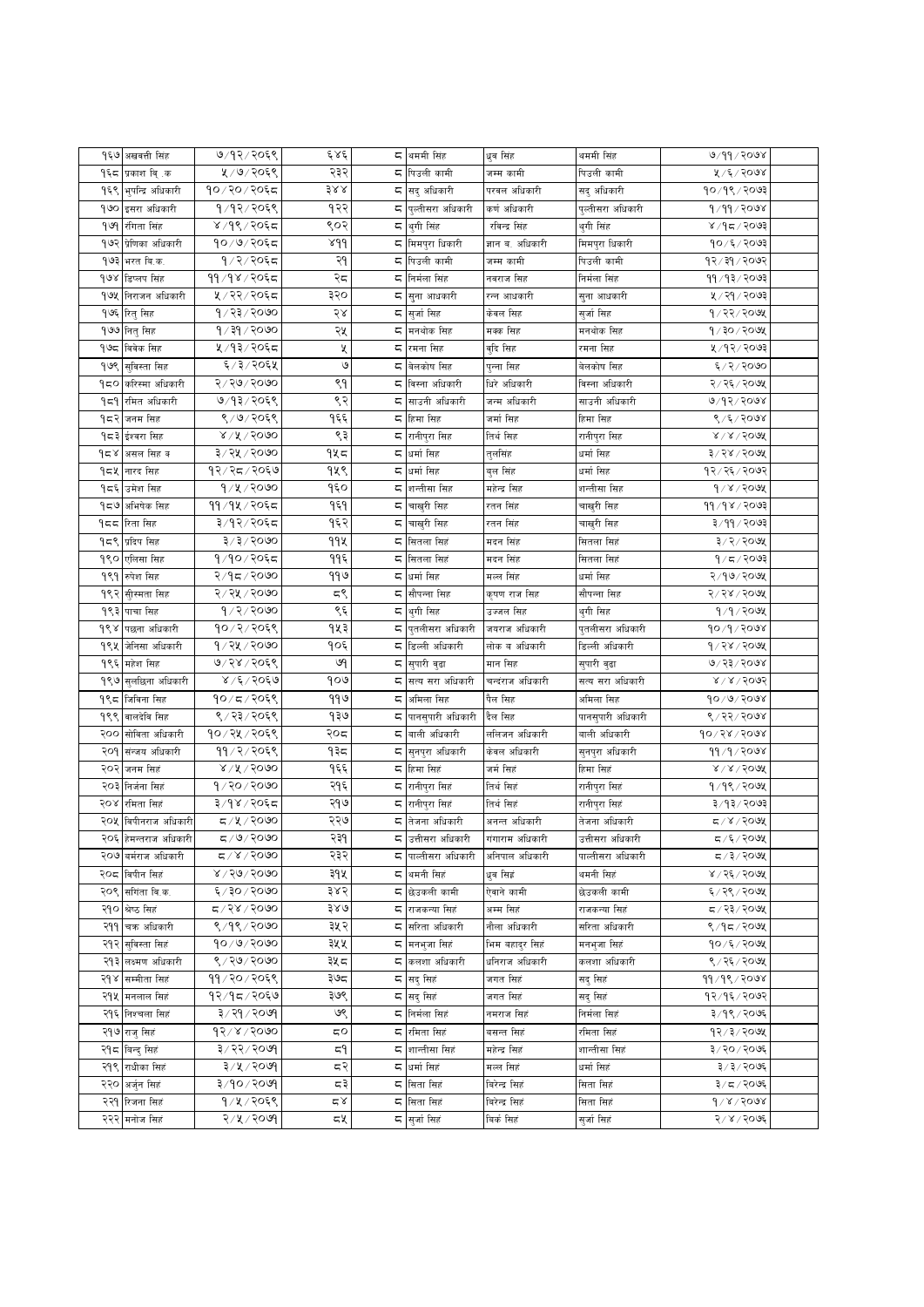|  |  |  |  |  |  |  |  |  |
|---|---|---|---|---|---|---|---|---|
| १६७ | अखवत्ती सिंह | ७/१२/२०६९ | ६४६ | ८ | धममी सिंह | ध्रुव सिंह | धममी सिंह | ७/११/२०७४ |
| १६८ | प्रकाश वि .क | ५/७/२०६९ | २३२ | ८ | पिउली कामी | जम्म कामी | पिउली कामी | ५/६/२०७४ |
| १६९ | भुपन्द्रि अधिकारी | १०/२०/२०६८ | ३४४ | ८ | सद् अधिकारी | परवल अधिकारी | सद् अधिकारी | १०/१९/२०७३ |
| १७० | इसरा अधिकारी | १/१२/२०६९ | १२२ | ८ | पुत्लीसरा अधिकारी | कर्ण अधिकारी | पुत्लीसरा अधिकारी | १/११/२०७४ |
| १७१ | रंगिता सिंह | ४/१९/२०६८ | ९०२ | ८ | थुगी सिंह | रविन्द्र सिंह | थुगी सिंह | ४/१८/२०७३ |
| १७२ | प्रेणिका अधिकारी | १०/७/२०६८ | ४११ | ८ | मिमपुरा धिकारी | ज्ञान ब. अधिकारी | मिमपुरा धिकारी | १०/६/२०७३ |
| १७३ | भरत वि.क. | १/२/२०६८ | २१ | ८ | पिउली कामी | जम्म कामी | पिउली कामी | १२/३१/२०७२ |
| १७४ | डिप्लप सिंह | ११/१४/२०६८ | २८ | ८ | निर्मला सिंह | नवराज सिह | निर्मला सिंह | ११/१३/२०७३ |
| १७५ | निराजन अधिकारी | ५/२२/२०६८ | ३२० | ८ | सुना आधकारी | रन्न आधकारी | सुना आधकारी | ५/२१/२०७३ |
| १७६ | रितु सिह | १/२३/२०७० | २४ | ८ | सुर्जा सिह | केवल सिह | सुर्जा सिह | १/२२/२०७५ |
| १७७ | नितु सिह | १/३१/२०७० | २५ | ८ | मनथोक सिह | मक्क सिह | मनथोक सिह | १/३०/२०७५ |
| १७८ | विवेक सिह | ५/१३/२०६८ | ५ | ८ | रमना सिह | बुदि सिह | रमना सिह | ५/१२/२०७३ |
| १७९ | सुविस्ता सिह | ६/३/२०६५ | ७ | ८ | बेलकोष सिह | पुन्ना सिह | बेलकोष सिह | ६/२/२०७० |
| १८० | करिस्मा अधिकारी | २/२७/२०७० | ९१ | ८ | बिस्ना अधिकारी | धिरे अधिकारी | बिस्ना अधिकारी | २/२६/२०७५ |
| १८१ | रमित अधिकारी | ७/१३/२०६९ | ९२ | ८ | साउनी अधिकारी | जन्म अधिकारी | साउनी अधिकारी | ७/१२/२०७४ |
| १८२ | जनम सिह | ९/७/२०६९ | १६६ | ८ | हिमा सिह | जमं सिह | हिमा सिह | ९/६/२०७४ |
| १८३ | ईश्वरा सिह | ४/५/२०७० | ९३ | ८ | रानीपुरा सिह | तिथं सिह | रानीपुरा सिह | ४/४/२०७५ |
| १८४ | असल सिह व | ३/२५/२०७० | १५८ | ८ | धर्मा सिह | तुलसिंह | धर्मा सिह | ३/२४/२०७५ |
| १८५ | नारद सिह | १२/२८/२०६७ | १५९ | ८ | धर्मा सिह | बुल सिह | धर्मा सिह | १२/२६/२०७२ |
| १८६ | उमेश सिह | १/५/२०७० | १६० | ८ | शन्तीसा सिह | महेन्द्र सिह | शन्तीसा सिह | १/४/२०७५ |
| १८७ | अभिषेक सिह | ११/१५/२०६८ | १६१ | ८ | चाखुरी सिह | रतन सिंह | चाखुरी सिह | ११/१४/२०७३ |
| १८८ | रिता सिह | ३/१२/२०६८ | १६२ | ८ | चाखुरी सिह | रतन सिंह | चाखुरी सिह | ३/११/२०७३ |
| १८९ | प्रदिप सिह | ३/३/२०७० | ११५ | ८ | सितला सिहं | मदन सिह | सितला सिहं | ३/२/२०७५ |
| १९० | एलिसा सिह | १/१०/२०६८ | ११६ | ८ | सितला सिहं | मदन सिंह | सितला सिहं | १/८/२०७३ |
| १९१ | रुपेश सिह | २/१८/२०७० | ११७ | ८ | धर्मा सिह | मल्ल सिंह | धर्मा सिह | २/१७/२०७५ |
| १९२ | सीस्मता सिह | २/२५/२०७० | ८९ | ८ | सौपन्ना सिह | कृष्ण राज सिह | सौपन्ना सिह | २/२४/२०७५ |
| १९३ | पाचा सिह | १/२/२०७० | ९६ | ८ | थुगी सिह | उज्जल सिह | थुगी सिह | १/१/२०७५ |
| १९४ | पछना अधिकारी | १०/२/२०६९ | १५३ | ८ | पुतलीसरा अधिकारी | जयराज अधिकारी | पुतलीसरा अधिकारी | १०/१/२०७४ |
| १९५ | जेनिसा अधिकारी | १/२५/२०७० | १०६ | ८ | डिल्ली अधिकारी | लोक ब अधिकारी | डिल्ली अधिकारी | १/२४/२०७५ |
| १९६ | महेश सिह | ७/२४/२०६९ | ७१ | ८ | सुपारी बुढा | मान सिह | सुपारी बुढा | ७/२३/२०७४ |
| १९७ | सुलछिना अधिकारी | ४/६/२०६७ | १०७ | ८ | सत्य सरा अधिकारी | चन्द्रराज अधिकारी | सत्य सरा अधिकारी | ४/४/२०७२ |
| १९८ | जिविना सिह | १०/८/२०६९ | ११७ | ८ | अमिला सिह | पैल सिह | अमिला सिह | १०/७/२०७४ |
| १९९ | बालदेवि सिह | ९/२३/२०६९ | १३७ | ८ | पानसुपारी अधिकारी | दैल सिह | पानसुपारी अधिकारी | ९/२२/२०७४ |
| २०० | सोविता अधिकारी | १०/२५/२०६९ | २०८ | ८ | बाली अधिकारी | ललिजन अधिकारी | बाली अधिकारी | १०/२४/२०७४ |
| २०१ | संजय अधिकारी | ११/२/२०६९ | १३८ | ८ | सुनपुरा अधिकारी | केवल अधिकारी | सुनपुरा अधिकारी | ११/१/२०७४ |
| २०२ | जनम सिहं | ४/५/२०७० | १६६ | ८ | हिमा सिहं | जमं सिहं | हिमा सिहं | ४/४/२०७५ |
| २०३ | निर्जना सिहं | १/२०/२०७० | २१६ | ८ | रानीपुरा सिहं | तिथं सिहं | रानीपुरा सिहं | १/१९/२०७५ |
| २०४ | रमिता सिहं | ३/१४/२०६८ | २१७ | ८ | रानीपुरा सिहं | तिथं सिहं | रानीपुरा सिहं | ३/१३/२०७३ |
| २०५ | विपीनराज अधिकारी | ८/५/२०७० | २२७ | ८ | तेजना अधिकारी | अनन्त अधिकारी | तेजना अधिकारी | ८/४/२०७५ |
| २०६ | हेमन्तराज अधिकारी | ८/७/२०७० | २३१ | ८ | उत्तीसरा अधिकारी | गंगाराम अधिकारी | उत्तीसरा अधिकारी | ८/६/२०७५ |
| २०७ | बर्मराज अधिकारी | ८/४/२०७० | २३२ | ८ | पाल्तीसरा अधिकारी | अनिपाल अधिकारी | पाल्तीसरा अधिकारी | ८/३/२०७५ |
| २०८ | विपीन सिहं | ४/२७/२०७० | ३१५ | ८ | धमनी सिहं | ध्रुव सिहं | धमनी सिहं | ४/२६/२०७५ |
| २०९ | संगिता वि.क. | ६/३०/२०७० | ३४२ | ८ | छेउकली कामी | ऐवाने कामी | छेउकली कामी | ६/२९/२०७५ |
| २१० | श्रेष्ठ सिहं | ८/२४/२०७० | ३४७ | ८ | राजकन्या सिहं | अम्म सिहं | राजकन्या सिहं | ८/२३/२०७५ |
| २११ | चक्र अधिकारी | ९/१९/२०७० | ३५२ | ८ | सरिता अधिकारी | नौला अधिकारी | सरिता अधिकारी | ९/१८/२०७५ |
| २१२ | सुविस्ता सिहं | १०/७/२०७० | ३५५ | ८ | मनभुजा सिहं | भिम बहादुर सिहं | मनभुजा सिहं | १०/६/२०७५ |
| २१३ | लक्ष्मण अधिकारी | ९/२७/२०७० | ३५८ | ८ | कलशा अधिकारी | धनिराज अधिकारी | कलशा अधिकारी | ९/२६/२०७५ |
| २१४ | सम्मीता सिहं | ११/२०/२०६९ | ३७८ | ८ | सद् सिहं | जगत सिहं | सद् सिहं | ११/१९/२०७४ |
| २१५ | मनलाल सिहं | १२/१८/२०६७ | ३७९ | ८ | सद् सिहं | जगत सिहं | सद् सिहं | १२/१६/२०७२ |
| २१६ | निश्चला सिहं | ३/२१/२०७१ | ७९ | ८ | निर्मला सिहं | नमराज सिहं | निर्मला सिहं | ३/१९/२०७६ |
| २१७ | राजु सिहं | १२/४/२०७० | ८० | ८ | रमिता सिहं | बसन्त सिहं | रमिता सिहं | १२/३/२०७५ |
| २१८ | बिन्दु सिहं | ३/२२/२०७१ | ८१ | ८ | शान्तीसा सिहं | महेन्द्र सिहं | शान्तीसा सिहं | ३/२०/२०७६ |
| २१९ | राधीका सिहं | ३/५/२०७१ | ८२ | ८ | धर्मा सिहं | मल्ल सिहं | धर्मा सिहं | ३/३/२०७६ |
| २२० | अर्जुन सिहं | ३/१०/२०७१ | ८३ | ८ | सिता सिहं | बिरेन्द्र सिहं | सिता सिहं | ३/८/२०७६ |
| २२१ | रिजना सिहं | १/५/२०६९ | ८४ | ८ | सिता सिहं | बिरेन्द्र सिहं | सिता सिहं | १/४/२०७४ |
| २२२ | मनोज सिहं | २/५/२०७१ | ८५ | ८ | सुर्जा सिहं | बिर्क सिहं | सुर्जा सिहं | २/४/२०७६ |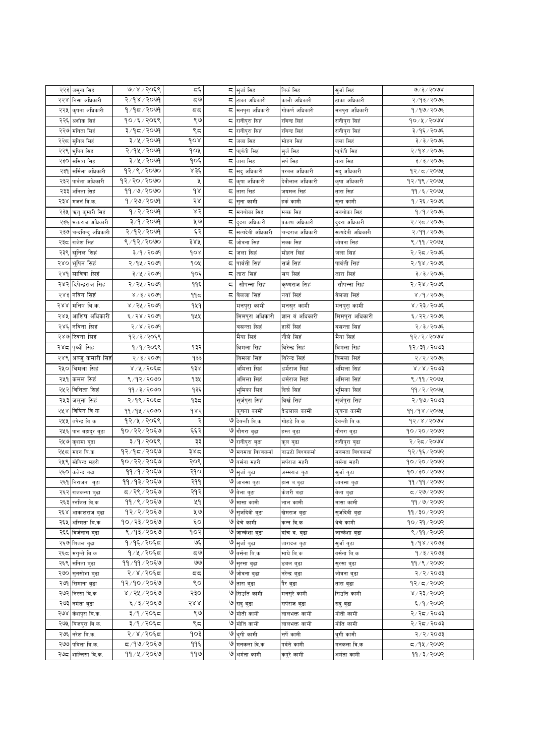| | | | | | | | | |
|---|---|---|---|---|---|---|---|---|
| २२३ | जमुना सिहं | ७/४/२०६९ | ८६ | ८ | सुर्जा सिहं | विर्क सिहं | सुर्जा सिहं | ७/३/२०७४ |
| २२४ | निसा अधिकारी | २/१४/२०७१ | ८७ | ८ | टाका अधिकारी | काली अधिकारी | टाका अधिकारी | २/१३/२०७६ |
| २२५ | कृपना अधिकारी | १/१८/२०७१ | ८८ | ८ | मनपुरा अधिकारी | गोकर्ण अधिकारी | मनपुरा अधिकारी | १/१७/२०७६ |
| २२६ | अशोक सिहं | १०/६/२०६९ | ९७ | ८ | रानीपुरा सिहं | रविन्द्र सिहं | रानीपुरा सिहं | १०/५/२०७४ |
| २२७ | मनिता सिहं | ३/१८/२०७१ | ९८ | ८ | रानीपुरा सिहं | रविन्द्र सिहं | रानीपुरा सिहं | ३/१६/२०७६ |
| २२८ | सुनिल सिहं | ३/५/२०७१ | १०४ | ८ | जला सिहं | मोहन सिहं | जला सिहं | ३/३/२०७६ |
| २२९ | भुपिन सिहं | २/१५/२०७१ | १०५ | ८ | पार्वती सिहं | सुर्ज सिहं | पार्वती सिहं | २/१४/२०७६ |
| २३० | समिवा सिहं | ३/५/२०७१ | १०६ | ८ | तारा सिहं | सर्प सिहं | तारा सिहं | ३/३/२०७६ |
| २३१ | समिला अधिकारी | १२/९/२०७० | ४३६ | ८ | सद् अधिकारी | परवल अधिकारी | सद् अधिकारी | १२/८/२०७५ |
| २३२ | पार्वता अधिकारी | १२/२०/२०७० | ५ | ८ | कृषा अधिकारी | देवीलाल अधिकारी | कृषा अधिकारी | १२/१९/२०७५ |
| २३३ | अनिता सिहं | ११/७/२०७० | १४ | ८ | तारा सिहं | जयमल सिहं | तारा सिहं | ११/६/२०७५ |
| २३४ | मजनं वि.क. | १/२७/२०७१ | २४ | ८ | सुना कामी | हर्क कामी | सुना कामी | १/२६/२०७६ |
| २३५ | ऋतु कुमारी सिहं | १/२/२०७१ | ४२ | ८ | मनथोका सिहं | मक्क सिहं | मनथोका सिहं | १/१/२०७६ |
| २३६ | भक्तराज अधिकारी | ३/१/२०७१ | ५७ | ८ | दुदरा अधिकारी | प्रकाश अधिकारी | दुदरा अधिकारी | २/२८/२०७६ |
| २३७ | चन्द्रविन्दु अधिकारी | २/१२/२०७१ | ६२ | ८ | सत्यदेवी अधिकारी | चन्द्रराज अधिकारी | सत्यदेवी अधिकारी | २/११/२०७६ |
| २३८ | राजेश सिहं | ९/१२/२०७० | ३४५ | ८ | जोवना सिहं | सक्क सिहं | जोवना सिहं | ९/११/२०७५ |
| २३९ | सुनिल सिहं | ३/१/२०७१ | १०४ | ८ | जला सिहं | मोहन सिहं | जला सिहं | २/२८/२०७६ |
| २४० | भुपिन सिहं | २/१५/२०७१ | १०५ | ८ | पार्वती सिहं | सर्ज सिहं | पार्वती सिहं | २/१४/२०७६ |
| २४१ | सावित्रा सिहं | ३/५/२०७१ | १०६ | ८ | तारा सिहं | सय सिहं | तारा सिहं | ३/३/२०७६ |
| २४२ | दिपेन्द्रराज सिहं | २/२५/२०७१ | ११६ | ८ | सौपन्ना सिहं | कृष्णराज सिहं | सौपन्ना सिहं | २/२४/२०७६ |
| २४३ | नविन सिहं | ४/३/२०७१ | ११८ | ८ | बेलजा सिहं | नयां सिहं | बेलजा सिहं | ४/१/२०७६ |
| २४४ | मनिष वि.क. | ४/२५/२०७१ | १५१ | | मनपुरा कामी | मनसुर कामी | मनपुरा कामी | ४/२३/२०७६ |
| २४५ | आशिष अधिकारी | ६/२४/२०७१ | १५५ | | मिमपुरा अधिकारी | ज्ञान वं अधिकारी | मिमपुरा अधिकारी | ६/२२/२०७६ |
| २४६ | नविना सिहं | २/४/२०७१ | | | वसन्ता सिहं | हार्से सिहं | वसन्ता सिहं | २/३/२०७६ |
| २४७ | रिवना सिहं | १२/३/२०६९ | | | मैया सिहं | नौले सिहं | मैया सिहं | १२/२/२०७४ |
| २४८ | पृथ्वी सिह | १/१/२०६९ | १३२ | | विमला सिहं | विरेन्द्र सिहं | विमला सिहं | १२/३१/२०७३ |
| २४९ | अन्जु कमारी सिहं | २/३/२०७१ | १३३ | | विमला सिहं | विरेन्द्र सिहं | विमला सिहं | २/२/२०७६ |
| २५० | विमला सिहं | ४/५/२०६८ | १३४ | | अमिला सिहं | धर्मराज सिहं | अमिला सिहं | ४/४/२०७३ |
| २५१ | कमल सिहं | ९/१२/२०७० | १३५ | | अमिला सिहं | धर्मराज सिहं | अमिला सिहं | ९/११/२०७५ |
| २५२ | विनिता सिहं | ११/३/२०७० | १३६ | | भुमिका सिहं | दिर्घ सिहं | भुमिका सिहं | ११/२/२०७५ |
| २५३ | जमुना सिहं | २/१९/२०६८ | १३८ | | सुर्जपुरा सिहं | विर्ख सिहं | सुर्जपुरा सिहं | २/१७/२०७३ |
| २५४ | विपिन वि.क. | ११/१५/२०७० | १४२ | | कृपना कामी | देउलाल कामी | कृपना कामी | ११/१४/२०७५ |
| २५५ | तपेन्द्र वि क | १२/५/२०६९ | २ | ७ | देवन्ती वि.क. | गोहडे वि.क. | देवन्ती वि.क. | १२/४/२०७४ |
| २५६ | पान वहादुर बुढा | १०/२२/२०६७ | ६६२ | ७ | गौगरा बुढा | हस्त बुढा | गौगरा बुढा | १०/२०/२०७२ |
| २५७ | कुशमा बुढा | ३/१/२०६९ | ३३ | ७ | रानीपुरा बुढा | कुल बुढा | रानीपुरा बुढा | २/२८/२०७४ |
| २५८ | मदन वि.क. | १२/१८/२०६७ | ३४८ | ७ | मनमता विश्वकर्मा | नाउटो विश्वकर्मा | मनमता विश्वकर्मा | १२/१६/२०७२ |
| २५९ | सोविन्द महरी | १०/२२/२०६७ | २०९ | ७ | बसंना महरी | सपराज महरी | बसंना महरी | १०/२०/२०७२ |
| २६० | कलेन्द्र बढा | ११/१/२०६७ | २१० | ७ | सुर्जा बुढा | अम्मराज बुढा | सुर्जा बुढा | १०/३०/२०७२ |
| २६१ | निराजन बुढा | ११/१३/२०६७ | २११ | ७ | जानसा बुढा | हांस ब.बुढा | जानसा बुढा | ११/११/२०७२ |
| २६२ | राजकन्या बुढा | ८/२९/२०६७ | २१२ | ७ | बेला बुढा | केशरी बढा | बेला बुढा | ८/२७/२०७२ |
| २६३ | रनजित वि.क | ११/९/२०६७ | ५१ | ७ | मासा कामी | लाल कामी | मासा कामी | ११/७/२०७२ |
| २६४ | आकाशराज बुढा | १२/२/२०६७ | ५७ | ७ | सुर्जदेवी बुढा | खेमराज बुढा | सुर्जदेवी बुढा | ११/३०/२०७२ |
| २६५ | अस्मिता वि.क | १०/२३/२०६७ | ६० | ७ | थेचे कामी | कन्न वि.क | थेचे कामी | १०/२१/२०७२ |
| २६६ | विर्जलाल बुढा | ९/१३/२०६७ | १०२ | ७ | जान्केशा बुढा | वांच ब. बुढा | जान्केशा बुढा | ९/११/२०७२ |
| २६७ | शितल बुढा | १/१६/२०६८ | ७६ | ७ | सुर्जा बुढा | ताराादल बुढा | सुर्जा बुढा | १/१४/२०७३ |
| २६८ | मगुन्ते वि.क | १/५/२०६८ | ८७ | ७ | वसंना वि.क | माघे वि.क | वसंना वि.क | १/३/२०७३ |
| २६९ | सनिता बुढा | ११/११/२०६७ | ७७ | ७ | सुरसा बुढा | डवल बुढा | सुरसा बुढा | ११/९/२०७२ |
| २७० | सुनसोभा बुढा | २/४/२०६८ | ८८ | ७ | जोवना बुढा | नरेन्द्र बुढा | जोवना बुढा | २/२/२०७३ |
| २७१ | सिमाना बुढा | १२/१०/२०६७ | ९० | ७ | तारा बुढा | पैर बुढा | तारा बुढा | १२/८/२०७२ |
| २७२ | तिरसा वि.क | ४/२५/२०६७ | २३० | ७ | सिउति कामी | मनसुरे कामी | सिउति कामी | ४/२३/२०७२ |
| २७३ | नर्मता बुढा | ६/३/२०६७ | २४४ | ७ | सदु बुढा | सपराज बुढा | सदु बुढा | ६/१/२०७२ |
| २७४ | केशपुरा वि.क. | ३/१/२०६८ | ९७ | ७ | मोती कामी | लालभक्त कामी | मोती कामी | २/२८/२०७३ |
| २७५ | विजपुरा वि.क. | ३/१/२०६८ | ९८ | ७ | मोति कामी | लालभक्त कामी | मोति कामी | २/२८/२०७३ |
| २७६ | नरेश वि.क. | २/४/२०६८ | १०३ | ७ | थुगी कामी | सर्पे कामी | थुगी कामी | २/२/२०७३ |
| २७७ | पविता वि.क. | ८/१७/२०६७ | ११६ | ७ | मनकला वि.क | पर्वते कामी | मनकला वि.क | ८/१५/२०७२ |
| २७८ | शान्तिसा वि.क. | ११/५/२०६७ | ११७ | ७ | अमंता कामी | कपुरे कामी | अमंता कामी | ११/३/२०७२ |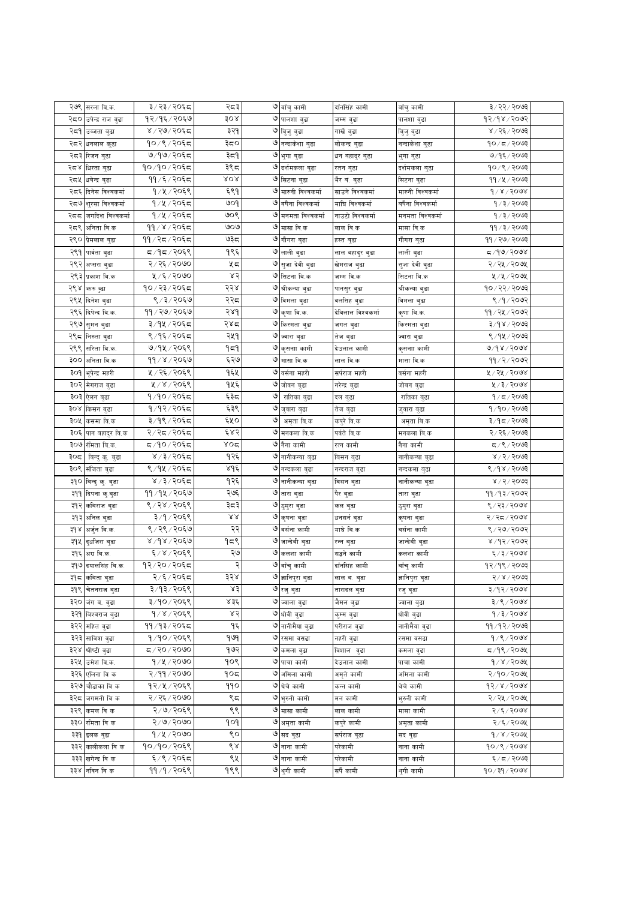| | | | | | | | | | |
|---|---|---|---|---|---|---|---|---|---|
| २७९ | सरला वि.क. | ३/२३/२०६८ | २८३ | ७ | बाँचु कामी | दाँतसिंह कामी | बाँचु कामी | ३/२२/२०७३ | |
| २८० | उपेन्द्र राज बुढा | १२/१६/२०६७ | ३०४ | ७ | पालशा बुढा | जम्म बुढा | पालशा बुढा | १२/१४/२०७२ | |
| २८१ | उज्जता बुढा | ४/२७/२०६८ | ३२१ | ७ | बिजु बुढा | गार्खे बुढा | बिजु बुढा | ४/२६/२०७३ | |
| २८२ | धनलाल कुडा | १०/९/२०६८ | ३८० | ७ | नन्दाकेशा बुढा | लोकेन्द्र बुढा | नन्दाकेशा बुढा | १०/८/२०७३ | |
| २८३ | रिजन बुढा | ७/१७/२०६८ | ३८१ | ७ | भुगा बुढा | धन बहादुर बुढा | भुगा बुढा | ७/१६/२०७३ | |
| २८४ | धिरता बुढा | १०/१०/२०६८ | ३९८ | ७ | दर्शमकला बुढा | रतन बुढा | दर्शमकला बुढा | १०/९/२०७३ | |
| २८५ | धपेन्द्र बुढा | ११/६/२०६८ | ४०४ | ७ | सिटना बुढा | भैर बं. बुढा | सिटना बुढा | ११/५/२०७३ | |
| २८६ | दिनेस विश्वकर्मा | १/५/२०६९ | ६९१ | ७ | मारुती विश्वकर्मा | साउने विश्वकर्मा | मारुती विश्वकर्मा | १/४/२०७४ | |
| २८७ | शुरसा विश्वकर्मा | १/५/२०६८ | ७०१ | ७ | बघैना विश्वकर्मा | माघि विश्वकर्मा | बघैना विश्वकर्मा | १/३/२०७३ | |
| २८८ | जगदिश विश्वकर्मा | १/५/२०६८ | ७०९ | ७ | मनमता विश्वकर्मा | नाउटो विश्वकर्मा | मनमता विश्वकर्मा | १/३/२०७३ | |
| २८९ | अनिता वि.क | ११/४/२०६८ | ७०७ | ७ | मासा वि.क | लाल वि.क | मासा वि.क | ११/३/२०७३ | |
| २९० | प्रेमलाल बुढा | ११/२८/२०६८ | ७३८ | ७ | गौगरा बुढा | हस्त बुढा | गौगरा बुढा | ११/२७/२०७३ | |
| २९१ | पार्वता बुढा | ८/१८/२०६९ | १९६ | ७ | लाली बुढा | लाल बहादुर बुढा | लाली बुढा | ८/१७/२०७४ | |
| २९२ | अप्सरा बुढा | २/२६/२०७० | ५८ | ७ | सुजा देवी बुढा | खेमराज बुढा | सुजा देवी बुढा | २/२५/२०७५ | |
| २९३ | प्रकाश वि.क | ५/६/२०७० | ४२ | ७ | सिटना वि.क | जम्म वि.क | सिटना वि.क | ५/५/२०७५ | |
| २९४ | झरु बुढा | १०/२३/२०६८ | २२४ | ७ | श्रीकन्या बुढा | पानसुर बुढा | श्रीकन्या बुढा | १०/२२/२०७३ | |
| २९५ | दिनेश बुढा | ९/३/२०६७ | २२८ | ७ | बिमला बुढा | बलसिंह बुढा | बिमला बुढा | ९/१/२०७२ | |
| २९६ | दिपेन्द्र वि.क. | ११/२७/२०६७ | २४१ | ७ | कृणा वि.क. | देविलाल विश्वकर्मा | कृणा वि.क. | ११/२५/२०७२ | |
| २९७ | सुमन बुढा | ३/१५/२०६८ | २४८ | ७ | किस्मता बुढा | जगत बुढा | किस्मता बुढा | ३/१४/२०७३ | |
| २९८ | निरुता बुढा | ९/१६/२०६८ | २५१ | ७ | ज्वारा बुढा | तेज बुढा | ज्वारा बुढा | ९/१५/२०७३ | |
| २९९ | सरिता वि.क. | ७/१५/२०६९ | १८१ | ७ | कृसना कामी | देउलाल कामी | कृसना कामी | ७/१४/२०७४ | |
| ३०० | अनिता वि.क | ११/४/२०६७ | ६२७ | ७ | मासा वि.क | लाल वि.क | मासा वि.क | ११/२/२०७२ | |
| ३०१ | भुपेन्द्र महरी | ५/२६/२०६९ | १६५ | ७ | बसंना महरी | सपंराज महरी | बसंना महरी | ५/२५/२०७४ | |
| ३०२ | मेगराज बुढा | ५/४/२०६९ | १५६ | ७ | जोबन बुढा | नरेन्द्र बुढा | जोबन बुढा | ५/३/२०७४ | |
| ३०३ | ऐलन बुढा | १/१०/२०६८ | ६३८ | ७ | रातिका बुढा | दल बुढा | रातिका बुढा | १/८/२०७३ | |
| ३०४ | किसन बुढा | १/१२/२०६८ | ६३९ | ७ | जुवारा बुढा | तेज बुढा | जुवारा बुढा | १/१०/२०७३ | |
| ३०५ | कसमा वि.क | ३/१९/२०६८ | ६५० | ७ | अमृता वि.क | कपुरे वि.क | अमृता वि.क | ३/१८/२०७३ | |
| ३०६ | पान बहादुर वि.क | २/२८/२०६८ | ६४२ | ७ | मनकला वि.क | पर्बते वि.क | मनकला वि.क | २/२६/२०७३ | |
| ३०७ | रमिता वि.क. | ८/१०/२०६८ | ४०८ | ७ | नैना कामी | रत्न कामी | नैना कामी | ८/९/२०७३ | |
| ३०८ | बिन्दु कु. बुढा | ४/३/२०६८ | १२६ | ७ | नानीकन्या बुढा | बिसन बुढा | नानीकन्या बुढा | ४/२/२०७३ | |
| ३०९ | संजिता बुढा | ९/१५/२०६८ | ४१६ | ७ | नन्दकला बुढा | नन्दराज बुढा | नन्दकला बुढा | ९/१४/२०७३ | |
| ३१० | बिन्दु कु. बुढा | ४/३/२०६८ | १२६ | ७ | नानीकन्या बुढा | बिसन बुढा | नानीकन्या बुढा | ४/२/२०७३ | |
| ३११ | दिपना कु.बुढा | ११/१५/२०६७ | २७६ | ७ | तारा बुढा | पैर बुढा | तारा बुढा | ११/१३/२०७२ | |
| ३१२ | कविराज बुढा | ९/२४/२०६९ | ३८३ | ७ | ठुमुरा बुढा | कल बुढा | ठुमुरा बुढा | ९/२३/२०७४ | |
| ३१३ | अनिल बुढा | ३/१/२०६९ | ४४ | ७ | कृषना बुढा | धनसर्न बुढा | कृषना बुढा | २/२८/२०७४ | |
| ३१४ | अर्जुन वि.क. | ९/२९/२०६७ | २२ | ७ | बसंना कामी | माधे वि.क | बसंना कामी | ९/२७/२०७२ | |
| ३१५ | दुधजिरा बुढा | ४/१४/२०६७ | १८९ | ७ | जान्देवी बुढा | रन्न बुढा | जान्देवी बुढा | ४/१२/२०७२ | |
| ३१६ | अरा वि.क. | ६/४/२०६९ | २७ | ७ | कलशा कामी | सढने कामी | कलशा कामी | ६/३/२०७४ | |
| ३१७ | दयालसिंह वि.क. | १२/२०/२०६८ | २ | ७ | बाँचु कामी | दाँतसिंह कामी | बाँचु कामी | १२/१९/२०७३ | |
| ३१८ | कविता बुढा | २/६/२०६८ | ३२४ | ७ | ज्ञानिपुरा बुढा | लाल ब. बुढा | ज्ञानिपुरा बुढा | २/४/२०७३ | |
| ३१९ | चेतनराज बुढा | ३/१३/२०६९ | ४३ | ७ | रजु बुढा | तारादल बुढा | रजु बुढा | ३/१२/२०७४ | |
| ३२० | जंग ब. बुढा | ३/१०/२०६९ | ४३६ | ७ | ज्वाला बुढा | जैमल बुढा | ज्वाला बुढा | ३/९/२०७४ | |
| ३२१ | बिश्वराज बुढा | १/४/२०६९ | ४२ | ७ | धोवी बुढा | कुम्म बुढा | धोवी बुढा | १/३/२०७४ | |
| ३२२ | महित बुढा | ११/१३/२०६८ | १६ | ७ | नानीमैया बुढा | परीराज बुढा | नानीमैया बुढा | ११/१२/२०७३ | |
| ३२३ | साविता बुढा | १/१०/२०६९ | १७१ | ७ | रसमा बसढा | नहरी बुढा | रसमा बसढा | १/९/२०७४ | |
| ३२४ | श्रीप्टी बुढा | ८/२०/२०७० | १७२ | ७ | कमला बुढा | विशाल बुढा | कमला बुढा | ८/१९/२०७५ | |
| ३२५ | उमेश वि.क. | १/५/२०७० | १०९ | ७ | पाचा कामी | देउलाल कामी | पाचा कामी | १/४/२०७५ | |
| ३२६ | एलिना वि क | २/११/२०७० | १०८ | ७ | अमिला कामी | अमृते कामी | अमिला कामी | २/१०/२०७५ | |
| ३२७ | चौडाका वि क | १२/५/२०६९ | ११० | ७ | थेचे कामी | कल्न कामी | थेचे कामी | १२/४/२०७४ | |
| ३२८ | जगमती वि क | २/२६/२०७० | ९८ | ७ | भुरुनी कामी | मन कामी | भुरुनी कामी | २/२५/२०७५ | |
| ३२९ | कमल वि क | २/७/२०६९ | ९९ | ७ | मासा कामी | लाल कामी | मासा कामी | २/६/२०७४ | |
| ३३० | रमिता वि क | २/७/२०७० | १०१ | ७ | अमृता कामी | कपुरे कामी | अमृता कामी | २/६/२०७५ | |
| ३३१ | इलक बुढा | १/५/२०७० | ९० | ७ | सद बुढा | सपंराज बुढा | सद बुढा | १/४/२०७५ | |
| ३३२ | कालीकला वि क | १०/१०/२०६९ | ९४ | ७ | नाना कामी | परेकामी | नाना कामी | १०/९/२०७४ | |
| ३३३ | खगेन्द्र वि क | ६/९/२०६८ | ९५ | ७ | नाना कामी | परेकामी | नाना कामी | ६/८/२०७३ | |
| ३३४ | नविन वि क | ११/१/२०६९ | १९९ | ७ | धुगी कामी | सपै कामी | धुगी कामी | १०/३१/२०७४ | |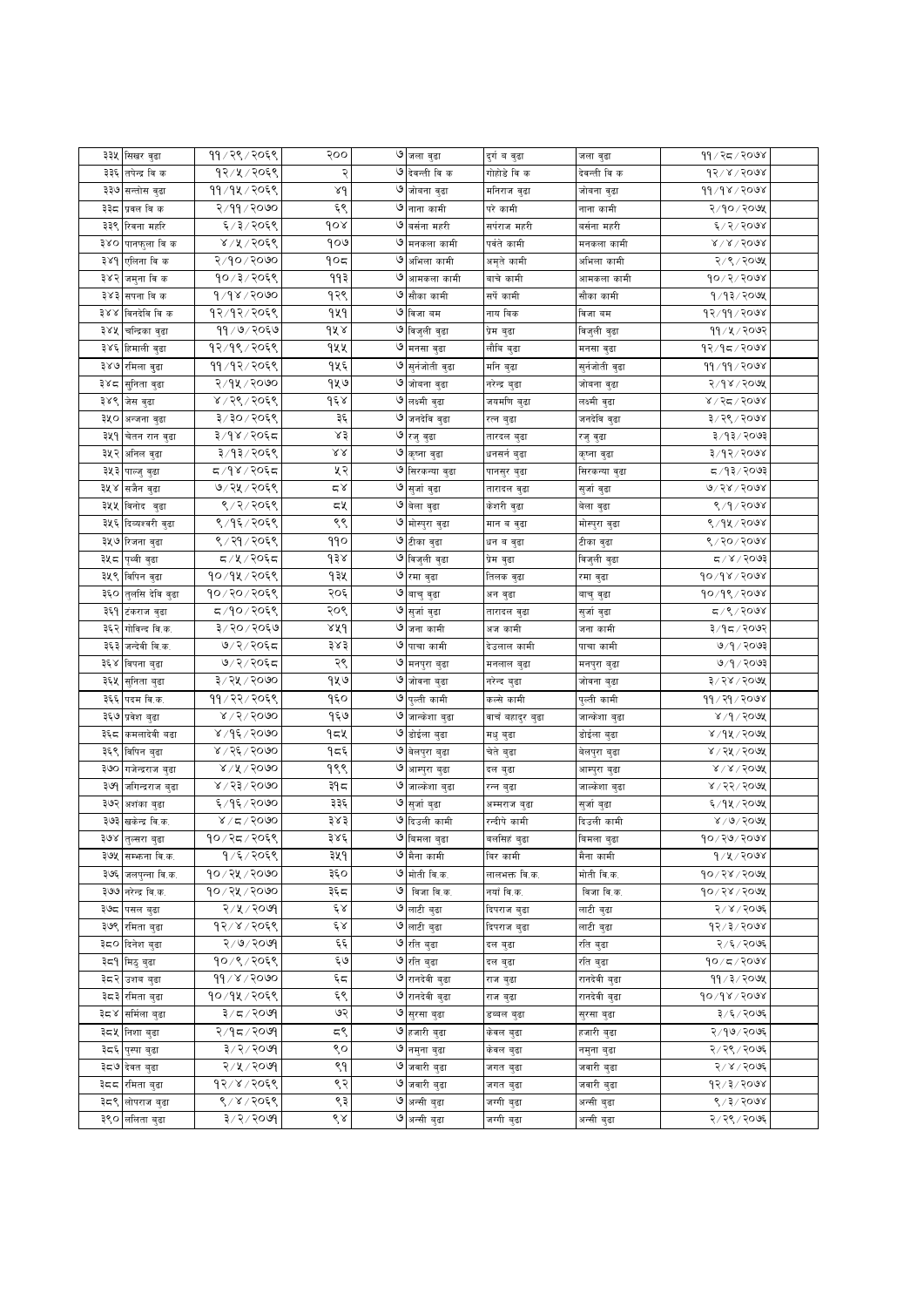| | | | | | | | | |
|---|---|---|---|---|---|---|---|---|
| ३३५ | सिखर बुढा | ११/२९/२०६९ | २०० | ७ | जला बुढा | दुर्ग ब बुढा | जला बुढा | ११/२८/२०७४ |
| ३३६ | तपेन्द्र बि क | १२/५/२०६९ | २ | ७ | देवन्ती बि क | गोहोडे बि क | देवन्ती बि क | १२/४/२०७४ |
| ३३७ | सन्तोस बुढा | ११/१५/२०६९ | ४१ | ७ | जोबना बुढा | मनिराज बुढा | जोबना बुढा | ११/१४/२०७४ |
| ३३८ | प्रबल बि क | २/११/२०७० | ६९ | ७ | नाना कामी | परे कामी | नाना कामी | २/१०/२०७५ |
| ३३९ | रिवना महरि | ६/३/२०६९ | १०४ | ७ | बसंता महरी | सर्पराज महरी | बसंता महरी | ६/२/२०७४ |
| ३४० | पानफुला बि क | ४/५/२०६९ | १०७ | ७ | मनकला कामी | पर्वते कामी | मनकला कामी | ४/४/२०७४ |
| ३४१ | एलिना बि क | २/१०/२०७० | १०८ | ७ | अभिला कामी | अमृते कामी | अभिला कामी | २/९/२०७५ |
| ३४२ | जमुना बि क | १०/३/२०६९ | ११३ | ७ | आमकला कामी | बाचे कामी | आमकला कामी | १०/२/२०७४ |
| ३४३ | सपना बि क | १/१४/२०७० | १२९ | ७ | सौका कामी | सर्पे कामी | सौका कामी | १/१३/२०७५ |
| ३४४ | बिनदेबि बि क | १२/१२/२०६९ | १५१ | ७ | बिजा बम | नाय बिक | बिजा बम | १२/११/२०७४ |
| ३४५ | चन्द्रिका बुढा | ११/७/२०६७ | १५४ | ७ | बिजुली बुढा | प्रेम बुढा | बिजुली बुढा | ११/५/२०७२ |
| ३४६ | हिमाली बुढा | १२/१९/२०६९ | १५५ | ७ | मनसा बुढा | लौकि बुढा | मनसा बुढा | १२/१८/२०७४ |
| ३४७ | रमिला बुढा | ११/१२/२०६९ | १५६ | ७ | सुर्नजोती बुढा | मनि बुढा | सुर्नजोती बुढा | ११/११/२०७४ |
| ३४८ | सुनिता बुढा | २/१५/२०७० | १५७ | ७ | जोबना बुढा | नरेन्द्र बुढा | जोबना बुढा | २/१४/२०७५ |
| ३४९ | जेस बुढा | ४/२९/२०६९ | १६४ | ७ | लक्ष्मी बुढा | जयमणि बुढा | लक्ष्मी बुढा | ४/२८/२०७४ |
| ३५० | अन्जना बुढा | ३/३०/२०६९ | ३६ | ७ | जनदेबि बुढा | रत्न बुढा | जनदेबि बुढा | ३/२९/२०७४ |
| ३५१ | चेतन रान बुढा | ३/१४/२०६८ | ४३ | ७ | रजु बुढा | तारदल बुढा | रजु बुढा | ३/१३/२०७३ |
| ३५२ | अनिल बुढा | ३/१३/२०६९ | ४४ | ७ | कृष्ना बुढा | धनसर्न बुढा | कृष्ना बुढा | ३/१२/२०७४ |
| ३५३ | पाल्जु बुढा | ८/१४/२०६८ | ५२ | ७ | सिरकन्या बुढा | पानसुर बुढा | सिरकन्या बुढा | ८/१३/२०७३ |
| ३५४ | सजैन बुढा | ७/२५/२०६९ | ८४ | ७ | सुजां बुढा | तारादल बुढा | सुजां बुढा | ७/२४/२०७४ |
| ३५५ | बिनोद बुढा | ९/२/२०६९ | ८५ | ७ | बेला बुढा | केशरी बुढा | बेला बुढा | ९/१/२०७४ |
| ३५६ | दिव्यश्वरी बुढा | ९/१६/२०६९ | ९९ | ७ | मोस्पुरा बुढा | मान ब बुढा | मोस्पुरा बुढा | ९/१५/२०७४ |
| ३५७ | रिजना बुढा | ९/२१/२०६९ | ११० | ७ | टीका बुढा | धन ब बुढा | टीका बुढा | ९/२०/२०७४ |
| ३५८ | पृथ्वी बुढा | ८/५/२०६८ | १३४ | ७ | बिजुली बुढा | प्रेम बुढा | बिजुली बुढा | ८/४/२०७३ |
| ३५९ | बिपिन बुढा | १०/१५/२०६९ | १३५ | ७ | रमा बुढा | तिलक बुढा | रमा बुढा | १०/१४/२०७४ |
| ३६० | तुलसि देबि बुढा | १०/२०/२०६९ | २०६ | ७ | बाचु बुढा | अन बुढा | बाचु बुढा | १०/१९/२०७४ |
| ३६१ | टकराज बुढा | ८/१०/२०६९ | २०९ | ७ | सुजां बुढा | तारादल बुढा | सुजां बुढा | ८/९/२०७४ |
| ३६२ | गोबिन्द बि.क. | ३/२०/२०६७ | ४५१ | ७ | जना कामी | अज कामी | जना कामी | ३/१८/२०७२ |
| ३६३ | जन्देवी बि.क. | ७/२/२०६८ | ३४३ | ७ | पाचा कामी | देउलाल कामी | पाचा कामी | ७/१/२०७३ |
| ३६४ | बिपना बुढा | ७/२/२०६८ | २९ | ७ | मनपुरा बुढा | मनलाल बुढा | मनपुरा बुढा | ७/१/२०७३ |
| ३६५ | सुनिता बुढा | ३/२५/२०७० | १५७ | ७ | जोबना बुढा | नरेन्द बुढा | जोबना बुढा | ३/२४/२०७५ |
| ३६६ | पदम बि.क. | ११/२२/२०६९ | १६० | ७ | पुल्ती कामी | कल्ले कामी | पुल्ती कामी | ११/२१/२०७४ |
| ३६७ | प्रवेश बुढा | ४/२/२०७० | १६७ | ७ | जाल्केशा बुढा | बाचं बहादुर बुढा | जाल्केशा बुढा | ४/१/२०७५ |
| ३६८ | कमलादेवी बढा | ४/१६/२०७० | १८५ | ७ | डोईला बुढा | मधु बुढा | डोईला बुढा | ४/१५/२०७५ |
| ३६९ | बिपिन बुढा | ४/२६/२०७० | १८६ | ७ | बेलपुरा बुढा | चेते बुढा | बेलपुरा बुढा | ४/२५/२०७५ |
| ३७० | गजेन्द्रराज बुढा | ४/५/२०७० | १९९ | ७ | आम्पुरा बुढा | दल बुढा | आम्पुरा बुढा | ४/४/२०७५ |
| ३७१ | जगिन्द्रराज बुढा | ४/२३/२०७० | ३१८ | ७ | जाल्केशा बुढा | रत्न बुढा | जाल्केशा बुढा | ४/२२/२०७५ |
| ३७२ | अशंका बुढा | ६/१६/२०७० | ३३६ | ७ | सुर्जा बुढा | अम्मराज बुढा | सुर्जा बुढा | ६/१५/२०७५ |
| ३७३ | खकेन्द्र बि.क. | ४/८/२०७० | ३४३ | ७ | दिउली कामी | रन्दीपे कामी | दिउली कामी | ४/७/२०७५ |
| ३७४ | तुल्सरा बुढा | १०/२८/२०६९ | ३४६ | ७ | बिमला बुढा | बलसिहं बुढा | बिमला बुढा | १०/२७/२०७४ |
| ३७५ | सम्फना बि.क. | १/६/२०६९ | ३५१ | ७ | मैना कामी | बिर कामी | मैना कामी | १/५/२०७४ |
| ३७६ | जलपुन्ना बि.क. | १०/२५/२०७० | ३६० | ७ | मोती बि.क. | लालभक्त बि.क. | मोती बि.क. | १०/२४/२०७५ |
| ३७७ | नरेन्द्र बि.क. | १०/२५/२०७० | ३६८ | ७ | बिजा बि.क. | नयां बि.क. | बिजा बि.क. | १०/२४/२०७५ |
| ३७८ | पसल बुढा | २/५/२०७१ | ६४ | ७ | लाटी बुढा | दिपराज बुढा | लाटी बुढा | २/४/२०७६ |
| ३७९ | रमिता बुढा | १२/४/२०६९ | ६४ | ७ | लाटी बुढा | दिपराज बुढा | लाटी बुढा | १२/३/२०७४ |
| ३८० | दिनेश बुढा | २/७/२०७१ | ६६ | ७ | रति बुढा | दल बुढा | रति बुढा | २/६/२०७६ |
| ३८१ | मिठु बुढा | १०/९/२०६९ | ६७ | ७ | रति बुढा | दल बुढा | रति बुढा | १०/८/२०७४ |
| ३८२ | उशब बुढा | ११/४/२०७० | ६८ | ७ | रानदेवी बुढा | राज बुढा | रानदेवी बुढा | ११/३/२०७५ |
| ३८३ | रमिता बुढा | १०/१५/२०६९ | ६९ | ७ | रानदेवी बुढा | राज बुढा | रानदेवी बुढा | १०/१४/२०७४ |
| ३८४ | समिला बुढा | ३/८/२०७१ | ७२ | ७ | सुरसा बुढा | डब्बल बुढा | सुरसा बुढा | ३/६/२०७६ |
| ३८५ | निशा बुढा | २/१८/२०७१ | ८९ | ७ | हजारी बुढा | केवल बुढा | हजारी बुढा | २/१७/२०७६ |
| ३८६ | पुस्पा बुढा | ३/२/२०७१ | ९० | ७ | नमुना बुढा | केवल बुढा | नमुना बुढा | २/२९/२०७६ |
| ३८७ | देवत बुढा | २/५/२०७१ | ९१ | ७ | जवारी बुढा | जगत बुढा | जवारी बुढा | २/४/२०७६ |
| ३८८ | रमिता बुढा | १२/४/२०६९ | ९२ | ७ | जवारी बुढा | जगत बुढा | जवारी बुढा | १२/३/२०७४ |
| ३८९ | लोपराज बुढा | ९/४/२०६९ | ९३ | ७ | अल्सी बुढा | जग्गी बुढा | अल्सी बुढा | ९/३/२०७४ |
| ३९० | ललिता बुढा | ३/२/२०७१ | ९४ | ७ | अल्सी बुढा | जग्गी बुढा | अल्सी बुढा | २/२९/२०७६ |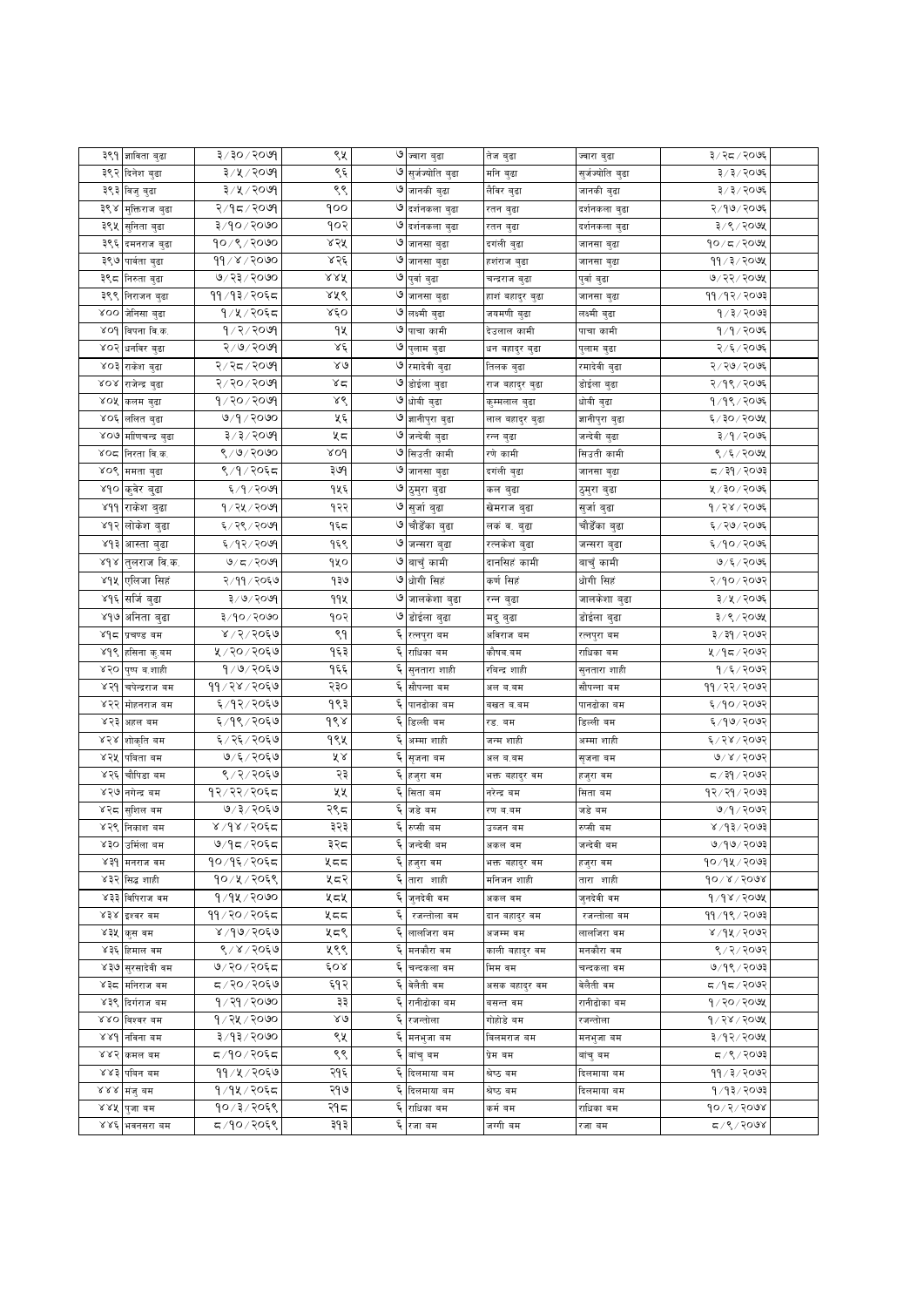| | | | | | | | | |
|---|---|---|---|---|---|---|---|---|
| ३९१ | ज्ञाविता बुढा | ३/३०/२०७१ | ९५ | ७ | ज्वारा बुढा | तेज बुढा | ज्वारा बुढा | ३/२८/२०७६ |
| ३९२ | दिनेश बुढा | ३/५/२०७१ | ९६ | ७ | सुर्जज्योति बुढा | मति बुढा | सुर्जज्योति बुढा | ३/३/२०७६ |
| ३९३ | बिजु बुढा | ३/५/२०७१ | ९९ | ७ | जानकी बुढा | लैबिर बुढा | जानकी बुढा | ३/३/२०७६ |
| ३९४ | मुक्तिराज बुढा | २/१८/२०७१ | १०० | ७ | दर्शनकला बुढा | रतन बुढा | दर्शनकला बुढा | २/१७/२०७६ |
| ३९५ | सुनिता बुढा | ३/१०/२०७० | १०२ | ७ | दर्शनकला बुढा | रतन बुढा | दर्शनकला बुढा | ३/९/२०७५ |
| ३९६ | दमनराज बुढा | १०/९/२०७० | ४२५ | ७ | जानसा बुढा | दगंली बुढा | जानसा बुढा | १०/८/२०७५ |
| ३९७ | पार्वता बुढा | ११/४/२०७० | ४२६ | ७ | जानसा बुढा | हर्शराज बुढा | जानसा बुढा | ११/३/२०७५ |
| ३९८ | निरुता बुढा | ७/२३/२०७० | ४४५ | ७ | पुर्वा बुढा | चन्द्रराज बुढा | पुर्वा बुढा | ७/२२/२०७५ |
| ३९९ | निराजन बुढा | ११/१३/२०६८ | ४५९ | ७ | जानसा बुढा | हार्श बहादुर बुढा | जानसा बुढा | ११/१२/२०७३ |
| ४०० | जेनिसा बुढा | १/५/२०६८ | ४६० | ७ | लक्ष्मी बुढा | जयमणी बुढा | लक्ष्मी बुढा | १/३/२०७३ |
| ४०१ | बिपना बि.क. | १/२/२०७१ | १५ | ७ | पाचा कामी | देउलाल कामी | पाचा कामी | १/१/२०७६ |
| ४०२ | धनबिर बुढा | २/७/२०७१ | ४६ | ७ | पुलाम बुढा | धन बहादुर बुढा | पुलाम बुढा | २/६/२०७६ |
| ४०३ | राकेश बुढा | २/२८/२०७१ | ४७ | ७ | रमादेवी बुढा | तिलक बुढा | रमादेवी बुढा | २/२७/२०७६ |
| ४०४ | राजेन्द्र बुढा | २/२०/२०७१ | ४८ | ७ | डोईला बुढा | राज बहादुर बुढा | डोईला बुढा | २/१९/२०७६ |
| ४०५ | कलम बुढा | १/२०/२०७१ | ४९ | ७ | धोबी बुढा | कुम्मलाल बुढा | धोबी बुढा | १/१९/२०७६ |
| ४०६ | ललित बुढा | ७/१/२०७० | ५६ | ७ | ज्ञानीपुरा बुढा | लाल बहादुर बुढा | ज्ञानीपुरा बुढा | ६/३०/२०७५ |
| ४०७ | मणिचन्द्र बुढा | ३/३/२०७१ | ५८ | ७ | जन्देवी बुढा | रम्न बुढा | जन्देवी बुढा | ३/१/२०७६ |
| ४०८ | निरता बि.क. | ९/७/२०७० | ४०१ | ७ | सिउती कामी | रणे कामी | सिउती कामी | ९/६/२०७५ |
| ४०९ | ममता बुढा | ९/१/२०६८ | ३७१ | ७ | जानसा बुढा | दगंली बुढा | जानसा बुढा | ८/३१/२०७३ |
| ४१० | कुबेर बुढा | ६/१/२०७१ | १५६ | ७ | ठुमरा बुढा | कल बुढा | ठुमरा बुढा | ५/३०/२०७६ |
| ४११ | राकेश बुढा | १/२५/२०७१ | १२२ | ७ | सुर्जा बुढा | खेमराज बुढा | सुर्जा बुढा | १/२४/२०७६ |
| ४१२ | लोकेश बुढा | ६/२९/२०७१ | १६८ | ७ | चौडँका बुढा | लकं व. बुढा | चौडँका बुढा | ६/२७/२०७६ |
| ४१३ | आस्ता बुढा | ६/१२/२०७१ | १६९ | ७ | जन्सरा बुढा | रत्नकेश बुढा | जन्सरा बुढा | ६/१०/२०७६ |
| ४१४ | तुलराज बि.क. | ७/८/२०७१ | १५० | ७ | बाचुं कामी | दानसिहं कामी | बाचुं कामी | ७/६/२०७६ |
| ४१५ | एलिजा सिहं | २/११/२०६७ | १३७ | ७ | धोगी सिहं | कर्ण सिहं | धोगी सिहं | २/१०/२०७२ |
| ४१६ | सर्जि बुढा | ३/७/२०७१ | ११५ | ७ | जालकेशा बुढा | रम्न बुढा | जालकेशा बुढा | ३/५/२०७६ |
| ४१७ | अनिता बुढा | ३/१०/२०७० | १०२ | ७ | डोईला बुढा | मदु बुढा | डोईला बुढा | ३/९/२०७५ |
| ४१८ | प्रचण्ड बम | ४/२/२०६७ | ९१ | ६ | रत्नपुरा बम | अबिराज बम | रत्नपुरा बम | ३/३१/२०७२ |
| ४१९ | हसिना कु.बम | ५/२०/२०६७ | १६३ | ६ | राधिका बम | कौषब.बम | राधिका बम | ५/१८/२०७२ |
| ४२० | पुष्प ब.शाही | १/७/२०६७ | १६६ | ६ | सुनतारा शाही | रबिन्द शाही | सुनतारा शाही | १/६/२०७२ |
| ४२१ | चपेन्द्रराज बम | ११/२४/२०६७ | २३० | ६ | सौपन्ना बम | अल ब.बम | सौपन्ना बम | ११/२२/२०७२ |
| ४२२ | मोहनराज बम | ६/१२/२०६७ | १९३ | ६ | पानढोका बम | बखत ब.बम | पानढोका बम | ६/१०/२०७२ |
| ४२३ | अहल बम | ६/१९/२०६७ | १९४ | ६ | डिल्ली बम | रङ. बम | डिल्ली बम | ६/१७/२०७२ |
| ४२४ | शोकृति बम | ६/२६/२०६७ | १९५ | ६ | अम्मा शाही | जन्म शाही | अम्मा शाही | ६/२४/२०७२ |
| ४२५ | पविता बम | ७/६/२०६७ | ५४ | ६ | सुजना बम | अल ब.बम | सुजना बम | ७/४/२०७२ |
| ४२६ | चौपिडा बम | ९/२/२०६७ | २३ | ६ | हजुरा बम | भक्त बहादुर बम | हजुरा बम | ८/३१/२०७२ |
| ४२७ | नगेन्द्र बम | १२/२२/२०६८ | ५५ | ६ | सिता बम | नरेन्द्र बम | सिता बम | १२/२१/२०७३ |
| ४२८ | सुशिल बम | ७/३/२०६७ | २९८ | ६ | जडे बम | रण ब.बम | जडे बम | ७/१/२०७२ |
| ४२९ | निकाश बम | ४/१४/२०६८ | ३२३ | ६ | रुप्सी बम | उब्जन बम | रुप्सी बम | ४/१३/२०७३ |
| ४३० | उर्मिला बम | ७/१८/२०६८ | ३२८ | ६ | जन्देवी बम | अकल बम | जन्देवी बम | ७/१७/२०७३ |
| ४३१ | मनराज बम | १०/१६/२०६८ | ५८८ | ६ | हजुरा बम | भक्त बहादुर बम | हजुरा बम | १०/१५/२०७३ |
| ४३२ | सिद्ध शाही | १०/५/२०६९ | ५८२ | ६ | तारा शाही | मनिजन शाही | तारा शाही | १०/४/२०७४ |
| ४३३ | बिपिराज बम | १/१५/२०७० | ५८५ | ६ | जुनदेवी बम | अकल बम | जुनदेवी बम | १/१४/२०७५ |
| ४३४ | इश्वर बम | ११/२०/२०६८ | ५८८ | ६ | रजन्तोला बम | दान बहादुर बम | रजन्तोला बम | ११/१९/२०७३ |
| ४३५ | कुस बम | ४/१७/२०६७ | ५८९ | ६ | लालजिरा बम | अजम्म बम | लालजिरा बम | ४/१५/२०७२ |
| ४३६ | हिमाल बम | ९/४/२०६७ | ५९९ | ६ | मनकौरा बम | काली बहादुर बम | मनकौरा बम | ९/२/२०७२ |
| ४३७ | सुरसादेवी बम | ७/२०/२०६८ | ६०४ | ६ | चन्दकला बम | मिम बम | चन्दकला बम | ७/१९/२०७३ |
| ४३८ | मनिराज बम | ८/२०/२०६७ | ६१२ | ६ | बेलैती बम | असक बहादुर बम | बेलैती बम | ८/१८/२०७२ |
| ४३९ | दिर्गराज बम | १/२१/२०७० | ३३ | ६ | रानीढोका बम | बसन्त बम | रानीढोका बम | १/२०/२०७५ |
| ४४० | बिश्वर बम | १/२५/२०७० | ४७ | ६ | रजन्तोला | गोहोडे बम | रजन्तोला | १/२४/२०७५ |
| ४४१ | नविना बम | ३/१३/२०७० | ९५ | ६ | मनभुजा बम | बिलमराज बम | मनभुजा बम | ३/१२/२०७५ |
| ४४२ | कमल बम | ८/१०/२०६८ | ९९ | ६ | बांचु बम | प्रेम बम | बांचु बम | ८/९/२०७३ |
| ४४३ | पविन बम | ११/५/२०६७ | २१६ | ६ | दिलमाया बम | श्रेष्ठ बम | दिलमाया बम | ११/३/२०७२ |
| ४४४ | मंजु बम | १/१५/२०६८ | २१७ | ६ | दिलमाया बम | श्रेष्ठ बम | दिलमाया बम | १/१३/२०७३ |
| ४४५ | पुजा बम | १०/३/२०६९ | २१८ | ६ | राधिका बम | कर्म बम | राधिका बम | १०/२/२०७४ |
| ४४६ | भवनसरा बम | ८/१०/२०६९ | ३१३ | ६ | रजा बम | जग्गी बम | रजा बम | ८/९/२०७४ |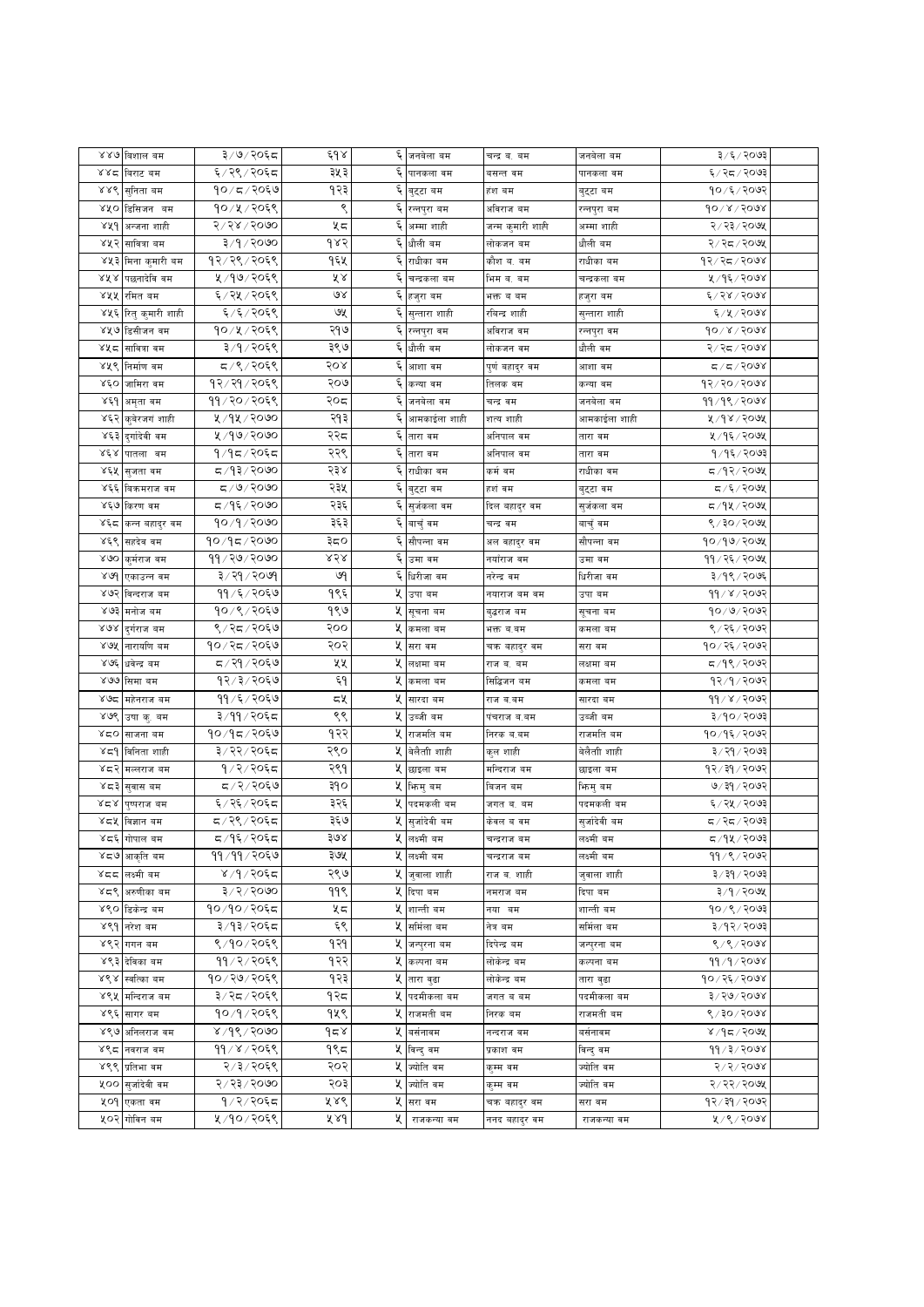| ४४७ | विशाल बम | ३/७/२०६८ | ६१४ | ६ | जनबेला बम | चन्द्र ब. बम | जनबेला बम | ३/६/२०७३ | |
|---|---|---|---|---|---|---|---|---|---|
| ४४८ | विराट बम | ६/२९/२०६८ | ३५३ | ६ | पानकला बम | बसन्त बम | पानकला बम | ६/२८/२०७३ | |
| ४४९ | सुनिता बम | १०/८/२०६७ | १२३ | ६ | बुट्टा बम | हंश बम | बुट्टा बम | १०/६/२०७२ | |
| ४५० | डिसिजन बम | १०/५/२०६९ | ९ | ६ | रत्नपुरा बम | अविराज बम | रत्नपुरा बम | १०/४/२०७४ | |
| ४५१ | अन्जना शाही | २/२४/२०७० | ५८ | ६ | अम्मा शाही | जन्म कुमारी शाहि | अम्मा शाही | २/२३/२०७५ | |
| ४५२ | साविता बम | ३/१/२०७० | १४२ | ६ | धौली बम | लोकजन बम | धौली बम | २/२८/२०७५ | |
| ४५३ | मिना कुमारी बम | १२/२९/२०६९ | १६५ | ६ | राधीका बम | कौश ब. बम | राधीका बम | १२/२८/२०७४ | |
| ४५४ | पछलादेवि बम | ५/१७/२०६९ | ५४ | ६ | चन्द्रकला बम | भिम ब. बम | चन्द्रकला बम | ५/१६/२०७४ | |
| ४५५ | रमित बम | ६/२५/२०६९ | ७४ | ६ | हजुरा बम | भक्त व बम | हजुरा बम | ६/२४/२०७४ | |
| ४५६ | रितु कुमारी शाही | ६/६/२०६९ | ७५ | ६ | सुन्तारा शाही | रविन्द्र शाही | सुन्तारा शाही | ६/५/२०७४ | |
| ४५७ | डिसीजन बम | १०/५/२०६९ | २१७ | ६ | रत्नपुरा बम | अविराज बम | रत्नपुरा बम | १०/४/२०७४ | |
| ४५८ | साविता बम | ३/१/२०६९ | ३९७ | ६ | धौली बम | लोकजन बम | धौली बम | २/२८/२०७४ | |
| ४५९ | निर्माण बम | ८/९/२०६९ | २०४ | ६ | आशा बम | पूर्ण बहादुर बम | आशा बम | ८/८/२०७४ | |
| ४६० | जामिरा बम | १२/२१/२०६९ | २०७ | ६ | कन्या बम | तिलक बम | कन्या बम | १२/२०/२०७४ | |
| ४६१ | अमृता बम | ११/२०/२०६९ | २०८ | ६ | जनबेला बम | चन्द्र बम | जनबेला बम | ११/१९/२०७४ | |
| ४६२ | कुबेरजंग शाही | ५/१५/२०७० | २१३ | ६ | आमकाईला शाही | शल्य शाही | आमकाईला शाही | ५/१४/२०७५ | |
| ४६३ | दुर्गादेवी बम | ५/१७/२०७० | २२८ | ६ | तारा बम | अनिपाल बम | तारा बम | ५/१६/२०७५ | |
| ४६४ | पातला बम | १/१८/२०६८ | २२९ | ६ | तारा बम | अनिपाल बम | तारा बम | १/१६/२०७३ | |
| ४६५ | सुजता बम | ८/१३/२०७० | २३४ | ६ | राधीका बम | कर्म बम | राधीका बम | ८/१२/२०७५ | |
| ४६६ | विक्रमराज बम | ८/७/२०७० | २३५ | ६ | बुट्टा बम | हंश बम | बुट्टा बम | ८/६/२०७५ | |
| ४६७ | किरण बम | ८/१६/२०७० | २३६ | ६ | सुर्जकला बम | दिल बहादुर बम | सुर्जकला बम | ८/१५/२०७५ | |
| ४६८ | कन्न बहादुर बम | १०/१/२०७० | ३६३ | ६ | बाचुं बम | चन्द्र बम | बाचुं बम | ९/३०/२०७५ | |
| ४६९ | सहदेव बम | १०/१८/२०७० | ३८० | ६ | सौपन्ना बम | अल बहादुर बम | सौपन्ना बम | १०/१७/२०७५ | |
| ४७० | कुर्मराज बम | ११/२७/२०७० | ४२४ | ६ | उमा बम | नर्याराज बम | उमा बम | ११/२६/२०७५ | |
| ४७१ | एकाउन्न बम | ३/२१/२०७१ | ७१ | ६ | धिरीजा बम | नरेन्द्र बम | धिरीजा बम | ३/१९/२०७६ | |
| ४७२ | बिन्द्रराज बम | ११/६/२०६७ | १९६ | ५ | उपा बम | नयाराज बम बम | उपा बम | ११/४/२०७२ | |
| ४७३ | मनोज बम | १०/९/२०६७ | १९७ | ५ | सुचना बम | बुद्धराज बम | सुचना बम | १०/७/२०७२ | |
| ४७४ | दुर्गराज बम | ९/२८/२०६७ | २०० | ५ | कमला बम | भक्त ब.बम | कमला बम | ९/२६/२०७२ | |
| ४७५ | नारायणि बम | १०/२८/२०६७ | २०२ | ५ | सरा बम | चक्र बहादुर बम | सरा बम | १०/२६/२०७२ | |
| ४७६ | धवेन्द्र बम | ८/२१/२०६७ | ५५ | ५ | लक्षमा बम | राज ब. बम | लक्षमा बम | ८/१९/२०७२ | |
| ४७७ | सिमा बम | १२/३/२०६७ | ६१ | ५ | कमला बम | सिद्धिजन बम | कमला बम | १२/१/२०७२ | |
| ४७८ | महेनराज बम | ११/६/२०६७ | ८५ | ५ | सारदा बम | राज ब.बम | सारदा बम | ११/४/२०७२ | |
| ४७९ | उषा कु. बम | ३/११/२०६८ | ९९ | ५ | उब्जी बम | पंचराज ब.बम | उब्जी बम | ३/१०/२०७३ | |
| ४८० | साजना बम | १०/१८/२०६७ | १२२ | ५ | राजमति बम | निरक ब.बम | राजमति बम | १०/१६/२०७२ | |
| ४८१ | बिनिता शाही | ३/२२/२०६८ | २९० | ५ | बेलैती शाही | कुल शाही | बेलैती शाही | ३/२१/२०७३ | |
| ४८२ | मल्लराज बम | १/२/२०६८ | २९१ | ५ | छाइला बम | मन्दिराज बम | छाइला बम | १२/३१/२०७२ | |
| ४८३ | सुवास बम | ८/२/२०६७ | ३१० | ५ | भिमु बम | बिजन बम | भिमु बम | ७/३१/२०७२ | |
| ४८४ | पुष्पराज बम | ६/२६/२०६८ | ३२६ | ५ | पदमकली बम | जगत ब. बम | पदमकली बम | ६/२५/२०७३ | |
| ४८५ | बिज्ञान बम | ८/२९/२०६८ | ३६७ | ५ | सुजादेवी बम | केवल ब बम | सुजादेवी बम | ८/२८/२०७३ | |
| ४८६ | गोपाल बम | ८/१६/२०६८ | ३७४ | ५ | लक्ष्मी बम | चन्द्रराज बम | लक्ष्मी बम | ८/१५/२०७३ | |
| ४८७ | आकृति बम | ११/११/२०६७ | ३७५ | ५ | लक्ष्मी बम | चन्द्रराज बम | लक्ष्मी बम | ११/९/२०७२ | |
| ४८८ | लक्ष्मी बम | ४/१/२०६८ | २९७ | ५ | जुवाला शाही | राज ब. शाही | जुवाला शाही | ३/३१/२०७३ | |
| ४८९ | अरुणीका बम | ३/२/२०७० | ११९ | ५ | दिपा बम | नमराज बम | दिपा बम | ३/१/२०७५ | |
| ४९० | डिकेन्द्र बम | १०/१०/२०६८ | ५८ | ५ | शान्ती बम | नया बम | शान्ती बम | १०/९/२०७३ | |
| ४९१ | नरेश बम | ३/१३/२०६८ | ६९ | ५ | सर्मिला बम | नेत्र बम | सर्मिला बम | ३/१२/२०७३ | |
| ४९२ | गगन बम | ९/१०/२०६९ | १२१ | ५ | जन्पुरना बम | दिपेन्द्र बम | जन्पुरना बम | ९/९/२०७४ | |
| ४९३ | देविका बम | ११/२/२०६९ | १२२ | ५ | कल्पना बम | लोकेन्द्र बम | कल्पना बम | ११/१/२०७४ | |
| ४९४ | स्वस्तिका बम | १०/२७/२०६९ | १२३ | ५ | तारा बुढा | लोकेन्द्र बम | तारा बुढा | १०/२६/२०७४ | |
| ४९५ | मन्दिराज बम | ३/२८/२०६९ | १२८ | ५ | पदमीकला बम | जगत ब बम | पदमीकला बम | ३/२७/२०७४ | |
| ४९६ | सागर बम | १०/१/२०६९ | १५९ | ५ | राजमती बम | निरक बम | राजमती बम | ९/३०/२०७४ | |
| ४९७ | अनिलराज बम | ४/१९/२०७० | १८४ | ५ | बर्सनावम | नन्दराज बम | बर्सनावम | ४/१८/२०७५ | |
| ४९८ | नवराज बम | ११/४/२०६९ | १९८ | ५ | बिन्दु बम | प्रकाश बम | बिन्दु बम | ११/३/२०७४ | |
| ४९९ | प्रतिभा बम | २/३/२०६९ | २०२ | ५ | ज्योति बम | कुम्म बम | ज्योति बम | २/२/२०७४ | |
| ५०० | सुजादेवी बम | २/२३/२०७० | २०३ | ५ | ज्योति बम | कुम्म बम | ज्योति बम | २/२२/२०७५ | |
| ५०१ | एकता बम | १/२/२०६८ | ५४९ | ५ | सरा बम | चक्र बहादुर बम | सरा बम | १२/३१/२०७२ | |
| ५०२ | गोविन बम | ५/१०/२०६९ | ५४१ | ५ | राजकन्या बम | ननद बहादुर बम | राजकन्या बम | ५/९/२०७४ | |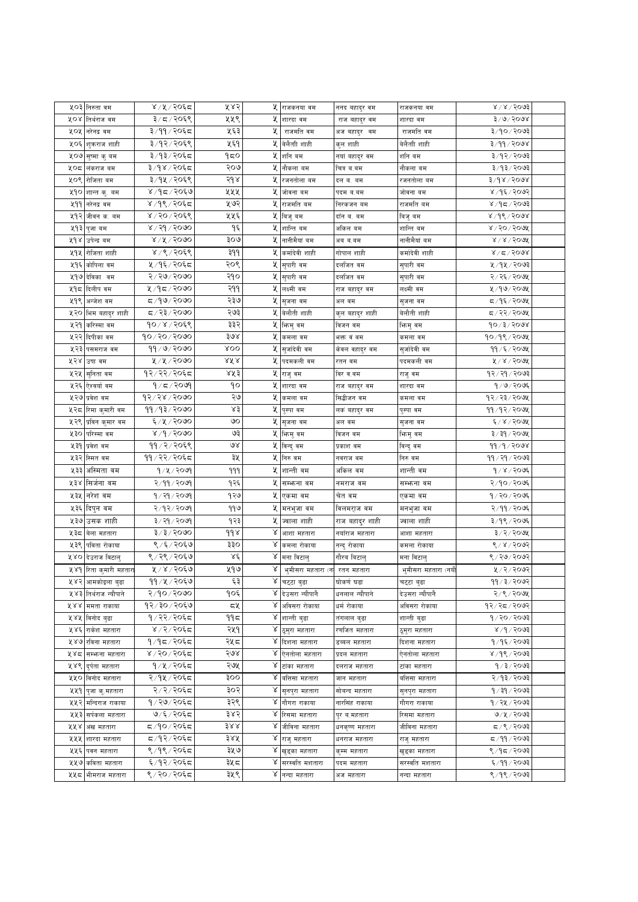|  |  |  |  |  |  |  |  |  |
|---|---|---|---|---|---|---|---|---|
| ५०३ | निरुता बम | ४/५/२०६८ | ५४२ | ५ | राजकनया बम | ननद बहादुर बम | राजकनया बम | ४/४/२०७३ |
| ५०४ | तिर्थराज बम | ३/८/२०६९ | ५५९ | ५ | शारदा बम | राज बहादुर बम | शारदा बम | ३/७/२०७४ |
| ५०५ | नरेन्द्र बम | ३/११/२०६८ | ५६३ | ५ | राजमति बम | अज बहादुर बम | राजमति बम | ३/१०/२०७३ |
| ५०६ | शुक्रराज शाही | ३/१२/२०६९ | ५६१ | ५ | बेलौती शाही | कुल शाही | बेलौती शाही | ३/११/२०७४ |
| ५०७ | सुष्मा कु बम | ३/१३/२०६८ | १८० | ५ | शनि बम | नयां बहादुर बम | शनि बम | ३/१२/२०७३ |
| ५०८ | लंकराज बम | ३/१४/२०६८ | २०७ | ५ | नौकला बम | चित्र ब.बम | नौकला बम | ३/१३/२०७३ |
| ५०९ | रोजिता बम | ३/१५/२०६९ | २१४ | ५ | रजनतोला बम | दल ब. बम | रजनतोला बम | ३/१४/२०७४ |
| ५१० | शान्त कु. बम | ४/१८/२०६७ | ५५५ | ५ | जोवना बम | पदम ब.बम | जोवना बम | ४/१६/२०७२ |
| ५११ | नरेन्द्र बम | ४/१९/२०६८ | ५७२ | ५ | राजमति बम | निरकजन बम | राजमति बम | ४/१८/२०७३ |
| ५१२ | जीवन क. बम | ४/२०/२०६९ | ५५६ | ५ | बिजु बम | दान ब. बम | बिजु बम | ४/१९/२०७४ |
| ५१३ | पुजा बम | ४/२१/२०७० | १६ | ५ | शान्ति बम | अकिल बम | शान्ति बम | ४/२०/२०७५ |
| ५१४ | उपेन्द्र बम | ४/५/२०७० | ३०७ | ५ | नानीमैयां बम | अब ब.बम | नानीमैयां बम | ४/४/२०७५ |
| ५१५ | रोजिता शाही | ४/९/२०६९ | ३११ | ५ | कमांदेवी शाही | गोपाल शाही | कमांदेवी शाही | ४/८/२०७४ |
| ५१६ | कोपिला बम | ५/१६/२०६८ | २०९ | ५ | सुपारी बम | दलजित बम | सुपारी बम | ५/१५/२०७३ |
| ५१७ | देविका बम | २/२७/२०७० | २१० | ५ | सुपारी बम | दलजित बम | सुपारी बम | २/२६/२०७५ |
| ५१८ | दिलीप बम | ५/१८/२०७० | २११ | ५ | लक्ष्मी बम | राज बहादुर बम | लक्ष्मी बम | ५/१७/२०७५ |
| ५१९ | अन्जेश बम | ८/१७/२०७० | २३७ | ५ | सुजना बम | अल बम | सुजना बम | ८/१६/२०७५ |
| ५२० | भिम बहादुर शाही | ८/२३/२०७० | २७३ | ५ | बेलौती शाही | कुल बहादुर शाही | बेलौती शाही | ८/२२/२०७५ |
| ५२१ | करिस्मा बम | १०/४/२०६९ | ३३२ | ५ | भिमु बम | बिजन बम | भिमु बम | १०/३/२०७४ |
| ५२२ | दिपीका बम | १०/२०/२०७० | ३७४ | ५ | कमला बम | भक्त वं बम | कमला बम | १०/१९/२०७५ |
| ५२३ | पसमराज बम | ११/७/२०७० | ४०० | ५ | सुजदेवी बम | केवल बहादुर बम | सुजदेवी बम | ११/६/२०७५ |
| ५२४ | उषा बम | ५/५/२०७० | ४५४ | ५ | पदमकली बम | रतन बम | पदमकली बम | ५/४/२०७५ |
| ५२५ | सुनिता बम | १२/२२/२०६८ | ४५३ | ५ | राजु बम | बिर ब.बम | राजु बम | १२/२१/२०७३ |
| ५२६ | ऐश्वर्या बम | १/८/२०७१ | १० | ५ | शारदा बम | राज बहादुर बम | शारदा बम | १/७/२०७६ |
| ५२७ | प्रवेश बम | १२/२४/२०७० | २७ | ५ | कमला बम | सिद्धीजन बम | कमला बम | १२/२३/२०७५ |
| ५२८ | रिमा कुमारी बम | ११/१३/२०७० | ४३ | ५ | पुस्पा बम | लकं बहादुर बम | पुस्पा बम | ११/१२/२०७५ |
| ५२९ | प्रविन कुमार बम | ६/५/२०७० | ७० | ५ | सुजना बम | अल बम | सुजना बम | ६/४/२०७५ |
| ५३० | परिस्मा बम | ४/१/२०७० | ७३ | ५ | भिमु बम | बिजन बम | भिमु बम | ३/३१/२०७५ |
| ५३१ | प्रवेश बम | ११/२/२०६९ | ७४ | ५ | बिन्दु बम | प्रकाश बम | बिन्दु बम | ११/१/२०७४ |
| ५३२ | स्मित बम | ११/२२/२०६८ | ३५ | ५ | निरु बम | नवराज बम | निरु बम | ११/२१/२०७३ |
| ५३३ | अस्मिता बम | १/५/२०७१ | १११ | ५ | शान्ती बम | अकिल बम | शान्ती बम | १/४/२०७६ |
| ५३४ | सिर्जना बम | २/११/२०७१ | १२६ | ५ | सम्फना बम | नमराज बम | सम्फना बम | २/१०/२०७६ |
| ५३५ | नरेश बम | १/२१/२०७१ | १२७ | ५ | एकमा बम | चेत बम | एकमा बम | १/२०/२०७६ |
| ५३६ | दिपुन बम | २/१२/२०७१ | ११७ | ५ | मनभुजा बम | बिलमराज बम | मनभुजा बम | २/११/२०७६ |
| ५३७ | उसक शाही | ३/२१/२०७१ | १२३ | ५ | ज्वाला शाही | राज बहादुर शाही | ज्वाला शाही | ३/१९/२०७६ |
| ५३८ | बेला महतारा | ३/३/२०७० | ११४ | ४ | आशा महतारा | नयांराज महतारा | आशा महतारा | ३/२/२०७५ |
| ५३९ | पविता रोकाया | ९/६/२०६७ | ३३० | ४ | कमला रोकाया | नन्दु रोकाया | कमला रोकाया | ९/४/२०७२ |
| ५४० | देउराज बिटालु | ९/२९/२०६७ | ४६ | ४ | मना बिटालु | गौरब बिटालु | मना बिटालु | ९/२७/२०७२ |
| ५४१ | रिता कुमारी महतारा | ५/४/२०६७ | ५१७ | ४ | भुमीसरा महतारा (न | रतन महतारा | भुमीसरा महतारा (नयाँ | ५/२/२०७२ |
| ५४२ | आमकोइला बुढा | ११/५/२०६७ | ६३ | ४ | चट्टा बुढा | घोकर्ण चढा | चट्टा बुढा | ११/३/२०७२ |
| ५४३ | तिर्थराज न्यौपाने | २/१०/२०७० | १०६ | ४ | देउसरा न्यौपाने | धनलाल न्यौपाने | देउसरा न्यौपाने | २/९/२०७५ |
| ५४४ | ममता राकाया | १२/३०/२०६७ | ८५ | ४ | अबिसरा रोकाया | धर्म रोकाया | अबिसरा रोकाया | १२/२८/२०७२ |
| ५४५ | बिनोद बुढा | १/२२/२०६८ | ११८ | ४ | शान्ती बुढा | तंगलाल बुढा | शान्ती बुढा | १/२०/२०७३ |
| ५४६ | राकेश महतारा | ४/२/२०६८ | २५१ | ४ | ठुमुरा महतारा | रणजित महतारा | ठुमुरा महतारा | ४/१/२०७३ |
| ५४७ | रविना महतारा | १/१८/२०६८ | २५८ | ४ | दिशना महतारा | डब्बल महतारा | दिशना महतारा | १/१६/२०७३ |
| ५४८ | सम्फना महतारा | ४/२०/२०६८ | २७४ | ४ | ऐनतोला महतारा | प्रदल महतारा | ऐनतोला महतारा | ४/१९/२०७३ |
| ५४९ | दुर्पता महतारा | १/५/२०६८ | २७५ | ४ | टांका महतारा | दलराज महतारा | टांका महतारा | १/३/२०७३ |
| ५५० | बिनोद महतारा | २/१५/२०६८ | ३०० | ४ | बत्तिसा महतारा | जाल महतारा | बत्तिसा महतारा | २/१३/२०७३ |
| ५५१ | पुजा कु.महतारा | २/२/२०६८ | ३०२ | ४ | सुनपुरा महतारा | सोवन्द महतारा | सुनपुरा महतारा | १/३१/२०७३ |
| ५५२ | मन्दिराज राकाया | १/२७/२०६८ | ३२९ | ४ | गौगरा राकाया | नारसिंह राकाया | गौगरा राकाया | १/२५/२०७३ |
| ५५३ | सपंकला महतारा | ७/६/२०६८ | ३४२ | ४ | रिसमा महतारा | पुर ब.महतारा | रिसमा महतारा | ७/५/२०७३ |
| ५५४ | अंख महतारा | ८/१०/२०६८ | ३४४ | ४ | जीविना महतारा | धनकृष्ण महतारा | जीविना महतारा | ८/९/२०७३ |
| ५५५ | शारदा महतारा | ८/१२/२०६८ | ३४५ | ४ | राजु महतारा | धनराज महतारा | राजु महतारा | ८/११/२०७३ |
| ५५६ | पवन महतारा | ९/१९/२०६८ | ३५७ | ४ | खुड्का महतारा | कुम्म महतारा | खुड्का महतारा | ९/१८/२०७३ |
| ५५७ | कविता महतारा | ६/१२/२०६८ | ३५८ | ४ | सरस्वति मशतारा | पदम महतारा | सरस्वति मशतारा | ६/११/२०७३ |
| ५५८ | भीमराज महतारा | ९/२०/२०६८ | ३५९ | ४ | नन्दा महतारा | अज महतारा | नन्दा महतारा | ९/१९/२०७३ |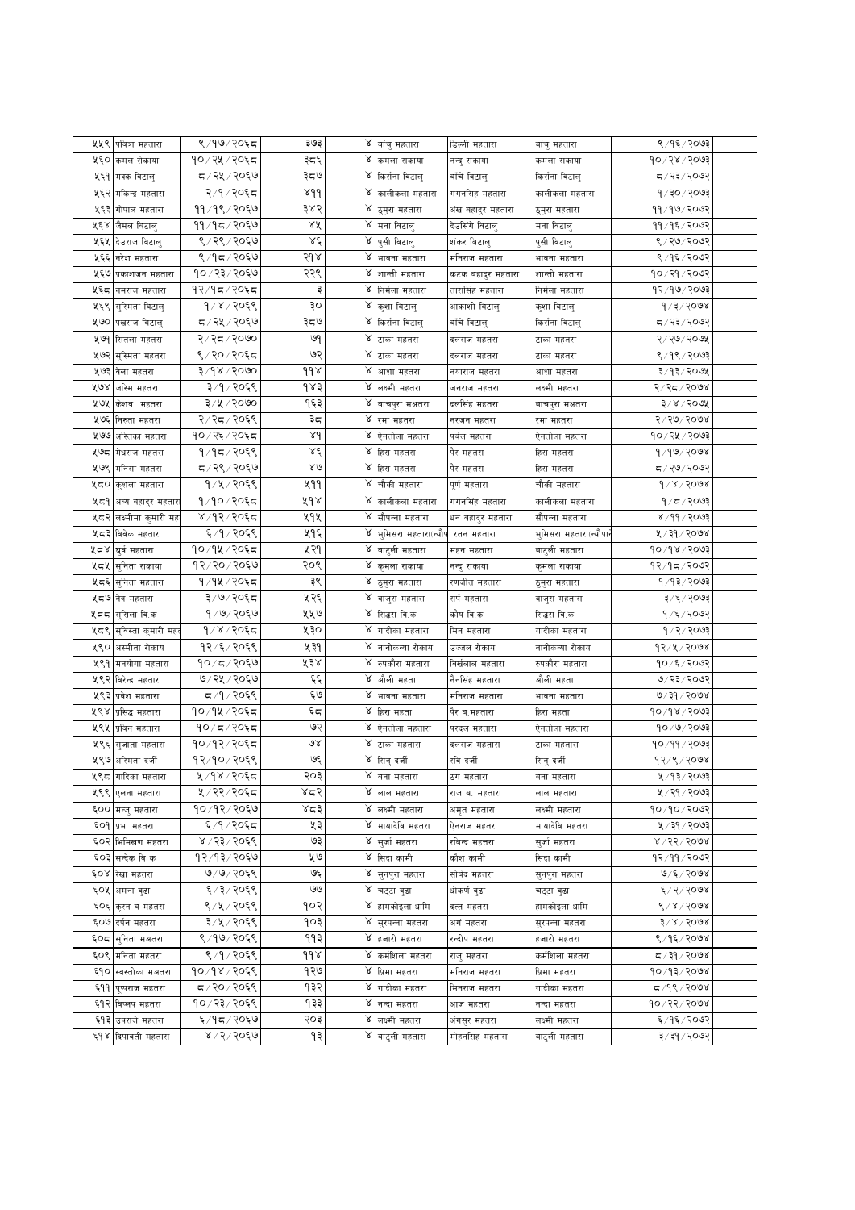| | | | | | | | | | |
|---|---|---|---|---|---|---|---|---|---|
| ५५९ | पवित्रा महतारा | ९/१७/२०६८ | ३७३ | ४ | बांचु महतारा | डिल्ली महतारा | बांचु महतारा | ९/१६/२०७३ | |
| ५६० | कमल रोकाया | १०/२५/२०६८ | ३८६ | ४ | कमला राकाया | नन्दु राकाया | कमला राकाया | १०/२४/२०७३ | |
| ५६१ | मक्क बिटालु | ८/२५/२०६७ | ३८७ | ४ | किर्सना बिटालु | बाँचे बिटालु | किर्सना बिटालु | ८/२३/२०७२ | |
| ५६२ | मकिन्द्र महतारा | २/१/२०६८ | ४११ | ४ | कालीकला महतारा | गगनसिंह महतारा | कालीकला महतारा | १/३०/२०७३ | |
| ५६३ | गोपाल महतारा | ११/१९/२०६७ | ३४२ | ४ | ठमुरा महतारा | अंख बहादुर महतारा | ठमुरा महतारा | ११/१७/२०७२ | |
| ५६४ | जैमल बिटालु | ११/१८/२०६७ | ४५ | ४ | मना बिटालु | देउसिंगे बिटालु | मना बिटालु | ११/१६/२०७२ | |
| ५६५ | देउराज बिटालु | ९/२९/२०६७ | ४६ | ४ | पुसी बिटालु | शंकर बिटालु | पुसी बिटालु | ९/२७/२०७२ | |
| ५६६ | नरेश महतारा | ९/१८/२०६७ | २१४ | ४ | भावना महतारा | मनिराज महतारा | भावना महतारा | ९/१६/२०७२ | |
| ५६७ | प्रकाशजन महतारा | १०/२३/२०६७ | २२९ | ४ | शान्ती महतारा | कटक बहादुर महतारा | शान्ती महतारा | १०/२१/२०७२ | |
| ५६८ | नमराज महतारा | १२/१८/२०६८ | ३ | ४ | निर्मला महतारा | तारासिंह महतारा | निर्मला महतारा | १२/१७/२०७३ | |
| ५६९ | सुस्मिता बिटालु | १/४/२०६९ | ३० | ४ | कृशा बिटालु | आकाशी बिटालु | कृशा बिटालु | १/३/२०७४ | |
| ५७० | पंखराज बिटालु | ८/२५/२०६७ | ३८७ | ४ | किर्सना बिटालु | बाँचे बिटालु | किर्सना बिटालु | ८/२३/२०७२ | |
| ५७१ | सितला महतरा | २/२८/२०७० | ७१ | ४ | टांका महतरा | दलराज महतरा | टांका महतरा | २/२७/२०७५ | |
| ५७२ | सुस्मिता महतरा | ९/२०/२०६८ | ७२ | ४ | टांका महतरा | दलराज महतरा | टांका महतरा | ९/१९/२०७३ | |
| ५७३ | बेला महतरा | ३/१४/२०७० | ११४ | ४ | आशा महतरा | नयाराज महतरा | आशा महतरा | ३/१३/२०७५ | |
| ५७४ | जस्मि महतरा | ३/१/२०६९ | १४३ | ४ | लक्ष्मी महतरा | जनराज महतरा | लक्ष्मी महतरा | २/२८/२०७४ | |
| ५७५ | केशव महतरा | ३/५/२०७० | १६३ | ४ | बाचपुरा मअतरा | दलसिंह महतरा | बाचपुरा मअतरा | ३/४/२०७५ | |
| ५७६ | निरुता महतरा | २/२८/२०६९ | ३८ | ४ | रमा महतरा | नरजन महतरा | रमा महतरा | २/२७/२०७४ | |
| ५७७ | अस्तिका महतरा | १०/२६/२०६८ | ४१ | ४ | ऐनतोला महतरा | पर्वल महतरा | ऐनतोला महतरा | १०/२५/२०७३ | |
| ५७८ | मेधराज महतरा | १/१८/२०६९ | ४६ | ४ | हिरा महतरा | पैर महतरा | हिरा महतरा | १/१७/२०७४ | |
| ५७९ | मनिसा महतरा | ८/२९/२०६७ | ४७ | ४ | हिरा महतरा | पैर महतरा | हिरा महतरा | ८/२७/२०७२ | |
| ५८० | कुशला महतारा | १/५/२०६९ | ५११ | ४ | चौकी महतारा | पूर्ण महतारा | चौकी महतारा | १/४/२०७४ | |
| ५८१ | अव्य बहादुर महतार | १/१०/२०६८ | ५१४ | ४ | कालीकला महतारा | गगनसिंह महतारा | कालीकला महतारा | १/८/२०७३ | |
| ५८२ | लक्ष्मीमा कुमारी मह | ४/१२/२०६८ | ५१५ | ४ | सौपन्ना महतारा | धन बहादुर महतारा | सौपन्ना महतारा | ४/११/२०७३ | |
| ५८३ | विवेक महतारा | ६/१/२०६९ | ५१६ | ४ | भुमिसरा महतारा/त्यौप | रतन महतारा | भुमिसरा महतारा/त्यौपा | ५/३१/२०७४ | |
| ५८४ | घुर्व महतारा | १०/१५/२०६८ | ५२१ | ४ | बाटुली महतारा | महत महतारा | बाटुली महतारा | १०/१४/२०७३ | |
| ५८५ | सुनिता राकाया | १२/२०/२०६७ | २०९ | ४ | कुमला राकाया | नन्दु राकाया | कुमला राकाया | १२/१८/२०७२ | |
| ५८६ | सुनिता महतारा | १/१५/२०६८ | ३९ | ४ | ठमुरा महतारा | रणजीत महतारा | ठमुरा महतारा | १/१३/२०७३ | |
| ५८७ | नेत्र महतारा | ३/७/२०६८ | ५२६ | ४ | बाजुरा महतारा | सर्प महतारा | बाजुरा महतारा | ३/६/२०७३ | |
| ५८८ | सुसिला वि.क | १/७/२०६७ | ५५७ | ४ | सिद्धरा वि.क | कौष वि.क | सिद्धरा वि.क | १/६/२०७२ | |
| ५८९ | सुविस्ता कुमारी मह | १/४/२०६८ | ५३० | ४ | गादीका महतारा | मिन महतारा | गादीका महतारा | १/२/२०७३ | |
| ५९० | अस्मीता रोकाय | १२/६/२०६९ | ५३१ | ४ | नानीकन्या रोकाय | उज्जल रोकाय | नानीकन्या रोकाय | १२/५/२०७४ | |
| ५९१ | मनयोगा महतारा | १०/८/२०६७ | ५३४ | ४ | रुपकौरा महतारा | विर्खलाल महतारा | रुपकौरा महतारा | १०/६/२०७२ | |
| ५९२ | विरेन्द्र महतारा | ७/२५/२०६७ | ६६ | ४ | औली महता | नैनसिंह महतारा | औली महता | ७/२३/२०७२ | |
| ५९३ | प्रवेश महतारा | ८/१/२०६९ | ६७ | ४ | भावना महतारा | मनिराज महतारा | भावना महतारा | ७/३१/२०७४ | |
| ५९४ | प्रसिद्ध महतारा | १०/१५/२०६८ | ६८ | ४ | हिरा महता | पैर ब.महतारा | हिरा महता | १०/१४/२०७३ | |
| ५९५ | प्रविन महतारा | १०/८/२०६८ | ७२ | ४ | ऐनतोला महतारा | परदल महतारा | ऐनतोला महतारा | १०/७/२०७३ | |
| ५९६ | सुजाता महतारा | १०/१२/२०६८ | ७४ | ४ | टांका महतारा | दलराज महतारा | टांका महतारा | १०/११/२०७३ | |
| ५९७ | अस्मिता दर्जी | १२/१०/२०६९ | ७६ | ४ | सिनु दर्जी | रवि दर्जी | सिनु दर्जी | १२/९/२०७४ | |
| ५९८ | गादिका महतारा | ५/१४/२०६८ | २०३ | ४ | बना महतारा | ठग महतारा | बना महतारा | ५/१३/२०७३ | |
| ५९९ | एलना महतारा | ५/२२/२०६८ | ४८२ | ४ | लाल महतारा | राज ब. महतारा | लाल महतारा | ५/२१/२०७३ | |
| ६०० | मन्जु महतारा | १०/१२/२०६७ | ४८३ | ४ | लक्ष्मी महतारा | अमृत महतारा | लक्ष्मी महतारा | १०/१०/२०७२ | |
| ६०१ | प्रभा महतरा | ६/१/२०६८ | ५३ | ४ | मायादेवि महतरा | ऐनराज महतरा | मायादेवि महतरा | ५/३१/२०७३ | |
| ६०२ | भिमिखण महतरा | ४/२३/२०६९ | ७३ | ४ | सुर्जा महतरा | रविन्द्र महतरा | सुर्जा महतरा | ४/२२/२०७४ | |
| ६०३ | सन्देक वि क | १२/१३/२०६७ | ५७ | ४ | सिदा कामी | कौश कामी | सिदा कामी | १२/११/२०७२ | |
| ६०४ | रेखा महतरा | ७/७/२०६९ | ७६ | ४ | सुनपुरा महतरा | सोवंद महतरा | सुनपुरा महतरा | ७/६/२०७४ | |
| ६०५ | अमना बुढा | ६/३/२०६९ | ७७ | ४ | चट्टा बुढा | धोकर्ण बुढा | चट्टा बुढा | ६/२/२०७४ | |
| ६०६ | कुस्न ब महतरा | ९/५/२०६९ | १०२ | ४ | हामकोइला धामि | दल्त महतरा | हामकोइला धामि | ९/४/२०७४ | |
| ६०७ | दर्पन महतरा | ३/५/२०६९ | १०३ | ४ | सुरपन्ना महतरा | अर्ग महतरा | सुरपन्ना महतरा | ३/४/२०७४ | |
| ६०८ | सुनिता मअतरा | ९/१७/२०६९ | ११३ | ४ | हजारी महतरा | रन्दीप महतरा | हजारी महतरा | ९/१६/२०७४ | |
| ६०९ | मनिता महतरा | ९/१/२०६९ | ११४ | ४ | कर्मशिला महतरा | राजु महतरा | कर्मशिला महतरा | ८/३१/२०७४ | |
| ६१० | स्वस्तीका मअतरा | १०/१४/२०६९ | १२७ | ४ | प्रिमा महतरा | मनिराज महतरा | प्रिमा महतरा | १०/१३/२०७४ | |
| ६११ | पुष्पराज महतरा | ८/२०/२०६९ | १३२ | ४ | गादीका महतरा | मिनराज महतरा | गादीका महतरा | ८/१९/२०७४ | |
| ६१२ | विप्लप महतरा | १०/२३/२०६९ | १३३ | ४ | नन्दा महतरा | आज महतरा | नन्दा महतरा | १०/२२/२०७४ | |
| ६१३ | उपराजे महतरा | ६/१८/२०६७ | २०३ | ४ | लक्ष्मी महतरा | अंगसुर महतरा | लक्ष्मी महतरा | ६/१६/२०७२ | |
| ६१४ | दिपावती महतारा | ४/२/२०६७ | १३ | ४ | बाटुली महतारा | मोहनसिहं महतारा | बाटुली महतारा | ३/३१/२०७२ | |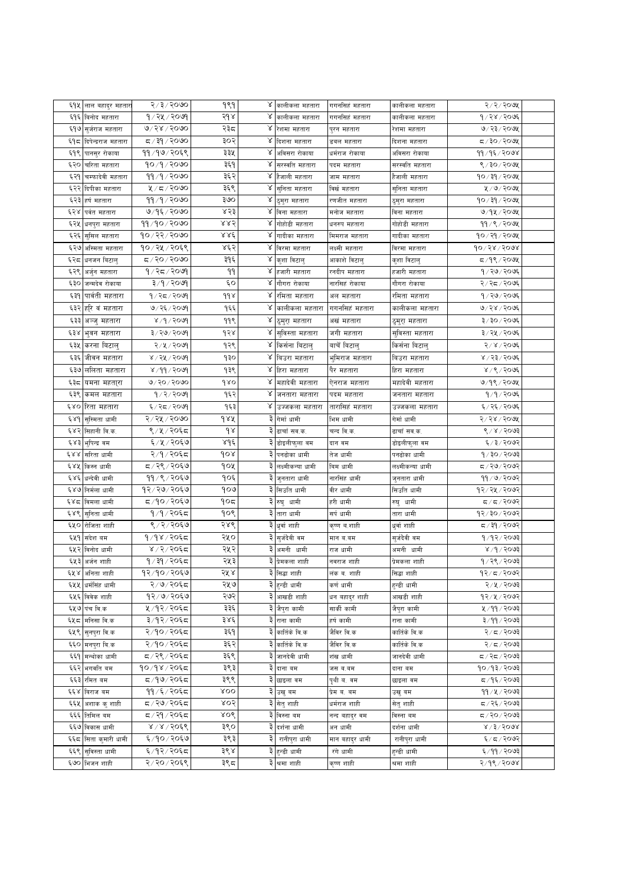| ६१५ | लाल बहादुर महतारा | २/३/२०७० | १९१ | ४ | कालीकला महतारा | गगनसिहं महतारा | कालीकला महतारा | २/२/२०७५ | |
|---|---|---|---|---|---|---|---|---|---|
| ६१६ | विनोद महतारा | १/२५/२०७१ | २१४ | ४ | कालीकला महतारा | गगनसिहं महतारा | कालीकला महतारा | १/२४/२०७६ | |
| ६१७ | सुर्जराज महतारा | ७/२४/२०७० | २३८ | ४ | रेशमा महतारा | पुरन महतारा | रेशमा महतारा | ७/२३/२०७५ | |
| ६१८ | दिपेन्द्रराज महतारा | ८/३१/२०७० | ३०२ | ४ | दिशना महतारा | डवल महतारा | दिशना महतारा | ८/३०/२०७५ | |
| ६१९ | पानसुर रोकाया | ११/१७/२०६९ | ३३५ | ४ | अविसरा रोकाया | धर्मराज रोकाया | अविसरा रोकाया | ११/१६/२०७४ | |
| ६२० | चरिता महतारा | १०/१/२०७० | ३६१ | ४ | सरस्वति महतारा | पदम महतारा | सरस्वति महतारा | ९/३०/२०७५ | |
| ६२१ | चम्फादेवी महतारा | ११/१/२०७० | ३६२ | ४ | हैजाली महतारा | जाम महतारा | हैजाली महतारा | १०/३१/२०७५ | |
| ६२२ | दिपीका महतारा | ५/८/२०७० | ३६९ | ४ | सुनिता महतारा | विर्ख महतारा | सुनिता महतारा | ५/७/२०७५ | |
| ६२३ | हर्ष महतारा | ११/१/२०७० | ३७० | ४ | ठुमुरा महतारा | रणजीत महतारा | ठुमुरा महतारा | १०/३१/२०७५ | |
| ६२४ | पर्वत महतारा | ७/१६/२०७० | ४२३ | ४ | विना महतारा | मनोज महतारा | विना महतारा | ७/१५/२०७५ | |
| ६२५ | धनपुरा महतारा | ११/१०/२०७० | ४४२ | ४ | गोहोडी महतारा | धनरुप महतारा | गोहोडी महतारा | ११/९/२०७५ | |
| ६२६ | सुसिल महतारा | १०/२२/२०७० | ४४६ | ४ | गादीका महतारा | मिमराज महतारा | गादीका महतारा | १०/२१/२०७५ | |
| ६२७ | अस्मिता महतारा | १०/२५/२०६९ | ४६२ | ४ | विरमा महतारा | लक्ष्मी महतारा | विरमा महतारा | १०/२४/२०७४ | |
| ६२८ | धनजन विटालु | ८/२०/२०७० | ३१६ | ४ | कृशा विटालु | आकाशे विटालु | कृशा विटालु | ८/१९/२०७५ | |
| ६२९ | अर्जुन महतारा | १/२८/२०७१ | ११ | ४ | हजारी महतारा | रनदीप महतारा | हजारी महतारा | १/२७/२०७६ | |
| ६३० | जन्मदेव रोकाया | ३/१/२०७१ | ६० | ४ | गौगरा रोकाया | नारसिंह रोकाया | गौगरा रोकाया | २/२८/२०७६ | |
| ६३१ | पार्वती महतारा | १/२८/२०७१ | ११४ | ४ | रमिता महतारा | अल महतारा | रमिता महतारा | १/२७/२०७६ | |
| ६३२ | हरि वं महतारा | ७/२६/२०७१ | १६६ | ४ | कालीकला महतारा | गगनसिहं महतारा | कालीकला महतारा | ७/२४/२०७६ | |
| ६३३ | अञ्जु महतारा | ४/१/२०७१ | ११९ | ४ | ठुमुरा महतारा | अखं महतारा | ठुमुरा महतारा | ३/३०/२०७६ | |
| ६३४ | भुवन महतारा | ३/२७/२०७१ | १२४ | ४ | सुविस्ता महतारा | जगी महतारा | सुविस्ता महतारा | ३/२५/२०७६ | |
| ६३५ | करना विटालु | २/५/२०७१ | १२९ | ४ | किर्सना विटालु | वाचें विटालु | किर्सना विटालु | २/४/२०७६ | |
| ६३६ | जीवन महतारा | ४/२५/२०७१ | १३० | ४ | विउरा महतारा | भुमिराज महतारा | विउरा महतारा | ४/२३/२०७६ | |
| ६३७ | ललिता महतारा | ४/११/२०७१ | १३९ | ४ | हिरा महतारा | पैर महतारा | हिरा महतारा | ४/९/२०७६ | |
| ६३८ | यमना महतारा | ७/२०/२०७० | १४० | ४ | महादेवी महतारा | ऐनराज महतारा | महादेवी महतारा | ७/१९/२०७५ | |
| ६३९ | कमल महतारा | १/२/२०७१ | १६२ | ४ | जनतारा महतारा | पदम महतारा | जनतारा महतारा | १/१/२०७६ | |
| ६४० | रिता महतारा | ६/२८/२०७१ | १६३ | ४ | उज्जकला महतारा | तारासिहं महतारा | उज्जकला महतारा | ६/२६/२०७६ | |
| ६४१ | सुस्मिता धामी | २/२५/२०७० | १४५ | ३ | गेर्मा धामी | भिम धामी | गेर्मा धामी | २/२४/२०७५ | |
| ६४२ | सिहानी वि.क. | ९/५/२०६८ | १४ | ३ | ढाचाँ सव.क. | चन्द वि.क. | ढाचाँ सव.क. | ९/४/२०७३ | |
| ६४३ | भुपिन्द्र वम | ६/५/२०६७ | ४१६ | ३ | डोइलीफुला वम | दान वम | डोइलीफुला वम | ६/३/२०७२ | |
| ६४४ | सरिता धामी | २/१/२०६८ | १०४ | ३ | पनढोका धामी | तेज धामी | पनढोका धामी | १/३०/२०७३ | |
| ६४५ | किस्न धामी | ८/२९/२०६७ | १०५ | ३ | लक्ष्मीकन्या धामी | विम धामी | लक्ष्मीकन्या धामी | ८/२७/२०७२ | |
| ६४६ | धन्देवी धामी | ११/९/२०६७ | १०६ | ३ | जुनतारा धामी | नारसिंह धामी | जुनतारा धामी | ११/७/२०७२ | |
| ६४७ | निर्मला धामी | १२/२७/२०६७ | १०७ | ३ | सिउति धामी | वीर धामी | सिउति धामी | १२/२५/२०७२ | |
| ६४८ | विमला धामी | ८/१०/२०६७ | १०८ | ३ | रुघु धामी | हरी धामी | रुघु धामी | ८/८/२०७२ | |
| ६४९ | सुनिता धामी | १/१/२०६८ | १०९ | ३ | तारा धामी | सर्प धामी | तारा धामी | १२/३०/२०७२ | |
| ६५० | रोजिता शाही | ९/२/२०६७ | २४९ | ३ | धुर्वा शाही | कृष्ण ब.शाही | धुर्वा शाही | ८/३१/२०७२ | |
| ६५१ | संदेश वम | १/१४/२०६८ | २५० | ३ | सुर्जदेवी वम | मान ब.वम | सुर्जदेवी वम | १/१२/२०७३ | |
| ६५२ | विनोद धामी | ४/२/२०६८ | २५२ | ३ | अमनी धामी | राज धामी | अमनी धामी | ४/१/२०७३ | |
| ६५३ | अर्जन शाही | १/३१/२०६८ | २५३ | ३ | प्रेमकला शाही | नवराज शाही | प्रेमकला शाही | १/२९/२०७३ | |
| ६५४ | अनिता शाही | १२/१०/२०६७ | २५४ | ३ | सिद्धा शाही | लंक ब. शाही | सिद्धा शाही | १२/८/२०७२ | |
| ६५५ | धर्मसिंह धामी | २/७/२०६८ | २५७ | ३ | हुन्डी धामी | कर्ण धामी | हुन्डी धामी | २/५/२०७३ | |
| ६५६ | विवेक शाही | १२/७/२०६७ | २७२ | ३ | आखडी शाही | धन बहादुर शाही | आखडी शाही | १२/५/२०७२ | |
| ६५७ | पंच वि.क | ५/१२/२०६८ | ३३६ | ३ | जैपुरा कामी | सार्की कामी | जैपुरा कामी | ५/११/२०७३ | |
| ६५८ | मनिसा वि.क | ३/१२/२०६८ | ३४६ | ३ | राना कामी | हर्ष कामी | राना कामी | ३/११/२०७३ | |
| ६५९ | सुनपुरा वि.क | २/१०/२०६८ | ३६१ | ३ | कार्तिके वि.क | जैविर वि.क | कार्तिके वि.क | २/८/२०७३ | |
| ६६० | मनपुरा वि.क | २/१०/२०६८ | ३६२ | ३ | कार्तिके वि.क | जैविर वि.क | कार्तिके वि.क | २/८/२०७३ | |
| ६६१ | मन्धोका धामी | ८/२९/२०६८ | ३६९ | ३ | जानदेवी धामी | शंख धामी | जानदेवी धामी | ८/२८/२०७३ | |
| ६६२ | भगवति वम | १०/१४/२०६८ | ३९३ | ३ | दाना वम | जस ब.वम | दाना वम | १०/१३/२०७३ | |
| ६६३ | रमित वम | ८/१७/२०६८ | ३९९ | ३ | छाइला वम | पृथी ब. वम | छाइला वम | ८/१६/२०७३ | |
| ६६४ | विराज वम | ११/६/२०६८ | ४०० | ३ | उखु वम | प्रेम ब. वम | उखु वम | ११/५/२०७३ | |
| ६६५ | अशाक कु शाही | ८/२७/२०६८ | ४०२ | ३ | सेतु शाही | धर्मराज शाही | सेतु शाही | ८/२६/२०७३ | |
| ६६६ | तिमिल वम | ८/२१/२०६८ | ४०९ | ३ | विस्ना वम | नन्द बहादुर वम | विस्ना वम | ८/२०/२०७३ | |
| ६६७ | विकास धामी | ४/४/२०६९ | ३९० | ३ | दर्शना धामी | अन धामी | दर्शना धामी | ४/३/२०७४ | |
| ६६८ | सिता कुमारी धामी | ६/१०/२०६७ | ३९३ | ३ | रानीपुरा धामी | मान बहादुर धामी | रानीपुरा धामी | ६/८/२०७२ | |
| ६६९ | सुविस्ता धामी | ६/१२/२०६८ | ३९४ | ३ | हुन्डी धामी | रंग धामी | हुन्डी धामी | ६/११/२०७३ | |
| ६७० | भिजन शाही | २/२०/२०६९ | ३९८ | ३ | श्रमा शाही | कृष्ण शाही | श्रमा शाही | २/१९/२०७४ | |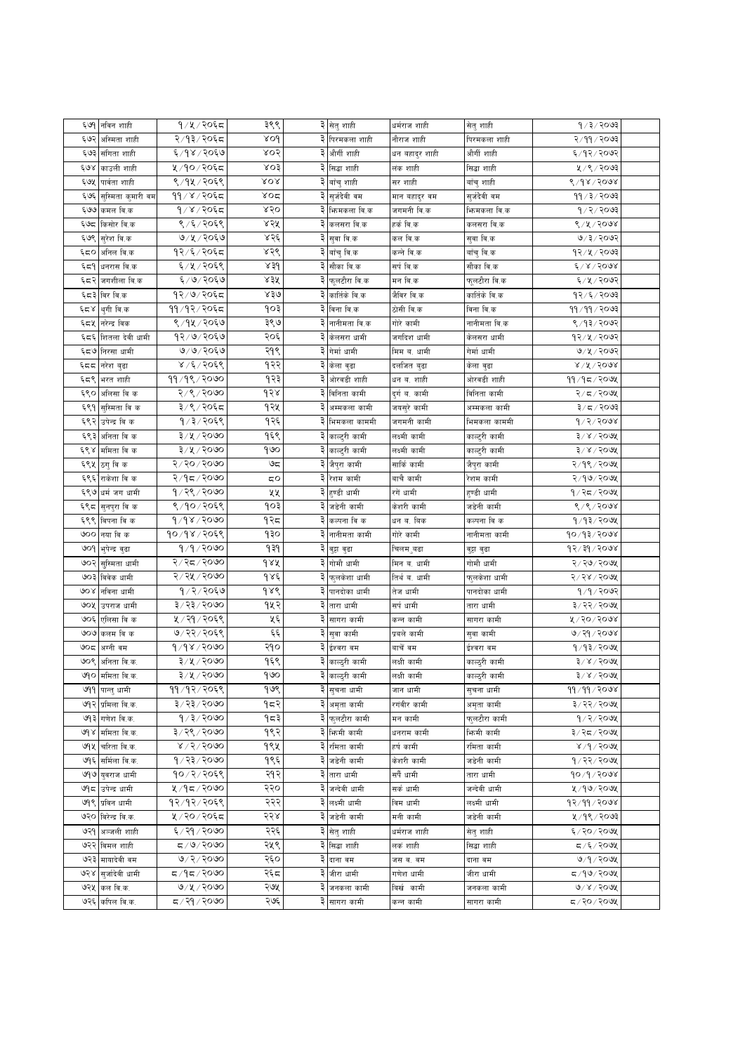| | | | | | | | | | |
|---|---|---|---|---|---|---|---|---|---|
| ६७१ | नविन शाही | १/५/२०६८ | ३९९ | ३ | सेतु शाही | धर्मराज शाही | सेतु शाही | १/३/२०७३ | |
| ६७२ | अस्मिता शाही | २/१३/२०६८ | ४०१ | ३ | पिरमकला शाही | नौराज शाही | पिरमकला शाही | २/११/२०७३ | |
| ६७३ | संगिता शाही | ६/१४/२०६७ | ४०२ | ३ | औंसी शाही | धन बहादुर शाही | औंसी शाही | ६/१२/२०७२ | |
| ६७४ | काउली शाही | ५/१०/२०६८ | ४०३ | ३ | सिद्धा शाही | लंक शाही | सिद्धा शाही | ५/९/२०७३ | |
| ६७५ | पार्वता शाही | ९/१५/२०६९ | ४०४ | ३ | बाँचु शाही | सर शाही | बाँचु शाही | ९/१४/२०७४ | |
| ६७६ | सुस्मिता कुमारी वम | ११/४/२०६८ | ४०८ | ३ | सुजंदेवी वम | मान बहादुर वम | सुजंदेवी वम | ११/३/२०७३ | |
| ६७७ | कमल वि.क | १/५/२०६८ | ४२० | ३ | भिमकला वि.क | जगमती वि.क | भिमकला वि.क | १/२/२०७३ | |
| ६७८ | किसोर वि.क | ९/२/२०६९ | ४२५ | ३ | कलसरा वि.क | हर्क वि.क | कलसरा वि.क | ९/५/२०७४ | |
| ६७९ | सुरेश वि.क | ७/५/२०६७ | ४२६ | ३ | सुवा वि.क | कल वि.क | सुवा वि.क | ७/३/२०७२ | |
| ६८० | अनिल वि.क | १२/६/२०६८ | ४२९ | ३ | बाँचु वि.क | कन्ते वि.क | बाँचु वि.क | १२/५/२०७३ | |
| ६८१ | धनरास वि.क | ६/५/२०६९ | ४३१ | ३ | सौका वि.क | सर्प वि.क | सौका वि.क | ६/४/२०७४ | |
| ६८२ | जगशीला वि.क | ६/७/२०६७ | ४३५ | ३ | फुलटौरा वि.क | मन वि.क | फुलटौरा वि.क | ६/५/२०७२ | |
| ६८३ | विर वि.क | १२/७/२०६८ | ४३७ | ३ | कार्तिके वि.क | जैविर वि.क | कार्तिके वि.क | १२/६/२०७३ | |
| ६८४ | थुगी वि.क | ११/१२/२०६८ | १०३ | ३ | विना वि.क | ठोसी वि.क | विना वि.क | ११/११/२०७३ | |
| ६८५ | नरेन्द्र विक | ९/१५/२०६७ | ३९७ | ३ | नानीमता वि.क | गोरे कामी | नानीमता वि.क | ९/१३/२०७२ | |
| ६८६ | शितला देवी धामी | १२/७/२०६७ | २०६ | ३ | केलसरा धामी | जगदिश धामी | केलसरा धामी | १२/५/२०७२ | |
| ६८७ | निरसा धामी | ७/७/२०६७ | २१९ | ३ | गेर्मा धामी | मिस व. धामी | गेर्मा धामी | ७/५/२०७२ | |
| ६८८ | नरेश बुढा | ४/६/२०६९ | १२२ | ३ | केला बुढा | दलजित बुढा | केला बुढा | ४/५/२०७४ | |
| ६८९ | भरत शाही | ११/१९/२०७० | १२३ | ३ | ओरवडी शाही | धन व. शाही | ओरवडी शाही | ११/१८/२०७५ | |
| ६९० | अलिसा वि क | २/९/२०७० | १२४ | ३ | विनिता कामी | दुर्गा व. कामी | विनिता कामी | २/८/२०७५ | |
| ६९१ | सुस्मिता वि क | ३/९/२०६८ | १२५ | ३ | अम्मकला कामी | जयसुरे कामी | अम्मकला कामी | ३/८/२०७३ | |
| ६९२ | उपेन्द्र वि क | १/३/२०६९ | १२६ | ३ | भिमकला काममी | जगमती कामी | भिमकला काममी | १/२/२०७४ | |
| ६९३ | अनिता वि क | ३/५/२०७० | १६९ | ३ | काल्चुरी कामी | लक्ष्मी कामी | काल्चुरी कामी | ३/४/२०७५ | |
| ६९४ | ममिता वि क | ३/५/२०७० | १७० | ३ | काल्चुरी कामी | लक्ष्मी कामी | काल्चुरी कामी | ३/४/२०७५ | |
| ६९५ | ठगु वि क | २/२०/२०७० | ७८ | ३ | जैपुरा कामी | सार्कि कामी | जैपुरा कामी | २/१९/२०७५ | |
| ६९६ | राकेशा वि क | २/१८/२०७० | ८० | ३ | रेशम कामी | बाचे कामी | रेशम कामी | २/१७/२०७५ | |
| ६९७ | धर्म जग धामी | १/२९/२०७० | ५५ | ३ | हुण्डी धामी | रगें धामी | हुण्डी धामी | १/२८/२०७५ | |
| ६९८ | सुनपुरा वि क | ९/१०/२०६९ | १०३ | ३ | जडेनी कामी | केशरी कामी | जडेनी कामी | ९/९/२०७४ | |
| ६९९ | विपना वि क | १/१४/२०७० | १२८ | ३ | कल्पना वि क | धन व. बिक | कल्पना वि क | १/१३/२०७५ | |
| ७०० | नया वि क | १०/१४/२०६९ | १३० | ३ | नानीमता कामी | गोरे कामी | नानीमता कामी | १०/१३/२०७४ | |
| ७०१ | भुपेन्द्र बुढा | १/१/२०७० | १३१ | ३ | बुढा बुढा | चिलम् बुढा | बुढा बुढा | १२/३१/२०७४ | |
| ७०२ | सुस्मिता धामी | २/२८/२०७० | १४५ | ३ | गोमौ धामी | मिन व. धामी | गोमौ धामी | २/२७/२०७५ | |
| ७०३ | विवेक धामी | २/२५/२०७० | १४६ | ३ | फुलकेशा धामी | तिर्थ व. धामी | फुलकेशा धामी | २/२४/२०७५ | |
| ७०४ | नविना धामी | १/२/२०६७ | १४९ | ३ | पानदोका धामी | तेज धामी | पानदोका धामी | १/१/२०७२ | |
| ७०५ | उपराज धामी | ३/२३/२०७० | १५२ | ३ | तारा धामी | सर्प धामी | तारा धामी | ३/२२/२०७५ | |
| ७०६ | एलिसा वि क | ५/२१/२०६९ | ५६ | ३ | सागरा कामी | कन्न कामी | सागरा कामी | ५/२०/२०७४ | |
| ७०७ | कलम वि क | ७/२२/२०६९ | ६६ | ३ | सुवा कामी | प्रवले कामी | सुवा कामी | ७/२१/२०७४ | |
| ७०८ | अग्नी वम | १/१४/२०७० | २१० | ३ | ईश्वरा वम | बाचें वम | ईश्वरा वम | १/१३/२०७५ | |
| ७०९ | अनिता वि.क. | ३/५/२०७० | १६९ | ३ | काल्चुरी कामी | लक्षी कामी | काल्चुरी कामी | ३/४/२०७५ | |
| ७१० | ममिता वि.क. | ३/५/२०७० | १७० | ३ | काल्चुरी कामी | लक्षी कामी | काल्चुरी कामी | ३/४/२०७५ | |
| ७११ | पारतु धामी | ११/१२/२०६९ | १७९ | ३ | सुचना धामी | जान धामी | सुचना धामी | ११/११/२०७४ | |
| ७१२ | प्रमिला वि.क. | ३/२३/२०७० | १८२ | ३ | अमृता कामी | रगंवीर कामी | अमृता कामी | ३/२२/२०७५ | |
| ७१३ | गणेश वि.क. | १/३/२०७० | १८३ | ३ | फुलटौरा कामी | मन कामी | फुलटौरा कामी | १/२/२०७५ | |
| ७१४ | ममिता वि.क. | ३/२९/२०७० | १९२ | ३ | भिमी कामी | धनराम कामी | भिमी कामी | ३/२८/२०७५ | |
| ७१५ | चरिता वि.क. | ४/२/२०७० | १९५ | ३ | रमिता कामी | हर्प कामी | रमिता कामी | ४/१/२०७५ | |
| ७१६ | समिला वि.क. | १/२३/२०७० | १९६ | ३ | जडेनी कामी | केशरी कामी | जडेनी कामी | १/२२/२०७५ | |
| ७१७ | युवराज धामी | १०/२/२०६९ | २१२ | ३ | तारा धामी | सर्पै धामी | तारा धामी | १०/१/२०७४ | |
| ७१८ | उपेन्द्र धामी | ५/१८/२०७० | २२० | ३ | जन्देवी धामी | सर्क धामी | जन्देवी धामी | ५/१७/२०७५ | |
| ७१९ | प्रविन धामी | १२/१२/२०६९ | २२२ | ३ | लक्ष्मी धामी | बिम धामी | लक्ष्मी धामी | १२/११/२०७४ | |
| ७२० | विरेन्द्र वि.क. | ५/२०/२०६८ | २२४ | ३ | जडेनी कामी | मनी कामी | जडेनी कामी | ५/१९/२०७३ | |
| ७२१ | अन्जली शाही | ६/२१/२०७० | २२६ | ३ | सेतु शाही | धर्मराज शाही | सेतु शाही | ६/२०/२०७५ | |
| ७२२ | विमल शाही | ८/७/२०७० | २५९ | ३ | सिद्धा शाही | लर्क शाही | सिद्धा शाही | ८/६/२०७५ | |
| ७२३ | मायादेवी वम | ७/२/२०७० | २६० | ३ | दाना वम | जस व. वम | दाना वम | ७/१/२०७५ | |
| ७२४ | सुजादेवी धामी | ८/१८/२०७० | २६८ | ३ | जीरा धामी | गणेश धामी | जीरा धामी | ८/१७/२०७५ | |
| ७२५ | कल वि.क. | ७/५/२०७० | २७५ | ३ | जनकला कामी | विर्ख कामी | जनकला कामी | ७/४/२०७५ | |
| ७२६ | कपिल वि.क. | ८/२१/२०७० | २७६ | ३ | सागरा कामी | कन्न कामी | सागरा कामी | ८/२०/२०७५ | |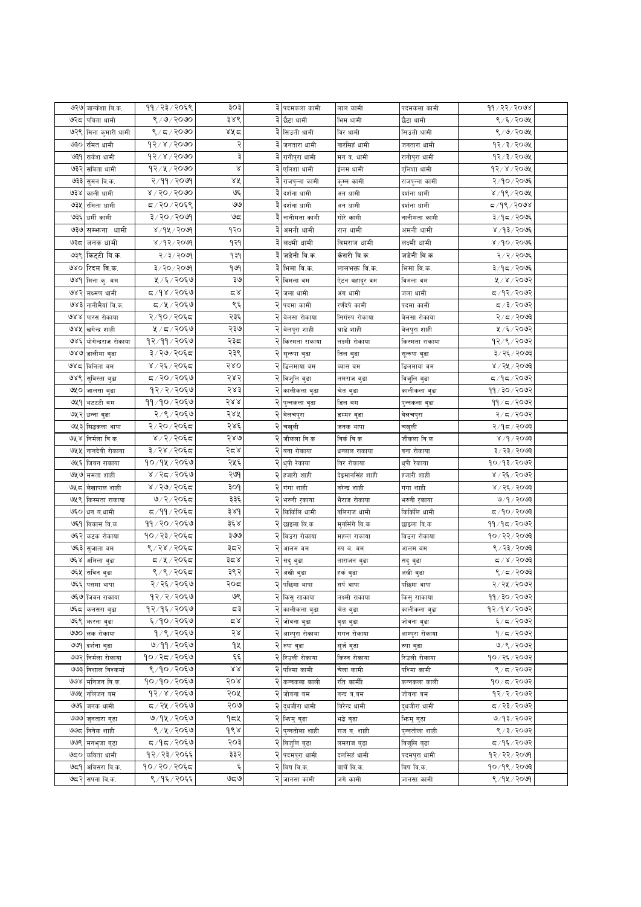| ७२७ | जान्केशा वि.क. | ११/२३/२०६९ | ३०३ | ३ | पदमकला कामी | लाल कामी | पदमकला कामी | ११/२२/२०७४ | |
|---|---|---|---|---|---|---|---|---|---|
| ७२८ | पविता धामी | ९/७/२०७० | ३४९ | ३ | छैटा धामी | भिम धामी | छैटा धामी | ९/६/२०७५ | |
| ७२९ | मिना कुमारी धामी | ९/८/२०७० | ४५८ | ३ | सिउती धामी | बिर धामी | सिउती धामी | ९/७/२०७५ | |
| ७३० | रमित धामी | १२/४/२०७० | २ | ३ | जनतारा धामी | नारसिंह धामी | जनतारा धामी | १२/३/२०७५ | |
| ७३१ | राकेश धामी | १२/४/२०७० | ३ | ३ | रानीपुरा धामी | मन ब. धामी | रानीपुरा धामी | १२/३/२०७५ | |
| ७३२ | सविता धामी | १२/५/२०७० | ४ | ३ | एलिशा धामी | ईलम धामी | एलिशा धामी | १२/४/२०७५ | |
| ७३३ | सुमन वि.क. | २/११/२०७१ | ४५ | ३ | राजपुन्ना कामी | कुम्म कामी | राजपुन्ना कामी | २/१०/२०७६ | |
| ७३४ | काली धामी | ४/२०/२०७० | ७६ | ३ | दर्शना धामी | अन धामी | दर्शना धामी | ४/१९/२०७५ | |
| ७३५ | रमिता धामी | ८/२०/२०६९ | ७७ | ३ | दर्शना धामी | अन धामी | दर्शना धामी | ८/१९/२०७४ | |
| ७३६ | धर्मी कामी | ३/२०/२०७१ | ७८ | ३ | नानीमता कामी | गोरे कामी | नानीमता कामी | ३/१८/२०७६ | |
| ७३७ | सम्फना धामी | ४/१५/२०७१ | १२० | ३ | अमनी धामी | रान धामी | अमनी धामी | ४/१३/२०७६ | |
| ७३८ | जनक धामी | ४/१२/२०७१ | १२१ | ३ | लक्ष्मी धामी | बिमराज धामी | लक्ष्मी धामी | ४/१०/२०७६ | |
| ७३९ | किट्टी वि.क. | २/३/२०७१ | १३१ | ३ | जडेनी वि.क. | केसरी वि.क. | जडेनी वि.क. | २/२/२०७६ | |
| ७४० | रिदम वि.क. | ३/२०/२०७१ | १७१ | ३ | भिमा वि.क. | लालभक्त वि.क. | भिमा वि.क. | ३/१८/२०७६ | |
| ७४१ | मिना कु. बम | ५/६/२०६७ | ३७ | २ | विमला बम | ऐटन बहादुर बम | विमला बम | ५/४/२०७२ | |
| ७४२ | लक्ष्मण धामी | ८/१४/२०६७ | ८४ | २ | जला धामी | अंग धामी | जला धामी | ८/१२/२०७२ | |
| ७४३ | नानीमैयां वि.क. | ८/५/२०६७ | ९६ | २ | पदमा कामी | रणदिपे कामी | पदमा कामी | ८/३/२०७२ | |
| ७४४ | पारस रोकाया | २/१०/२०६८ | २३६ | २ | बेलसा रोकाया | सिराँरु रोकाया | बेलसा रोकाया | २/८/२०७३ | |
| ७४५ | खगेन्द्र शाही | ५/८/२०६७ | २३७ | २ | बेलपुरा शाही | घाडे शाही | बेलपुरा शाही | ५/६/२०७२ | |
| ७४६ | योगेन्द्रराज रोकाया | १२/११/२०६७ | २३८ | २ | किस्मता राकाया | लक्ष्मी रोकाया | किस्मता राकाया | १२/९/२०७२ | |
| ७४७ | डालीमा बुढा | ३/२७/२०६८ | २३९ | २ | सुल्पा बुढा | तिल बुढा | सुल्पा बुढा | ३/२६/२०७३ | |
| ७४८ | विनिता बम | ४/२६/२०६८ | २४० | २ | डिलमाया बम | ब्यास बम | डिलमाया बम | ४/२५/२०७३ | |
| ७४९ | सुबिस्ता बुढा | ८/२०/२०६७ | २४२ | २ | विजुलि बुढा | लमराज बुढा | विजुलि बुढा | ८/१८/२०७२ | |
| ७५० | जालसा बुढा | १२/२/२०६७ | २४३ | २ | कालीकला बुढा | चेत बुढा | कालीकला बुढा | ११/३०/२०७२ | |
| ७५१ | भटटटी बम | ११/१०/२०६७ | २४४ | २ | पुन्नकला बुढा | डिल बम | पुन्नकला बुढा | ११/८/२०७२ | |
| ७५२ | धन्ना बुढा | २/९/२०६७ | २४५ | २ | बेलचपुरा | डम्मर बुढा | बेलचपुरा | २/८/२०७२ | |
| ७५३ | सिद्धकला थापा | २/२०/२०६८ | २४६ | २ | चखुली | जनक थापा | चखुली | २/१८/२०७३ | |
| ७५४ | निर्मला वि.क. | ४/२/२०६८ | २४७ | २ | जौकला वि.क | विर्के वि.क. | जौकला वि.क | ४/१/२०७३ | |
| ७५५ | नानदेवी रोकाया | ३/२४/२०६८ | २८४ | २ | बना रोकाया | धन्लाल राकाया | बना रोकाया | ३/२३/२०७३ | |
| ७५६ | जिवन राकाया | १०/१५/२०६७ | २५६ | २ | धुपी रेकाया | बिर रोकाया | धुपी रेकाया | १०/१३/२०७२ | |
| ७५७ | ममता शाही | ४/२८/२०६७ | २७१ | २ | हजारी शाही | देइमानसिंह शाही | हजारी शाही | ४/२६/२०७२ | |
| ७५८ | लेखापाल शाही | ४/२७/२०६८ | ३०१ | २ | गंगा शाही | नरेन्द्र शाही | गंगा शाही | ४/२६/२०७३ | |
| ७५९ | किस्मता राकाया | ७/२/२०६८ | ३३६ | २ | भरुनी रुकाया | भैराज रोकाया | भरुनी रुकाया | ७/१/२०७३ | |
| ७६० | धन ब.धामी | ८/११/२०६८ | ३४१ | २ | किर्किलि धामी | बलिराज धामी | किर्किलि धामी | ८/१०/२०७३ | |
| ७६१ | विकास वि.क | ११/२०/२०६७ | ३६४ | २ | छाइला वि.क | मुनसिंगे वि.क | छाइला वि.क | ११/१८/२०७२ | |
| ७६२ | कटक रोकाया | १०/२३/२०६८ | ३७७ | २ | विउरा रोकाया | महन्त राकाया | विउरा रोकाया | १०/२२/२०७३ | |
| ७६३ | सुजाता बम | ९/२४/२०६८ | ३८२ | २ | आलम बम | रुप ब. बम | आलम बम | ९/२३/२०७३ | |
| ७६४ | अमिला बुढा | ८/५/२०६८ | ३८४ | २ | सदु बुढा | ताराजन बुढा | सदु बुढा | ८/४/२०७३ | |
| ७६५ | सविन बुढा | ९/९/२०६८ | ३९२ | २ | अंखी बुढा | हर्क बुढा | अंखी बुढा | ९/८/२०७३ | |
| ७६६ | पसमा थापा | २/२६/२०६७ | २०८ | २ | पछिमा थापा | सर्प थापा | पछिमा थापा | २/२५/२०७२ | |
| ७६७ | जिवन राकाया | १२/२/२०६७ | ७९ | २ | किसु राकाया | लक्ष्मी राकाया | किसु राकाया | ११/३०/२०७२ | |
| ७६८ | कलसरा बुढा | १२/१६/२०६७ | ८३ | २ | कालीकला बुढा | चेत बुढा | कालीकला बुढा | १२/१४/२०७२ | |
| ७६९ | फरना बुढा | ६/१०/२०६७ | ८४ | २ | जोबना बुढा | बृक्ष बुढा | जोबना बुढा | ६/८/२०७२ | |
| ७७० | लंक रोकाया | १/९/२०६७ | २४ | २ | आम्पुरा रोकाया | गगन रोकाया | आम्पुरा रोकाया | १/८/२०७२ | |
| ७७१ | दर्शना बुढा | ७/११/२०६७ | १५ | २ | रुपा बुढा | सुर्ज बुढा | रुपा बुढा | ७/९/२०७२ | |
| ७७२ | निर्मला रोकाया | १०/२८/२०६७ | ६६ | २ | रिउली रोकाया | किस्न रोकाया | रिउली रोकाया | १०/२६/२०७२ | |
| ७७३ | विशाल विश्कर्मा | ९/१०/२०६७ | ४४ | २ | पश्मिा कामी | चेला कामी | पश्मिा कामी | ९/८/२०७२ | |
| ७७४ | मनिजन वि.क. | १०/१०/२०६७ | २०४ | २ | कन्नकला काली | रति कामी | कन्नकला काली | १०/८/२०७२ | |
| ७७५ | नविजन बम | १२/४/२०६७ | २०५ | २ | जोबना बम | नन्द ब.बम | जोबना बम | १२/२/२०७२ | |
| ७७६ | जनक धामी | ८/२५/२०६७ | २०७ | २ | दुधजीरा धामी | बिरेन्द्र धामी | दुधजीरा धामी | ८/२३/२०७२ | |
| ७७७ | जुनतारा बुढा | ७/१५/२०६७ | १८५ | २ | भिमु बुढा | भढे बुढा | भिमु बुढा | ७/१३/२०७२ | |
| ७७८ | विवेक शाही | ९/५/२०६७ | १९४ | २ | पुन्नतोला शाही | राज ब. शाही | पुन्नतोला शाही | ९/३/२०७२ | |
| ७७९ | मनभुजा बुढा | ८/१८/२०६७ | २०३ | २ | विजुलि बुढा | लमराज बुढा | विजुलि बुढा | ८/१६/२०७२ | |
| ७८० | कविता धामी | १२/२३/२०६६ | ३३२ | २ | पदमपुरा धामी | दलसिंह धामी | पदमपुरा धामी | १२/२२/२०७१ | |
| ७८१ | अविसरा वि.क. | १०/२०/२०६८ | ६ | २ | विष वि.क. | बार्चे वि.क. | विष वि.क. | १०/१९/२०७३ | |
| ७८२ | सपना वि.क. | ९/१६/२०६६ | ७८७ | २ | जानसा कामी | जगे कामी | जानसा कामी | ९/१५/२०७१ | |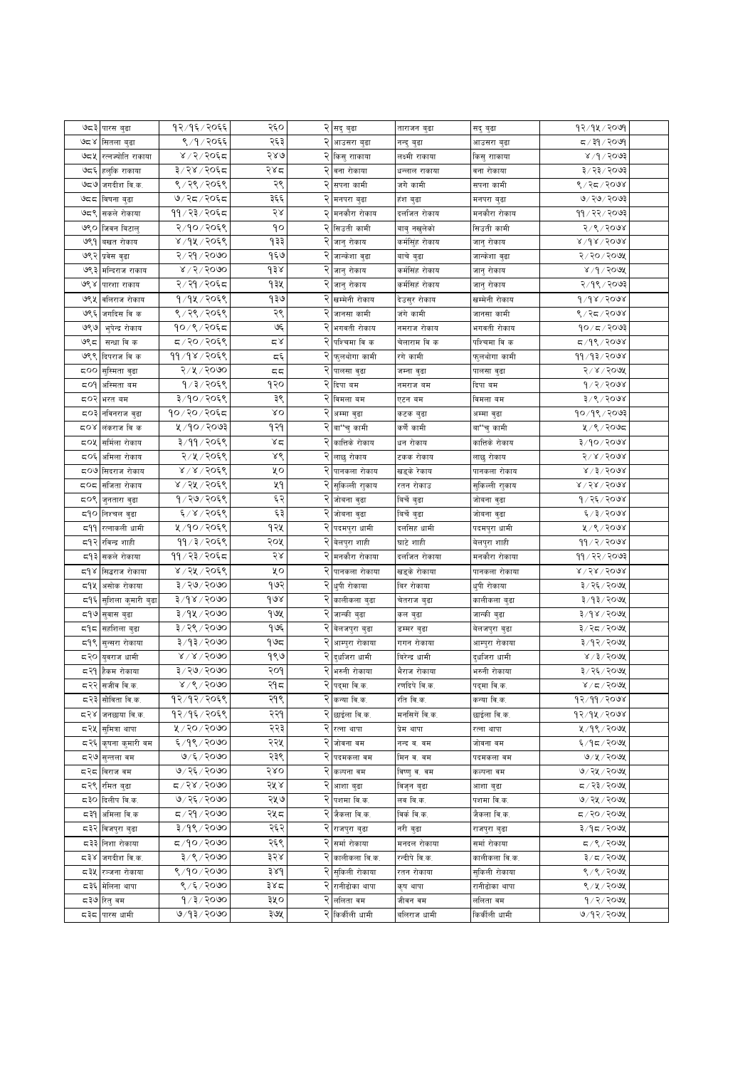| | | | | | | | | | |
|---|---|---|---|---|---|---|---|---|---|
| ७८३ | पारस बुढा | १२/१६/२०६६ | २६० | २ | सदु बुढा | ताराजन बुढा | सदु बुढा | १२/१५/२०७१ | |
| ७८४ | सितला बुढा | ९/१/२०६६ | २६३ | २ | आउसरा बुढा | नन्दु बुढा | आउसरा बुढा | ८/३१/२०७१ | |
| ७८५ | रत्नज्योति राकाया | ४/२/२०६८ | २४७ | २ | किसु राकाया | लक्ष्मी राकाया | किसु राकाया | ४/१/२०७३ | |
| ७८६ | हलुकि राकाया | ३/२४/२०६८ | २४८ | २ | बना राकाया | धन्लाल राकाया | बना राकाया | ३/२३/२०७३ | |
| ७८७ | जगदीश बि.क. | ९/२९/२०६९ | २९ | २ | सपना कामी | जगे कामी | सपना कामी | ९/२८/२०७४ | |
| ७८८ | बिपना बुढा | ७/२८/२०६८ | ३६६ | २ | मनपरा बुढा | हंश बुढा | मनपरा बुढा | ७/२७/२०७३ | |
| ७८९ | सकले रोकाया | ११/२३/२०६८ | २४ | २ | मनकौरा रोकाय | दलजित रोकाय | मनकौरा रोकाय | ११/२२/२०७३ | |
| ७९० | जिवन बिटालु | २/१०/२०६९ | १० | २ | सिउती कामी | बाबु नखुलेको | सिउती कामी | २/९/२०७४ | |
| ७९१ | बखत रोकाय | ४/१५/२०६९ | १३३ | २ | जानु रोकाय | कर्मसिंह रोकाय | जानु रोकाय | ४/१४/२०७४ | |
| ७९२ | प्रवेस बुढा | २/२१/२०७० | १६७ | २ | जान्केशा बुढा | बाचे बुढा | जान्केशा बुढा | २/२०/२०७५ | |
| ७९३ | मन्दिराज राकाय | ४/२/२०७० | १३४ | २ | जानु रोकाय | कर्मसिंह रोकाय | जानु रोकाय | ४/१/२०७५ | |
| ७९४ | पारशा राकाय | २/२१/२०६८ | १३५ | २ | जानु रोकाय | कर्मसिंह रोकाय | जानु रोकाय | २/१९/२०७३ | |
| ७९५ | बलिराज रोकाय | १/१५/२०६९ | १३७ | २ | खम्मेनी रोकाय | देउसुर रोकाय | खम्मेनी रोकाय | १/१४/२०७४ | |
| ७९६ | जगदिस बि क | ९/२९/२०६९ | २९ | २ | जानसा कामी | जगे कामी | जानसा कामी | ९/२८/२०७४ | |
| ७९७ | भुपेन्द्र रोकाय | १०/९/२०६८ | ७६ | २ | भगवती रोकाय | नमराज रोकाय | भगवती रोकाय | १०/८/२०७३ | |
| ७९८ | सन्ध्या बि क | ८/२०/२०६९ | ८४ | २ | पश्चिमा बि क | चेलाराम बि क | पश्चिमा बि क | ८/१९/२०७४ | |
| ७९९ | दिपराज बि क | ११/१४/२०६९ | ८६ | २ | फुलथोगा कामी | रगे कामी | फुलथोगा कामी | ११/१३/२०७४ | |
| ८०० | सुस्मिता बुढा | २/५/२०७० | ८८ | २ | पालसा बुढा | जन्मा बुढा | पालसा बुढा | २/४/२०७५ | |
| ८०१ | अस्मिता बम | १/३/२०६९ | १२० | २ | दिपा बम | नमराज बम | दिपा बम | १/२/२०७४ | |
| ८०२ | भरत बम | ३/१०/२०६९ | ३९ | २ | बिमला बम | एटन बम | बिमला बम | ३/९/२०७४ | |
| ८०३ | नविनराज बुढा | १०/२०/२०६८ | ४० | २ | अम्मा बुढा | कटक बुढा | अम्मा बुढा | १०/१९/२०७३ | |
| ८०४ | लंकराज बि क | ५/१०/२०७३ | १२१ | २ | बा''चु कामी | कर्णे कामी | बा''चु कामी | ५/९/२०७८ | |
| ८०५ | सर्मिला रोकाय | ३/११/२०६९ | ४८ | २ | कात्तिके रोकाय | धन रोकाय | कात्तिके रोकाय | ३/१०/२०७४ | |
| ८०६ | अमिला रोकाय | २/५/२०६९ | ४९ | २ | लाछु रोकाय | टकक रेकाय | लाछु रोकाय | २/४/२०७४ | |
| ८०७ | सिदराज रोकाय | ४/४/२०६९ | ५० | २ | पानकला रोकाय | खड्के रेकाय | पानकला रोकाय | ४/३/२०७४ | |
| ८०८ | संजिता रोकाय | ४/२५/२०६९ | ५१ | २ | सुकिल्ली रुकाय | रतन रोकाउ | सुकिल्ली रुकाय | ४/२४/२०७४ | |
| ८०९ | जुनतारा बुढा | १/२७/२०६९ | ६२ | २ | जोबना बुढा | बिर्चे बुढा | जोबना बुढा | १/२६/२०७४ | |
| ८१० | निश्चल बुढा | ६/४/२०६९ | ६३ | २ | जोबना बुढा | बिर्चे बुढा | जोबना बुढा | ६/३/२०७४ | |
| ८११ | रत्नाकली धामी | ५/१०/२०६९ | १२५ | २ | पदमपुरा धामी | दलसिंह धामी | पदमपुरा धामी | ५/९/२०७४ | |
| ८१२ | रविन्द्र शाही | ११/३/२०६९ | २०५ | २ | बेलपुरा शाही | घाटे शाही | बेलपुरा शाही | ११/२/२०७४ | |
| ८१३ | सकले रोकाया | ११/२३/२०६८ | २४ | २ | मनकौरा रोकाया | दलजित रोकाया | मनकौरा रोकाया | ११/२२/२०७३ | |
| ८१४ | सिद्धराज रोकाया | ४/२५/२०६९ | ५० | २ | पानकला रोकाया | खड्के रोकाया | पानकला रोकाया | ४/२४/२०७४ | |
| ८१५ | असोक रोकाया | ३/२७/२०७० | १७२ | २ | धुपी रोकाया | बिर रोकाया | धुपी रोकाया | ३/२६/२०७५ | |
| ८१६ | सुशिला कुमारी बुढा | ३/१४/२०७० | १७४ | २ | कालीकला बुढा | चेतराज बुढा | कालीकला बुढा | ३/१३/२०७५ | |
| ८१७ | सुवास बुढा | ३/१५/२०७० | १७५ | २ | जाल्की बुढा | कल बुढा | जाल्की बुढा | ३/१४/२०७५ | |
| ८१८ | सहशिला बुढा | ३/२९/२०७० | १७६ | २ | बेलजपुरा बुढा | डम्मर बुढा | बेलजपुरा बुढा | ३/२८/२०७५ | |
| ८१९ | सुस्सरा रोकाया | ३/१३/२०७० | १७८ | २ | आम्पुरा रोकाया | गगन रोकाया | आम्पुरा रोकाया | ३/१२/२०७५ | |
| ८२० | युवराज धामी | ४/४/२०७० | १९७ | २ | दुधजिरा धामी | बिरेन्द्र धामी | दुधजिरा धामी | ४/३/२०७५ | |
| ८२१ | हैकम रोकाया | ३/२७/२०७० | २०१ | २ | भरुली रोकाया | भैराज रोकाया | भरुली रोकाया | ३/२६/२०७५ | |
| ८२२ | सजीव बि.क. | ४/९/२०७० | २१८ | २ | पद्मा बि.क. | रणदिपे बि.क. | पद्मा बि.क. | ४/८/२०७५ | |
| ८२३ | सोबिता बि.क. | १२/१२/२०६९ | २१९ | २ | कन्या बि.क. | रति बि.क. | कन्या बि.क. | १२/११/२०७४ | |
| ८२४ | जनछाया बि.क. | १२/१६/२०६९ | २२१ | २ | छाईला बि.क. | मनसिंगे बि.क. | छाईला बि.क. | १२/१५/२०७४ | |
| ८२५ | सुमित्रा थापा | ५/२०/२०७० | २२३ | २ | रत्ना थापा | प्रेम थापा | रत्ना थापा | ५/१९/२०७५ | |
| ८२६ | कृपना कुमारी बम | ६/१९/२०७० | २२५ | २ | जोबना बम | नन्द ब. बम | जोबना बम | ६/१८/२०७५ | |
| ८२७ | सुन्तला बम | ७/६/२०७० | २३९ | २ | पदमकला बम | मिन ब. बम | पदमकला बम | ७/५/२०७५ | |
| ८२८ | बिराज बम | ७/२६/२०७० | २४० | २ | कल्पना बम | बिष्णु ब. बम | कल्पना बम | ७/२५/२०७५ | |
| ८२९ | रमित बुढा | ८/२४/२०७० | २५४ | २ | आशा बुढा | बिजुन बुढा | आशा बुढा | ८/२३/२०७५ | |
| ८३० | दिलीप बि.क. | ७/२६/२०७० | २५७ | २ | पशमा बि.क. | लब बि.क. | पशमा बि.क. | ७/२५/२०७५ | |
| ८३१ | अमिला बि क | ८/२१/२०७० | २५८ | २ | जैकला बि.क. | बिर्के बि.क. | जैकला बि.क. | ८/२०/२०७५ | |
| ८३२ | बिजपुरा बुढा | ३/१९/२०७० | २६२ | २ | राजपुरा बुढा | नरी बुढा | राजपुरा बुढा | ३/१८/२०७५ | |
| ८३३ | निशा रोकाया | ८/१०/२०७० | २६९ | २ | सर्मा रोकाया | मनदल रोकाया | सर्मा रोकाया | ८/९/२०७५ | |
| ८३४ | जगदीश बि.क. | ३/९/२०७० | ३२४ | २ | कालीकला बि.क. | रन्दीपे बि.क. | कालीकला बि.क. | ३/८/२०७५ | |
| ८३५ | रञ्जना रोकाया | ९/१०/२०७० | ३४१ | २ | सुकिली रोकाया | रतन रोकाया | सुकिली रोकाया | ९/९/२०७५ | |
| ८३६ | मेलिना थापा | ९/६/२०७० | ३४८ | २ | रानीढोका थापा | कृष थापा | रानीढोका थापा | ९/५/२०७५ | |
| ८३७ | रितु बम | १/३/२०७० | ३५० | २ | ललिता बम | जीवन बम | ललिता बम | १/२/२०७५ | |
| ८३८ | पारस धामी | ७/१३/२०७० | ३७५ | २ | किर्कीली धामी | बलिराज धामी | किर्कीली धामी | ७/१२/२०७५ | |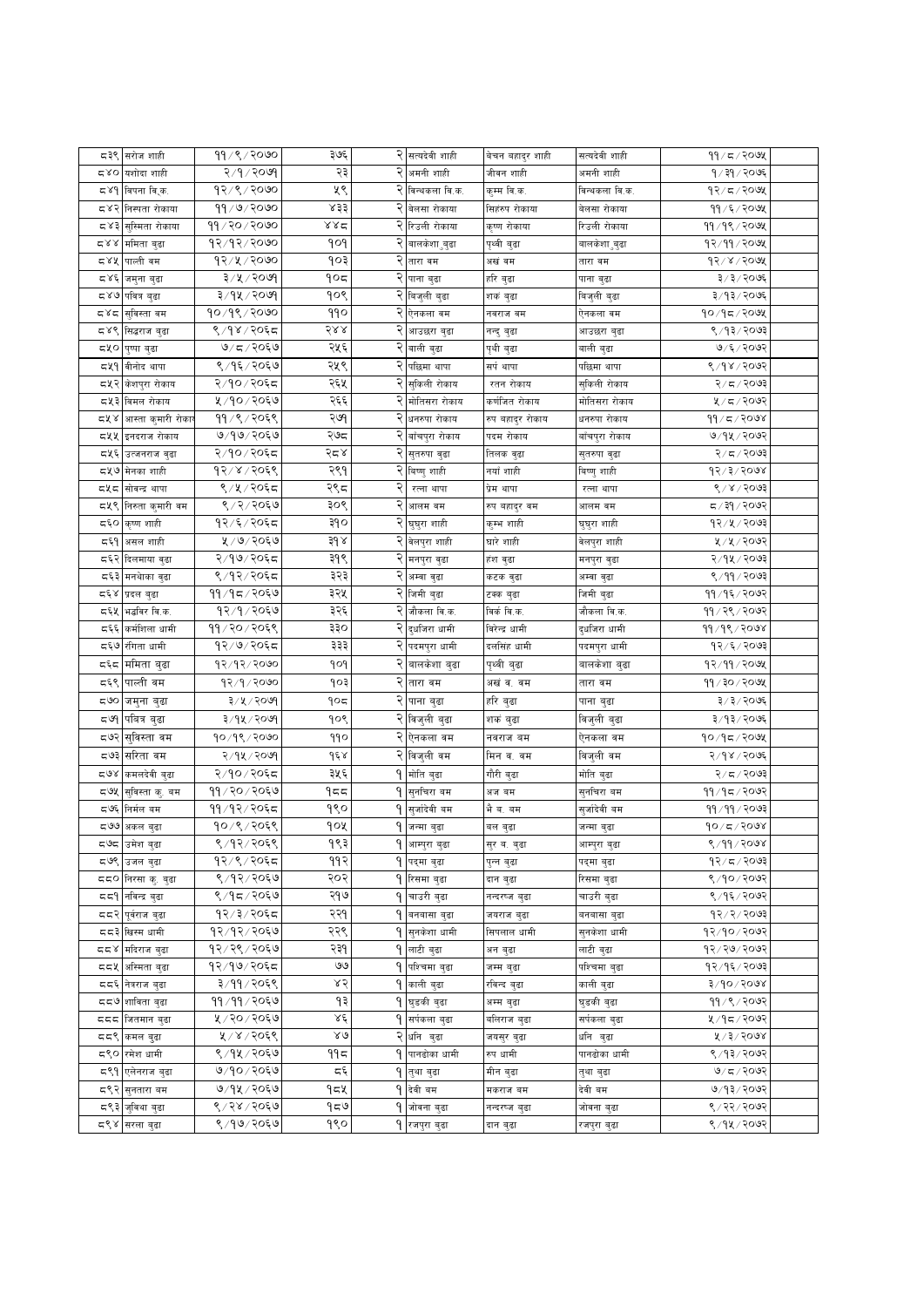| ८३९ | सरोज शाही | ११/९/२०७० | ३७६ | २ | सत्यदेवी शाही | बेचन बहादुर शाही | सत्यदेवी शाही | ११/८/२०७५ | |
|---|---|---|---|---|---|---|---|---|---|
| ८४० | यशोदा शाही | २/१/२०७१ | २३ | २ | अमनी शाही | जीवन शाही | अमनी शाही | १/३१/२०७६ | |
| ८४१ | विपना वि.क. | १२/९/२०७० | ५९ | २ | बिन्धकला वि.क. | कुम्म वि.क. | बिन्धकला वि.क. | १२/८/२०७५ | |
| ८४२ | निस्पता रोकाया | ११/७/२०७० | ४३३ | २ | बेलसा रोकाया | सिहरुप रोकाया | बेलसा रोकाया | ११/६/२०७५ | |
| ८४३ | सुस्मिता रोकाया | ११/२०/२०७० | ४४८ | २ | रिउली रोकाया | कृष्ण रोकाया | रिउली रोकाया | ११/१९/२०७५ | |
| ८४४ | ममिता बुढा | १२/१२/२०७० | १०१ | २ | बालकेशा बुढा | पृथ्वी बुढा | बालकेशा बुढा | १२/११/२०७५ | |
| ८४५ | पाल्ती वम | १२/५/२०७० | १०३ | २ | तारा वम | अखं वम | तारा वम | १२/४/२०७५ | |
| ८४६ | जमुना बुढा | ३/५/२०७१ | १०८ | २ | पाना बुढा | हरि बुढा | पाना बुढा | ३/३/२०७६ | |
| ८४७ | पवित्र बुढा | ३/१५/२०७१ | १०९ | २ | बिजुली बुढा | शकं बुढा | बिजुली बुढा | ३/१३/२०७६ | |
| ८४८ | सुविस्ता वम | १०/१९/२०७० | ११० | २ | ऐनकला वम | नवराज वम | ऐनकला वम | १०/१८/२०७५ | |
| ८४९ | सिद्धराज बुढा | ९/१४/२०६८ | २४४ | २ | आउछरा बुढा | नन्दु बुढा | आउछरा बुढा | ९/१३/२०७३ | |
| ८५० | पुष्पा बुढा | ७/८/२०६७ | २५६ | २ | बाली बुढा | पृथी बुढा | बाली बुढा | ७/६/२०७२ | |
| ८५१ | बीनोद थापा | ९/१६/२०६७ | २५९ | २ | पछिमा थापा | सपं थापा | पछिमा थापा | ९/१४/२०७२ | |
| ८५२ | केशपुरा रोकाय | २/१०/२०६८ | २६५ | २ | सुकिली रोकाय | रतन रोकाय | सुकिली रोकाय | २/८/२०७३ | |
| ८५३ | विमल रोकाय | ५/१०/२०६७ | २६६ | २ | मोतिसरा रोकाय | कर्णजित रोकाय | मोतिसरा रोकाय | ५/८/२०७२ | |
| ८५४ | आस्ता कुमारी रोकाय | ११/९/२०६९ | २७१ | २ | धनरुपा रोकाय | रुप बहादुर रोकाय | धनरुपा रोकाय | ११/८/२०७४ | |
| ८५५ | इनदराज रोकाय | ७/१७/२०६७ | २७८ | २ | बाँचपुरा रोकाय | पदम रोकाय | बाँचपुरा रोकाय | ७/१५/२०७२ | |
| ८५६ | उज्जनराज बुढा | २/१०/२०६८ | २८४ | २ | सुतरुपा बुढा | तिलक बुढा | सुतरुपा बुढा | २/८/२०७३ | |
| ८५७ | मेनका शाही | १२/४/२०६९ | २९१ | २ | विष्णु शाही | नयाँ शाही | विष्णु शाही | १२/३/२०७४ | |
| ८५८ | सोवन्द्र थापा | ९/५/२०६८ | २९८ | २ | रत्ना थापा | प्रेम थापा | रत्ना थापा | ९/४/२०७३ | |
| ८५९ | निस्ता कुमारी वम | ९/२/२०६७ | ३०९ | २ | आलम वम | रुप बहादुर वम | आलम वम | ८/३१/२०७२ | |
| ८६० | कृष्ण शाही | १२/६/२०६८ | ३१० | २ | घुघुरा शाही | कुम्भ शाही | घुघुरा शाही | १२/५/२०७३ | |
| ८६१ | असल शाही | ५/७/२०६७ | ३१४ | २ | बेलपुरा शाही | घारे शाही | बेलपुरा शाही | ५/५/२०७२ | |
| ८६२ | दिलमाया बुढा | २/१७/२०६८ | ३१९ | २ | मनपुरा बुढा | हंश बुढा | मनपुरा बुढा | २/१५/२०७३ | |
| ८६३ | मनधोका बुढा | ९/१२/२०६८ | ३२३ | २ | अम्बा बुढा | कटक बुढा | अम्बा बुढा | ९/११/२०७३ | |
| ८६४ | प्रदल बुढा | ११/१८/२०६७ | ३२५ | २ | जिमी बुढा | टक्क बुढा | जिमी बुढा | ११/१६/२०७२ | |
| ८६५ | भद्रविर वि.क. | १२/१/२०६७ | ३२६ | २ | जौकला वि.क. | विर्के वि.क. | जौकला वि.क. | ११/२९/२०७२ | |
| ८६६ | कर्मशिला धामी | ११/२०/२०६९ | ३३० | २ | दुधजिरा धामी | विरेन्द्र धामी | दुधजिरा धामी | ११/१९/२०७४ | |
| ८६७ | रंगिता धामी | १२/७/२०६८ | ३३३ | २ | पदमपुरा धामी | दलसिंह धामी | पदमपुरा धामी | १२/६/२०७३ | |
| ८६८ | ममिता बुढा | १२/१२/२०७० | १०१ | २ | बालकेशा बुढा | पृथ्वी बुढा | बालकेशा बुढा | १२/११/२०७५ | |
| ८६९ | पाल्ती वम | १२/१/२०७० | १०३ | २ | तारा वम | अखं व. वम | तारा वम | ११/३०/२०७५ | |
| ८७० | जमुना बुढा | ३/५/२०७१ | १०८ | २ | पाना बुढा | हरि बुढा | पाना बुढा | ३/३/२०७६ | |
| ८७१ | पवित्र बुढा | ३/१५/२०७१ | १०९ | २ | बिजुली बुढा | शकं बुढा | बिजुली बुढा | ३/१३/२०७६ | |
| ८७२ | सुविस्ता वम | १०/१९/२०७० | ११० | २ | ऐनकला वम | नवराज वम | ऐनकला वम | १०/१८/२०७५ | |
| ८७३ | सरिता वम | २/१५/२०७१ | १६४ | २ | बिजुली वम | मिन व. वम | बिजुली वम | २/१४/२०७६ | |
| ८७४ | कमलदेवी बुढा | २/१०/२०६८ | ३५६ | १ | मोति बुढा | गौरी बुढा | मोति बुढा | २/८/२०७३ | |
| ८७५ | सुविस्ता कु. वम | ११/२०/२०६७ | १८८ | १ | सुनचिरा वम | अज वम | सुनचिरा वम | ११/१८/२०७२ | |
| ८७६ | निर्मल वम | ११/१२/२०६८ | १९० | १ | सुजांदेवी वम | भैं व. वम | सुजांदेवी वम | ११/११/२०७३ | |
| ८७७ | अकल बुढा | १०/९/२०६९ | १०५ | १ | जन्मा बुढा | बल बुढा | जन्मा बुढा | १०/८/२०७४ | |
| ८७८ | उमेश बुढा | ९/१२/२०६९ | १९३ | १ | आम्पुरा बुढा | सुर व. बुढा | आम्पुरा बुढा | ९/११/२०७४ | |
| ८७९ | उजल बुढा | १२/९/२०६८ | ११२ | १ | पद्मा बुढा | पुन्न बुढा | पद्मा बुढा | १२/८/२०७३ | |
| ८८० | निरसा कु. बुढा | ९/१२/२०६७ | २०२ | १ | रिसमा बुढा | दान बुढा | रिसमा बुढा | ९/१०/२०७२ | |
| ८८१ | नविन्द्र बुढा | ९/१८/२०६७ | २१७ | १ | चाउरी बुढा | नन्दरुञ्ज बुढा | चाउरी बुढा | ९/१६/२०७२ | |
| ८८२ | पूर्वराज बुढा | १२/३/२०६८ | २२१ | १ | बनवासा बुढा | जयराज बुढा | बनवासा बुढा | १२/२/२०७३ | |
| ८८३ | खिस्म धामी | १२/१२/२०६७ | २२९ | १ | सुनकेशा धामी | सिपलाल धामी | सुनकेशा धामी | १२/१०/२०७२ | |
| ८८४ | मदिराज बुढा | १२/२९/२०६७ | २३१ | १ | लाटी बुढा | अन बुढा | लाटी बुढा | १२/२७/२०७२ | |
| ८८५ | अस्मिता बुढा | १२/१७/२०६८ | ७७ | १ | पश्चिमा बुढा | जम्म बुढा | पश्चिमा बुढा | १२/१६/२०७३ | |
| ८८६ | नेत्रराज बुढा | ३/११/२०६९ | ४२ | १ | काली बुढा | रविन्द बुढा | काली बुढा | ३/१०/२०७४ | |
| ८८७ | शाविता बुढा | ११/११/२०६७ | १३ | १ | घुडकी बुढा | अम्म बुढा | घुडकी बुढा | ११/९/२०७२ | |
| ८८८ | जितमान बुढा | ५/२०/२०६७ | ४६ | १ | सर्पकला बुढा | बलिराज बुढा | सर्पकला बुढा | ५/१८/२०७२ | |
| ८८९ | कमल बुढा | ५/४/२०६९ | ४७ | २ | धनि बुढा | जयसुर बुढा | धनि बुढा | ५/३/२०७४ | |
| ८९० | रमेश धामी | ९/१५/२०६७ | ११८ | १ | पानढोका धामी | रुप धामी | पानढोका धामी | ९/१३/२०७२ | |
| ८९१ | एलेनराज बुढा | ७/१०/२०६७ | ८६ | १ | तुथा बुढा | मीन बुढा | तुथा बुढा | ७/८/२०७२ | |
| ८९२ | सुनतारा वम | ७/१५/२०६७ | १८५ | १ | देवी वम | मकराज वम | देवी वम | ७/१३/२०७२ | |
| ८९३ | जुबिया बुढा | ९/२४/२०६७ | १८७ | १ | जोवना बुढा | नन्दरुञ्ज बुढा | जोवना बुढा | ९/२२/२०७२ | |
| ८९४ | सरला बुढा | ९/१७/२०६७ | १९० | १ | रजपुरा बुढा | दान बुढा | रजपुरा बुढा | ९/१५/२०७२ | |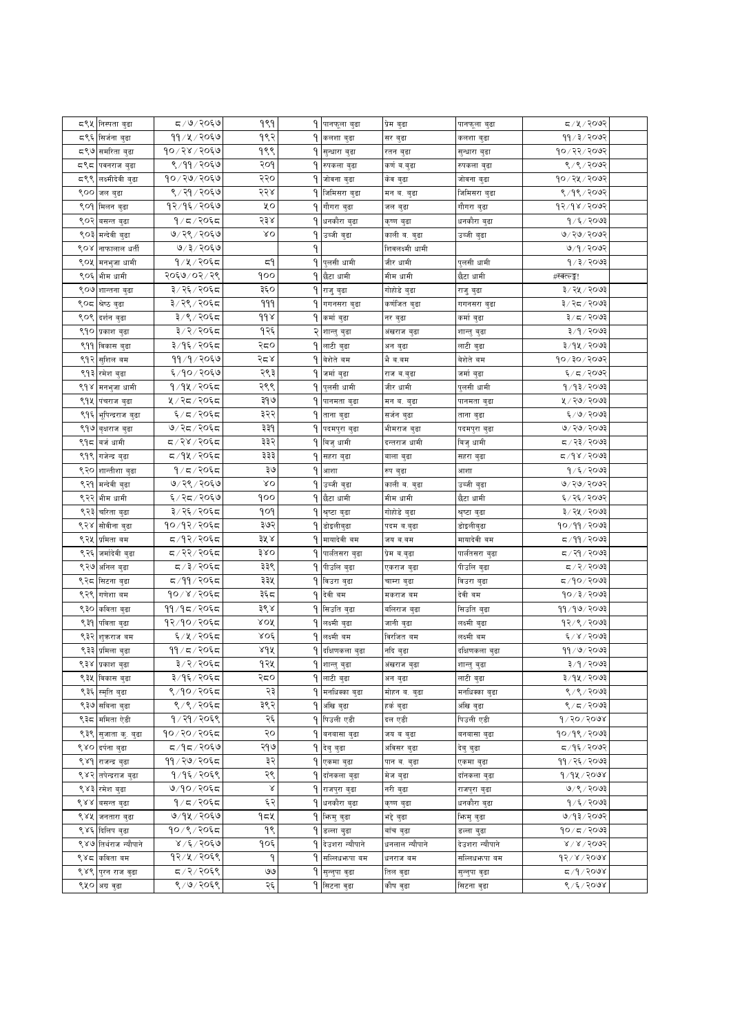| | | | | | | | | |
|---|---|---|---|---|---|---|---|---|
| ८९५ | निस्पता बुढा | ८/७/२०६७ | १९१ | १ | पानफुला बुढा | प्रेम बुढा | पानफुला बुढा | ८/५/२०७२ |
| ८९६ | सिर्जना बुढा | ११/५/२०६७ | १९२ | १ | कलशा बुढा | सर बुढा | कलशा बुढा | ११/३/२०७२ |
| ८९७ | समरिता बुढा | १०/२४/२०६७ | १९९ | १ | सुन्धारा बुढा | रतन बुढा | सुन्धारा बुढा | १०/२२/२०७२ |
| ८९८ | पवनराज बुढा | ९/११/२०६७ | २०१ | १ | रुपकला बुढा | कर्ण ब.बुढा | रुपकला बुढा | ९/९/२०७२ |
| ८९९ | लक्ष्मीदेवी बुढा | १०/२७/२०६७ | २२० | १ | जोबना बुढा | केव बुढा | जोबना बुढा | १०/२५/२०७२ |
| ९०० | जल बुढा | ९/२१/२०६७ | २२४ | १ | जिमिसरा बुढा | मन ब. बुढा | जिमिसरा बुढा | ९/१९/२०७२ |
| ९०१ | मिलन बुढा | १२/१६/२०६७ | ५० | १ | गौगरा बुढा | जल बुढा | गौगरा बुढा | १२/१४/२०७२ |
| ९०२ | बसन्त बुढा | १/८/२०६८ | २३४ | १ | धनकौरा बुढा | कृष्ण बुढा | धनकौरा बुढा | १/६/२०७३ |
| ९०३ | मन्देवी बुढा | ७/२९/२०६७ | ४० | १ | उज्जी बुढा | काली ब. बुढा | उज्जी बुढा | ७/२७/२०७२ |
| ९०४ | नाफालाल धर्ती | ७/३/२०६७ | | १ | | शिवलक्ष्मी धामी | | ७/१/२०७२ |
| ९०५ | मनभुजा धामी | १/५/२०६८ | ८१ | १ | पुलसी धामी | जीर धामी | पुलसी धामी | १/३/२०७३ |
| ९०६ | भीम धामी | २०६७/०२/२९ | १०० | १ | छैटा धामी | मीम धामी | छैटा धामी | #स्क्ल्ड्ड! |
| ९०७ | शाल्तना बुढा | ३/२६/२०६८ | ३६० | १ | राजु बुढा | गोहोडे बुढा | राजु बुढा | ३/२५/२०७३ |
| ९०८ | श्रेष्ठ बुढा | ३/२९/२०६८ | १११ | १ | गगनसरा बुढा | कर्णजित बुढा | गगनसरा बुढा | ३/२८/२०७३ |
| ९०९ | दर्शन बुढा | ३/९/२०६८ | ११४ | १ | कर्मा बुढा | नर बुढा | कर्मा बुढा | ३/८/२०७३ |
| ९१० | प्रकाश बुढा | ३/२/२०६८ | १२६ | २ | शान्तु बुढा | अंखराज बुढा | शान्तु बुढा | ३/१/२०७३ |
| ९११ | विकास बुढा | ३/१६/२०६८ | २८० | १ | लाटी बुढा | अन बुढा | लाटी बुढा | ३/१५/२०७३ |
| ९१२ | सुशिल बम | ११/१/२०६७ | २८४ | १ | बेशेते बम | भै ब.बम | बेशेते बम | १०/३०/२०७२ |
| ९१३ | रमेश बुढा | ६/१०/२०६७ | २९३ | १ | जर्मा बुढा | राज ब.बुढा | जर्मा बुढा | ६/८/२०७२ |
| ९१४ | मनभुजा धामी | १/१५/२०६८ | २९९ | १ | पुलसी धामी | जीर धामी | पुलसी धामी | १/१३/२०७३ |
| ९१५ | पंचराज बुढा | ५/२८/२०६८ | ३१७ | १ | पानमता बुढा | मन ब. बुढा | पानमता बुढा | ५/२७/२०७३ |
| ९१६ | भुपिन्द्रराज बुढा | ६/८/२०६८ | ३२२ | १ | ताना बुढा | सर्जन बुढा | ताना बुढा | ६/७/२०७३ |
| ९१७ | बृधराज बुढा | ७/२८/२०६८ | ३३१ | १ | पदमपुरा बुढा | भीमराज बुढा | पदमपुरा बुढा | ७/२७/२०७३ |
| ९१८ | बजं धामी | ८/२४/२०६८ | ३३२ | १ | बिजु धामी | दन्तराज धामी | बिजु धामी | ८/२३/२०७३ |
| ९१९ | गजेन्द्र बुढा | ८/१५/२०६८ | ३३३ | १ | सहरा बुढा | बाला बुढा | सहरा बुढा | ८/१४/२०७३ |
| ९२० | शान्तीशा बुढा | १/८/२०६८ | ३७ | १ | आशा | रुप बुढा | आशा | १/६/२०७३ |
| ९२१ | मन्देवी बुढा | ७/२९/२०६७ | ४० | १ | उज्जी बुढा | काली ब. बुढा | उज्जी बुढा | ७/२७/२०७२ |
| ९२२ | भीम धामी | ६/२८/२०६७ | १०० | १ | छैटा धामी | मीम धामी | छैटा धामी | ६/२६/२०७२ |
| ९२३ | चरिता बुढा | ३/२६/२०६८ | १०१ | १ | श्रृष्टा बुढा | गोहोडे बुढा | श्रृष्टा बुढा | ३/२५/२०७३ |
| ९२४ | सोबीना बुढा | १०/१२/२०६८ | ३७२ | १ | डोइलीबुढा | पदम ब.बुढा | डोइलीबुढा | १०/११/२०७३ |
| ९२५ | प्रमिता बम | ८/१२/२०६८ | ३५४ | १ | मायादेवी बम | जय ब.बम | मायादेवी बम | ८/११/२०७३ |
| ९२६ | जमादेवी बुढा | ८/२२/२०६८ | ३४० | १ | पार्लतसरा बुढा | प्रेम ब.बुढा | पार्लतसरा बुढा | ८/२१/२०७३ |
| ९२७ | अनिल बुढा | ८/३/२०६८ | ३३९ | १ | पीउलि बुढा | एकराज बुढा | पीउलि बुढा | ८/२/२०७३ |
| ९२८ | सिटना बुढा | ८/११/२०६८ | ३३५ | १ | बिउरा बुढा | चाम्रा बुढा | बिउरा बुढा | ८/१०/२०७३ |
| ९२९ | गणेशा बम | १०/४/२०६८ | ३६८ | १ | देवी बम | मकराज बम | देवी बम | १०/३/२०७३ |
| ९३० | कविता बुढा | ११/१८/२०६८ | ३९४ | १ | सिउति बुढा | बलिराज बुढा | सिउति बुढा | ११/१७/२०७३ |
| ९३१ | पविता बुढा | १२/१०/२०६८ | ४०५ | १ | लक्ष्मी बुढा | जानी बुढा | लक्ष्मी बुढा | १२/९/२०७३ |
| ९३२ | शुक्रराज बम | ६/५/२०६८ | ४०६ | १ | लक्ष्मी बम | बिरजित बम | लक्ष्मी बम | ६/४/२०७३ |
| ९३३ | प्रमिला बुढा | ११/८/२०६८ | ४१५ | १ | दक्षिणकला बुढा | नदि बुढा | दक्षिणकला बुढा | ११/७/२०७३ |
| ९३४ | प्रकाश बुढा | ३/२/२०६८ | १२५ | १ | शान्तु बुढा | अंखराज बुढा | शान्तु बुढा | ३/१/२०७३ |
| ९३५ | विकास बुढा | ३/१६/२०६८ | २८० | १ | लाटी बुढा | अन बुढा | लाटी बुढा | ३/१५/२०७३ |
| ९३६ | स्मृति बुढा | ९/१०/२०६८ | २३ | १ | मनधिक्का बुढा | मोहन ब. बुढा | मनधिक्का बुढा | ९/९/२०७३ |
| ९३७ | सबिना बुढा | ९/९/२०६८ | ३९२ | १ | अखि बुढा | हर्क बुढा | अखि बुढा | ९/८/२०७३ |
| ९३८ | ममिता ऐडी | १/२१/२०६९ | २६ | १ | पिउली एडी | दल एडी | पिउली एडी | १/२०/२०७४ |
| ९३९ | सुजाता कु. बुढा | १०/२०/२०६८ | २० | १ | बनवासा बुढा | जय ब बुढा | बनवासा बुढा | १०/१९/२०७३ |
| ९४० | दर्पना बुढा | ८/१८/२०६७ | २१७ | १ | देबु बुढा | अबिसर बुढा | देबु बुढा | ८/१६/२०७२ |
| ९४१ | राजन्द्र बुढा | ११/२७/२०६८ | ३२ | १ | एकमा बुढा | पान ब. बुढा | एकमा बुढा | ११/२६/२०७३ |
| ९४२ | तपेन्द्रराज बुढा | १/१६/२०६९ | २९ | १ | दानकला बुढा | मेज बुढा | दानकला बुढा | १/१५/२०७४ |
| ९४३ | रमेश बुढा | ७/१०/२०६८ | ४ | १ | राजपुरा बुढा | नरी बुढा | राजपुरा बुढा | ७/९/२०७३ |
| ९४४ | बसन्त बुढा | १/८/२०६८ | ६२ | १ | धनकौरा बुढा | कृष्ण बुढा | धनकौरा बुढा | १/६/२०७३ |
| ९४५ | जनतारा बुढा | ७/१५/२०६७ | १८५ | १ | झिमु बुढा | भद्दे बुढा | झिमु बुढा | ७/१३/२०७२ |
| ९४६ | दिलिप बुढा | १०/९/२०६८ | १९ | १ | डल्ला बुढा | बाँच बुढा | डल्ला बुढा | १०/८/२०७३ |
| ९४७ | तिर्थराज न्यौपाने | ४/६/२०६७ | १०६ | १ | देउशरा न्यौपाने | धनलाल न्यौपाने | देउशरा न्यौपाने | ४/४/२०७२ |
| ९४८ | कविता बम | १२/५/२०६९ | १ | १ | सल्लिधक्रपा बम | धनराज बम | सल्लिधक्रपा बम | १२/४/२०७४ |
| ९४९ | पुरन राज बुढा | ८/२/२०६९ | ७७ | १ | सुन्पुपा बुढा | तिल बुढा | सुन्पुपा बुढा | ८/१/२०७४ |
| ९५० | अग्र बुढा | ९/७/२०६९ | २६ | १ | सिटना बुढा | कौष बुढा | सिटना बुढा | ९/६/२०७४ |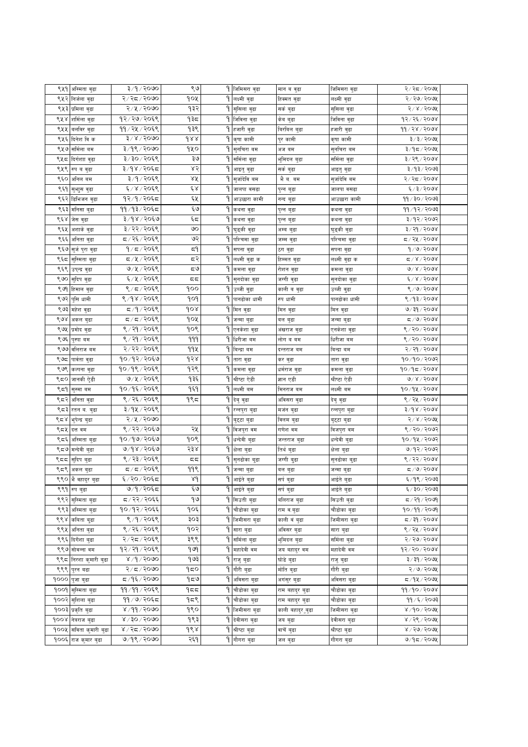| ९५१ | अस्मिता बुढा | ३/१/२०७० | ९७ | १ | जिमिसरा बुढा | मान ब बुढा | जिमिसरा बुढा | २/२८/२०७५ | |
|---|---|---|---|---|---|---|---|---|---|
| ९५२ | निर्जला बुढा | २/२८/२०७० | १०५ | १ | लक्ष्मी बुढा | हिक्मत बुढा | लक्ष्मी बुढा | २/२७/२०७५ | |
| ९५३ | प्रमिला बुढा | २/५/२०७० | १३२ | १ | सुसिला बुढा | सर्क बुढा | सुसिला बुढा | २/४/२०७५ | |
| ९५४ | शर्मिला बुढा | १२/२७/२०६९ | १३८ | १ | जिविना बुढा | केब बुढा | जिविना बुढा | १२/२६/२०७४ | |
| ९५५ | बलविर बुढा | ११/२५/२०६९ | १३९ | १ | हजारी बुढा | बिरबिल बुढा | हजारी बुढा | ११/२४/२०७४ | |
| ९५६ | दिनेश वि क | ३/४/२०७० | १४४ | १ | कृषा कामी | पुर कामी | कृषा कामी | ३/३/२०७५ | |
| ९५७ | समिला बम | ३/१९/२०७० | १५० | १ | सुनचिरा बम | अज बम | सुनचिरा बम | ३/१८/२०७५ | |
| ९५८ | दिर्गशाा बुढा | ३/३०/२०६९ | ३७ | १ | समिला बुढा | भुमिदल बुढा | समिला बुढा | ३/२९/२०७४ | |
| ९५९ | रुप ब बुढा | ३/१४/२०६८ | ४२ | १ | आइतु बुढा | सर्क बुढा | आइतु बुढा | ३/१३/२०७३ | |
| ९६० | अनिल बम | ३/१/२०६९ | ४५ | १ | सुजांदेवि बम | भै ब. बम | सुजांदेवि बम | २/२८/२०७४ | |
| ९६१ | सुभुस बुढा | ६/४/२०६९ | ६४ | १ | जालपा बसढा | पुन्न बुढा | जालपा बसढा | ६/३/२०७४ | |
| ९६२ | डिभिजन बुढा | १२/१/२०६८ | ६५ | १ | आउछारा कामी | नन्द बुढा | आउछारा कामी | ११/३०/२०७३ | |
| ९६३ | मनिसा बुढा | ११/१३/२०६८ | ६७ | १ | कथना बुढा | पुन्न बुढा | कथना बुढा | ११/१२/२०७३ | |
| ९६४ | जेस बुढा | ३/१४/२०६७ | ६८ | १ | कथना बुढा | पुन्न बुढा | कथना बुढा | ३/१२/२०७२ | |
| ९६५ | अशाके बुढा | ३/२२/२०६९ | ७० | १ | घुइकी बुढा | अम्ब बुढा | घुइकी बुढा | ३/२१/२०७४ | |
| ९६६ | अनिता बुढा | ८/२६/२०६९ | ७२ | १ | पश्चिमा बुढा | जम्म बुढा | पश्चिमा बुढा | ८/२५/२०७४ | |
| ९६७ | सुर्ज पुरा बुढा | १/८/२०६९ | ८१ | १ | सपना बुढा | ठग बुढा | सपना बुढा | १/७/२०७४ | |
| ९६८ | सुस्मिता बुढा | ८/५/२०६९ | ८२ | १ | लक्ष्मी बुढा क | हिम्मत बुढा | लक्ष्मी बुढा क | ८/४/२०७४ | |
| ९६९ | उपेन्द्र बुढा | ७/५/२०६९ | ८७ | १ | कमला बुढा | रोशन बुढा | कमला बुढा | ७/४/२०७४ | |
| ९७० | सुदिप बुढा | ६/५/२०६९ | ८८ | १ | सुनढोका बुढा | जग्गी बुढा | सुनढोका बुढा | ६/४/२०७४ | |
| ९७१ | हिमाल बुढा | ९/८/२०६९ | १०० | १ | उज्जी बुढा | काली ब बुढा | उज्जी बुढा | ९/७/२०७४ | |
| ९७२ | पुसि धामी | ९/१४/२०६९ | १०१ | १ | पानढोका धामी | रुप धामी | पानढोका धामी | ९/१३/२०७४ | |
| ९७३ | महेश बुढा | ८/१/२०६९ | १०४ | १ | मिन बुढा | मिन बुढा | मिन बुढा | ७/३१/२०७४ | |
| ९७४ | अकल बुढा | ८/८/२०६९ | १०५ | १ | जन्मा बुढा | बल बुढा | जन्मा बुढा | ८/७/२०७४ | |
| ९७५ | प्रमोद बुढा | ९/२१/२०६९ | १०९ | १ | एनकेशा बुढा | अंखराज बुढा | एनकेशा बुढा | ९/२०/२०७४ | |
| ९७६ | पुस्पा बम | ९/२१/२०६९ | १११ | १ | धिरीजा बम | लोग ब बम | धिरीजा बम | ९/२०/२०७४ | |
| ९७७ | बलिराज बम | २/२२/२०६९ | ११५ | १ | बिन्द्रा बम | दन्तराज बम | बिन्द्रा बम | २/२१/२०७४ | |
| ९७८ | पार्वता बुढा | १०/१२/२०६७ | १२४ | १ | तारा बुढा | कर बुढा | तारा बुढा | १०/१०/२०७२ | |
| ९७९ | कल्पना बुढा | १०/१९/२०६९ | १२९ | १ | कमला बुढा | धर्मराज बुढा | कमला बुढा | १०/१८/२०७४ | |
| ९८० | जानकी ऐडी | ७/५/२०६९ | १३६ | १ | श्रीष्टा ऐडी | ज्ञान ऐडी | श्रीष्टा ऐडी | ७/४/२०७४ | |
| ९८१ | सुस्मा बम | १०/१६/२०६९ | १६१ | १ | लक्ष्मी बम | मिनराज बम | लक्ष्मी बम | १०/१५/२०७४ | |
| ९८२ | अनिता बुढा | ९/२६/२०६९ | १९८ | १ | देबु बुढा | अविसरा बुढा | देबु बुढा | ९/२५/२०७४ | |
| ९८३ | रतन ब. बुढा | ३/१५/२०६९ | | १ | रत्नपुरा बुढा | मर्जन बुढा | रत्नपुरा बुढा | ३/१४/२०७४ | |
| ९८४ | भुपेन्द्र बुढा | २/५/२०७० | | १ | बुट्टा बुढा | बिलम बुढा | बुट्टा बुढा | २/४/२०७५ | |
| ९८५ | दत्त बम | ९/२२/२०६७ | २५ | १ | बिजपुरा बम | गणेश बम | बिजपुरा बम | ९/२०/२०७२ | |
| ९८६ | अस्मिता बुढा | १०/१७/२०६७ | १०९ | १ | धन्देवी बुढा | जन्तराज बुढा | धन्देवी बुढा | १०/१५/२०७२ | |
| ९८७ | मन्देवी बुढा | ७/१४/२०६७ | २३४ | १ | क्षेला बुढा | तिर्थ बुढा | क्षेला बुढा | ७/१२/२०७२ | |
| ९८८ | सुदिप बुढा | ९/२३/२०६९ | ८८ | १ | सुनढोका बुढा | जग्गी बुढा | सुनढोका बुढा | ९/२२/२०७४ | |
| ९८९ | अकल बुढा | ८/८/२०६९ | ११९ | १ | जन्मा बुढा | बल बुढा | जन्मा बुढा | ८/७/२०७४ | |
| ९९० | भै बहादुर बुढा | ६/२०/२०६८ | ४१ | १ | आइंते बुढा | सर्प बुढा | आइंते बुढा | ६/१९/२०७३ | |
| ९९१ | रुप बुढा | ७/१/२०६८ | ६७ | १ | आइंते बुढा | सर्प बुढा | आइंते बुढा | ६/३०/२०७३ | |
| ९९२ | सुस्मिता बुढा | ८/२२/२०६६ | १७ | १ | सिउती बुढा | बलिराज बुढा | सिउती बुढा | ८/२१/२०७१ | |
| ९९३ | अस्मिता बुढा | १०/१२/२०६६ | १०६ | १ | चौडोका बुढा | राम ब.बुढा | चौडोका बुढा | १०/११/२०७१ | |
| ९९४ | कविता बुढा | ९/१/२०६९ | ३०३ | १ | जिमीसरा बुढा | काली ब बुढा | जिमीसरा बुढा | ८/३१/२०७४ | |
| ९९५ | अनिता बुढा | ९/२६/२०६९ | १०२ | १ | सारा बुढा | अविसर बुढा | सारा बुढा | ९/२५/२०७४ | |
| ९९६ | दिर्गशा बुढा | २/२८/२०६९ | ३९९ | १ | समिला बुढा | भुमिदल बुढा | समिला बुढा | २/२७/२०७४ | |
| ९९७ | सोबन्ना बम | १२/२१/२०६९ | १७१ | १ | महादेवी बम | जय बहादुर बम | महादेवी बम | १२/२०/२०७४ | |
| ९९८ | निरशा कुमारी बुढा | ४/१/२०७० | १७३ | १ | राजु बुढा | घोडे बुढा | राजु बुढा | ३/३१/२०७५ | |
| ९९९ | पुरन बढा | २/८/२०७० | १८० | १ | गौरी बुढा | मोति बुढा | गौरी बुढा | २/७/२०७५ | |
| १००० | पुजा बुढा | ८/१६/२०७० | १८७ | १ | अविसरा बुढा | अगंसुर बुढा | अविसरा बुढा | ८/१५/२०७५ | |
| १००१ | सुस्मिता बुढा | ११/११/२०६९ | १८८ | १ | चौडोका बुढा | राम बहादुर बुढा | चौडोका बुढा | ११/१०/२०७४ | |
| १००२ | सुशिला बुढा | ११/७/२०६८ | १८९ | १ | चौडोका बुढा | राम बहादुर बुढा | चौडोका बुढा | ११/६/२०७३ | |
| १००३ | प्रकृति बुढा | ४/११/२०७० | १९० | १ | जिमीसरा बुढा | काली बहादुर बुढा | जिमीसरा बुढा | ४/१०/२०७५ | |
| १००४ | नेवराज बुढा | ४/३०/२०७० | १९३ | १ | देवीसरा बुढा | जय बुढा | देवीसरा बुढा | ४/२९/२०७५ | |
| १००५ | सविता कुमारी बुढा | ४/२८/२०७० | १९४ | १ | श्रीष्टा बुढा | बाचें बुढा | श्रीष्टा बुढा | ४/२७/२०७५ | |
| १००६ | राज कुमार बुढा | ७/१९/२०७० | २६१ | १ | गौगरा बुढा | जल बुढा | गौगरा बुढा | ७/१८/२०७५ | |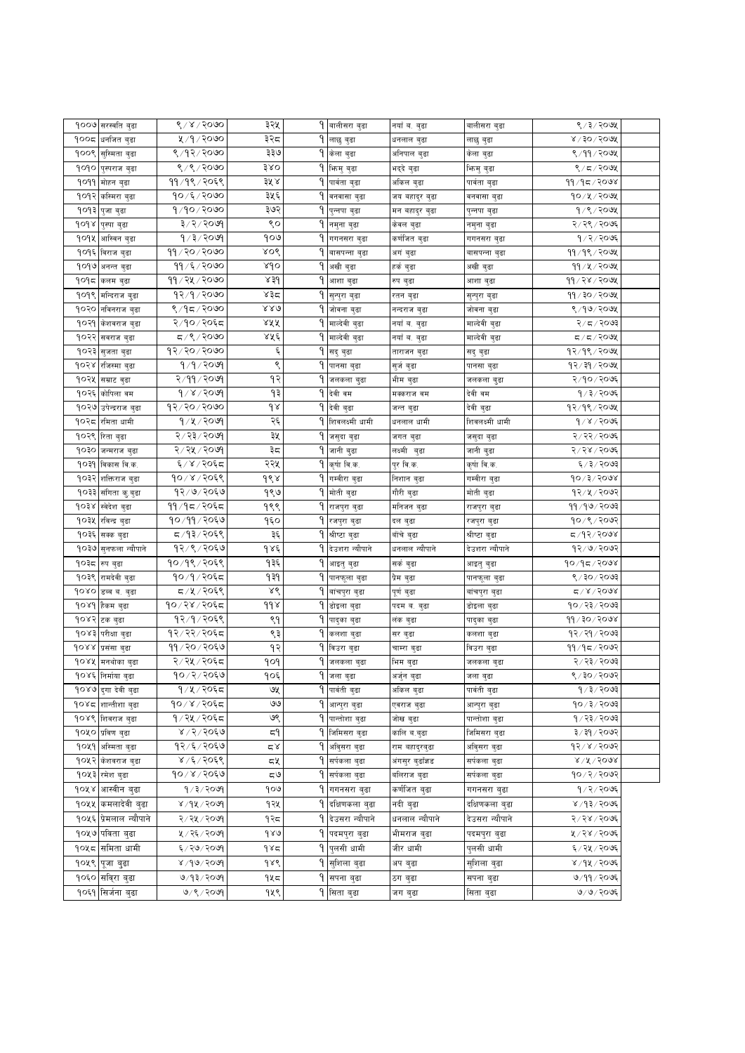| | | | | | | | | |
|---|---|---|---|---|---|---|---|---|
| १००७ | सरस्वति बुढा | ९/४/२०७० | ३२५ | १ | बालीसरा बुढा | नयाँ ब. बुढा | बालीसरा बुढा | ९/३/२०७५ |
| १००८ | धनजित बुढा | ५/१/२०७० | ३२८ | १ | लाछु बुढा | धनलाल बुढा | लाछु बुढा | ४/३०/२०७५ |
| १००९ | सुस्मिता बुढा | ९/१२/२०७० | ३३७ | १ | केला बुढा | अनिपाल बुढा | केला बुढा | ९/११/२०७५ |
| १०१० | पुस्पराज बुढा | ९/९/२०७० | ३४० | १ | भिमु बुढा | भद्दे बुढा | भिमु बुढा | ९/८/२०७५ |
| १०११ | मोहन बुढा | ११/१९/२०६९ | ३५४ | १ | पार्वता बुढा | अकिल बुढा | पार्वता बुढा | ११/१८/२०७४ |
| १०१२ | कस्मिरा बुढा | १०/६/२०७० | ३५६ | १ | वनवासा बुढा | जय बहादुर बुढा | वनवासा बुढा | १०/५/२०७५ |
| १०१३ | पुजा बुढा | १/१०/२०७० | ३७२ | १ | पुन्पपा बुढा | मन बहादुर बुढा | पुन्पपा बुढा | १/९/२०७५ |
| १०१४ | पुस्पा बुढा | ३/२/२०७१ | ९० | १ | नमुना बुढा | केवल बुढा | नमुना बुढा | २/२९/२०७६ |
| १०१५ | आस्विन बुढा | १/३/२०७१ | १०७ | १ | गगनसरा बुढा | कर्णजित बुढा | गगनसरा बुढा | १/२/२०७६ |
| १०१६ | बिराज बुढा | ११/२०/२०७० | ४०९ | १ | बासपन्ना बुढा | अर्ग बुढा | बासपन्ना बुढा | ११/१९/२०७५ |
| १०१७ | अनन्त बुढा | ११/६/२०७० | ४१० | १ | अखी बुढा | हर्क बुढा | अखी बुढा | ११/५/२०७५ |
| १०१८ | कलम बुढा | ११/२५/२०७० | ४३१ | १ | आशा बुढा | रुप बुढा | आशा बुढा | ११/२४/२०७५ |
| १०१९ | मन्दिराज बुढा | १२/१/२०७० | ४३८ | १ | सुन्पुरा बुढा | रतन बुढा | सुन्पुरा बुढा | ११/३०/२०७५ |
| १०२० | नविनराज बुढा | ९/१८/२०७० | ४४७ | १ | जोवना बुढा | नन्दराज बुढा | जोवना बुढा | ९/१७/२०७५ |
| १०२१ | केशवराज बुढा | २/१०/२०६८ | ४५५ | १ | माल्देवी बुढा | नयाँ ब. बुढा | माल्देवी बुढा | २/८/२०७३ |
| १०२२ | सवराज बुढा | ८/९/२०७० | ४५६ | १ | माल्देवी बुढा | नयाँ ब. बुढा | माल्देवी बुढा | ८/८/२०७५ |
| १०२३ | सुजता बुढा | १२/२०/२०७० | ६ | १ | सदु बुढा | ताराजन बुढा | सदु बुढा | १२/१९/२०७५ |
| १०२४ | रजिस्मा बुढा | १/१/२०७१ | ९ | १ | पानसा बुढा | सुर्ज बुढा | पानसा बुढा | १२/३१/२०७५ |
| १०२५ | सम्राट बुढा | २/११/२०७१ | १२ | १ | जलकला बुढा | भीम बुढा | जलकला बुढा | २/१०/२०७६ |
| १०२६ | कोपिला वम | १/४/२०७१ | १३ | १ | देवी वम | मक्कराज वम | देवी वम | १/३/२०७६ |
| १०२७ | उपेन्द्रराज बुढा | १२/२०/२०७० | १४ | १ | देवी बुढा | जन्त बुढा | देवी बुढा | १२/१९/२०७५ |
| १०२८ | रमिता धामी | १/५/२०७१ | २६ | १ | शिवलक्ष्मी धामी | धनलाल धामी | शिवलक्ष्मी धामी | १/४/२०७६ |
| १०२९ | रिता बुढा | २/२३/२०७१ | ३५ | १ | जसुदा बुढा | जगत बुढा | जसुदा बुढा | २/२२/२०७६ |
| १०३० | जन्मराज बुढा | २/२५/२०७१ | ३८ | १ | जानी बुढा | लक्ष्मी बुढा | जानी बुढा | २/२४/२०७६ |
| १०३१ | विकास वि.क. | ६/४/२०६८ | २२५ | १ | कृषा वि.क. | पुर वि.क. | कृषा वि.क. | ६/३/२०७३ |
| १०३२ | शक्तिराज बुढा | १०/४/२०६९ | १९४ | १ | गम्बीरा बुढा | निशान बुढा | गम्बीरा बुढा | १०/३/२०७४ |
| १०३३ | संगिता कु बुढा | १२/७/२०६७ | १९७ | १ | मोती बुढा | गौरी बुढा | मोती बुढा | १२/५/२०७२ |
| १०३४ | स्वेदेश बुढा | ११/१८/२०६८ | १९९ | १ | राजपुरा बुढा | मनिजन बुढा | राजपुरा बुढा | ११/१७/२०७३ |
| १०३५ | रविन्द्र बुढा | १०/११/२०६७ | १६० | १ | रजपुरा बुढा | दल बुढा | रजपुरा बुढा | १०/९/२०७२ |
| १०३६ | सक्क बुढा | ८/१३/२०६९ | ३६ | १ | श्रीष्टा बुढा | बाँचे बुढा | श्रीष्टा बुढा | ८/१२/२०७४ |
| १०३७ | सुनफला न्यौपाने | १२/९/२०६७ | १४६ | १ | देउशरा न्यौपाने | धनलाल न्यौपाने | देउशरा न्यौपाने | १२/७/२०७२ |
| १०३८ | रुप बुढा | १०/१९/२०६९ | १३६ | १ | आइतु बुढा | सर्क बुढा | आइतु बुढा | १०/१८/२०७४ |
| १०३९ | रामदेवी बुढा | १०/१/२०६८ | १३१ | १ | पानफूला बुढा | प्रेम बुढा | पानफूला बुढा | ९/३०/२०७३ |
| १०४० | डब्ल ब. बुढा | ८/५/२०६९ | ४९ | १ | बाचपुरा बुढा | पूर्ण बुढा | बाचपुरा बुढा | ८/४/२०७४ |
| १०४१ | हैकम बुढा | १०/२४/२०६८ | ११४ | १ | डोइला बुढा | पदम ब. बुढा | डोइला बुढा | १०/२३/२०७३ |
| १०४२ | टक बुढा | १२/१/२०६९ | ९१ | १ | पादुका बुढा | लंक बुढा | पादुका बुढा | ११/३०/२०७४ |
| १०४३ | परीक्षा बुढा | १२/२२/२०६८ | ९३ | १ | कलशा बुढा | सर बुढा | कलशा बुढा | १२/२१/२०७३ |
| १०४४ | प्रसंसा बुढा | ११/२०/२०६७ | ९२ | १ | विउरा बुढा | चाम्रा बुढा | विउरा बुढा | ११/१८/२०७२ |
| १०४५ | मनयोका बुढा | २/२५/२०६८ | १०१ | १ | जलकला बुढा | भिम बुढा | जलकला बुढा | २/२३/२०७३ |
| १०४६ | निर्माया बुढा | १०/२/२०६७ | १०६ | १ | जला बुढा | अर्जुन बुढा | जला बुढा | ९/३०/२०७२ |
| १०४७ | दुगा देवी बुढा | १/५/२०६८ | ७५ | १ | पार्वती बुढा | अकिल बुढा | पार्वती बुढा | १/३/२०७३ |
| १०४८ | शान्तीशा बुढा | १०/४/२०६८ | ७७ | १ | आन्पुरा बुढा | एवराज बुढा | आन्पुरा बुढा | १०/३/२०७३ |
| १०४९ | शिवराज बुढा | १/२५/२०६८ | ७९ | १ | पान्तोशा बुढा | जोख बुढा | पान्तोशा बुढा | १/२३/२०७३ |
| १०५० | प्रविण बुढा | ४/२/२०६७ | ८१ | १ | जिमिसरा बुढा | कालि ब.बुढा | जिमिसरा बुढा | ३/३१/२०७२ |
| १०५१ | अस्मिता बुढा | १२/६/२०६७ | ८४ | १ | अबिुसरा बुढा | राम बहादुरबुढा | अबिुसरा बुढा | १२/४/२०७२ |
| १०५२ | केशवराज बुढा | ४/६/२०६९ | ८५ | १ | सर्पकला बुढा | अंगसुर बुढाँजड | सर्पकला बुढा | ४/५/२०७४ |
| १०५३ | रमेश बुढा | १०/४/२०६७ | ८७ | १ | सर्पकला बुढा | बलिराज बुढा | सर्पकला बुढा | १०/२/२०७२ |
| १०५४ | आस्वीन बुढा | १/३/२०७१ | १०७ | १ | गगनसरा बुढा | कर्णजित बुढा | गगनसरा बुढा | १/२/२०७६ |
| १०५५ | कमलादेवी बुढा | ४/१५/२०७१ | १२५ | १ | दक्षिणकला बुढा | नदी बुढा | दक्षिणकला बुढा | ४/१३/२०७६ |
| १०५६ | प्रेमलाल न्यौपाने | २/२५/२०७१ | १२८ | १ | देउसरा न्यौपाने | धनलाल न्यौपाने | देउसरा न्यौपाने | २/२४/२०७६ |
| १०५७ | पविता बुढा | ५/२६/२०७१ | १४७ | १ | पदमपुरा बुढा | भीमराज बुढा | पदमपुरा बुढा | ५/२४/२०७६ |
| १०५८ | समिता धामी | ६/२७/२०७१ | १४८ | १ | पुलसी धामी | जीर बुढा | पुलसी धामी | ६/२५/२०७६ |
| १०५९ | पूजा बुढा | ४/१७/२०७१ | १४९ | १ | सुशिला बुढा | अप बुढा | सुशिला बुढा | ४/१५/२०७६ |
| १०६० | सविरा बुढा | ७/१३/२०७१ | १५८ | १ | सपना बुढा | ठग बुढा | सपना बुढा | ७/११/२०७६ |
| १०६१ | सिर्जना बुढा | ७/९/२०७१ | १५९ | १ | सिता बुढा | जग बुढा | सिता बुढा | ७/७/२०७६ |